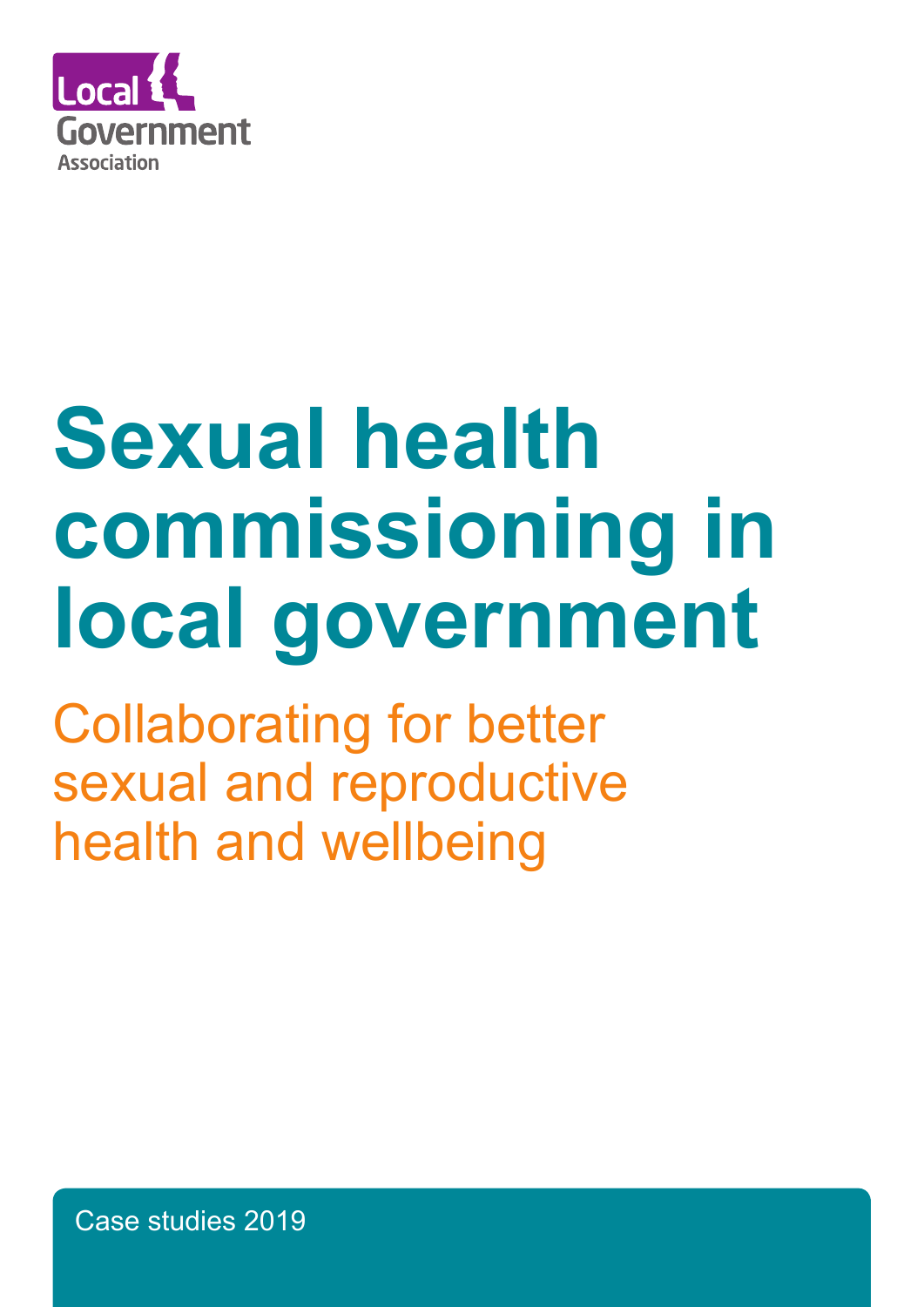Local Government Association

# Sexual health commissioning in local government

## Collaborating for better sexual and reproductive health and wellbeing

Case studies 2019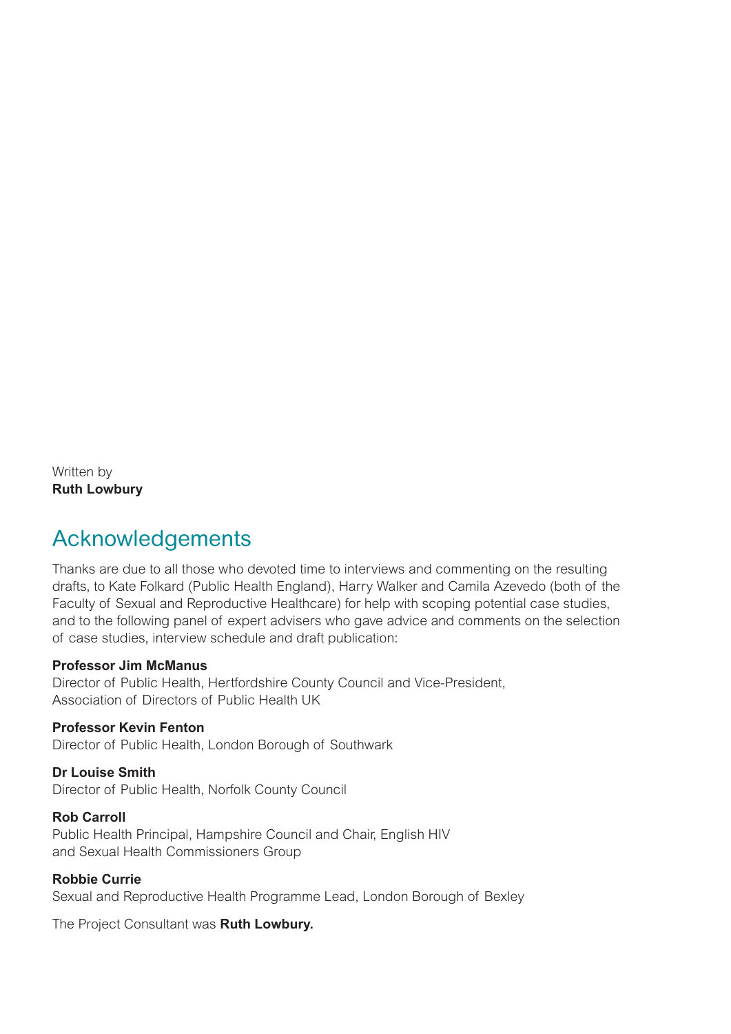Written by
**Ruth Lowbury**

## Acknowledgements

Thanks are due to all those who devoted time to interviews and commenting on the resulting drafts, to Kate Folkard (Public Health England), Harry Walker and Camila Azevedo (both of the Faculty of Sexual and Reproductive Healthcare) for help with scoping potential case studies, and to the following panel of expert advisers who gave advice and comments on the selection of case studies, interview schedule and draft publication:

**Professor Jim McManus**
Director of Public Health, Hertfordshire County Council and Vice-President, Association of Directors of Public Health UK

**Professor Kevin Fenton**
Director of Public Health, London Borough of Southwark

**Dr Louise Smith**
Director of Public Health, Norfolk County Council

**Rob Carroll**
Public Health Principal, Hampshire Council and Chair, English HIV and Sexual Health Commissioners Group

**Robbie Currie**
Sexual and Reproductive Health Programme Lead, London Borough of Bexley

The Project Consultant was **Ruth Lowbury.**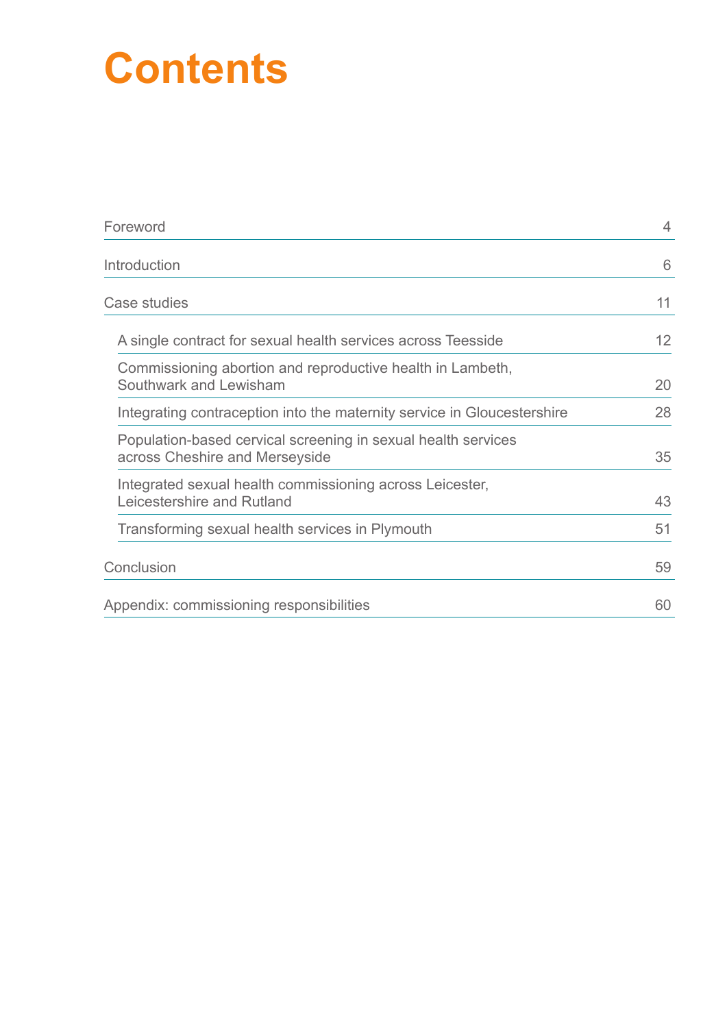# Contents

| | |
|---|---|
| Foreword | 4 |
| Introduction | 6 |
| Case studies | 11 |
| A single contract for sexual health services across Teesside | 12 |
| Commissioning abortion and reproductive health in Lambeth, Southwark and Lewisham | 20 |
| Integrating contraception into the maternity service in Gloucestershire | 28 |
| Population-based cervical screening in sexual health services across Cheshire and Merseyside | 35 |
| Integrated sexual health commissioning across Leicester, Leicestershire and Rutland | 43 |
| Transforming sexual health services in Plymouth | 51 |
| Conclusion | 59 |
| Appendix: commissioning responsibilities | 60 |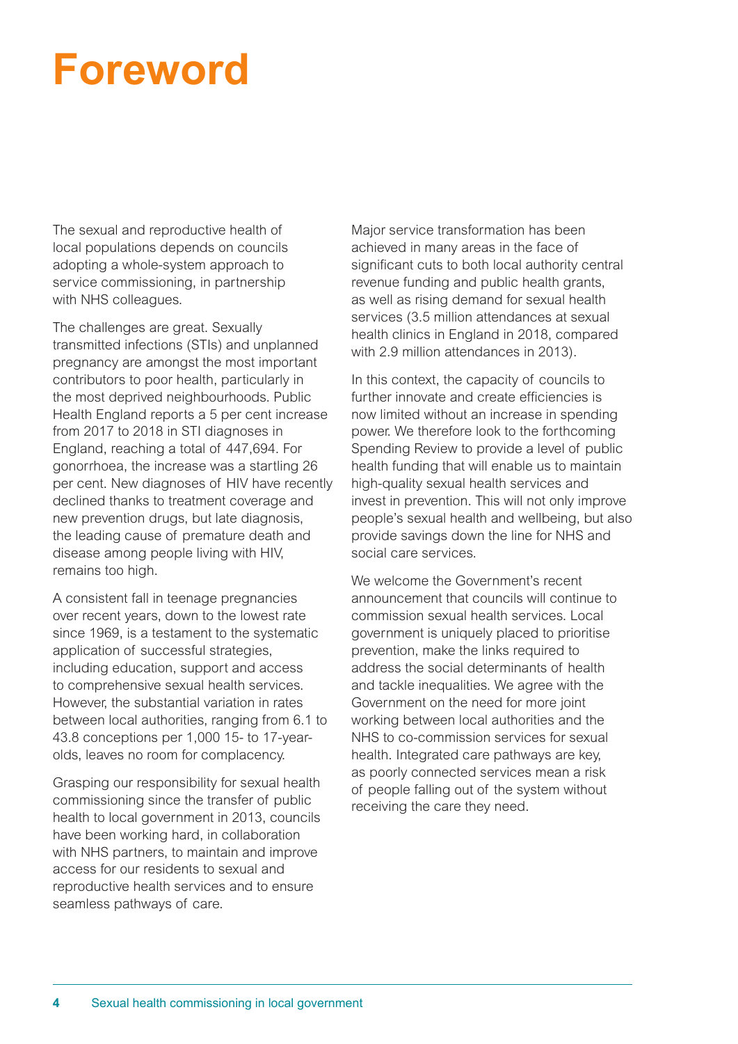# Foreword

The sexual and reproductive health of local populations depends on councils adopting a whole-system approach to service commissioning, in partnership with NHS colleagues.

The challenges are great. Sexually transmitted infections (STIs) and unplanned pregnancy are amongst the most important contributors to poor health, particularly in the most deprived neighbourhoods. Public Health England reports a 5 per cent increase from 2017 to 2018 in STI diagnoses in England, reaching a total of 447,694. For gonorrhoea, the increase was a startling 26 per cent. New diagnoses of HIV have recently declined thanks to treatment coverage and new prevention drugs, but late diagnosis, the leading cause of premature death and disease among people living with HIV, remains too high.

A consistent fall in teenage pregnancies over recent years, down to the lowest rate since 1969, is a testament to the systematic application of successful strategies, including education, support and access to comprehensive sexual health services. However, the substantial variation in rates between local authorities, ranging from 6.1 to 43.8 conceptions per 1,000 15- to 17-year-olds, leaves no room for complacency.

Grasping our responsibility for sexual health commissioning since the transfer of public health to local government in 2013, councils have been working hard, in collaboration with NHS partners, to maintain and improve access for our residents to sexual and reproductive health services and to ensure seamless pathways of care.

Major service transformation has been achieved in many areas in the face of significant cuts to both local authority central revenue funding and public health grants, as well as rising demand for sexual health services (3.5 million attendances at sexual health clinics in England in 2018, compared with 2.9 million attendances in 2013).

In this context, the capacity of councils to further innovate and create efficiencies is now limited without an increase in spending power. We therefore look to the forthcoming Spending Review to provide a level of public health funding that will enable us to maintain high-quality sexual health services and invest in prevention. This will not only improve people's sexual health and wellbeing, but also provide savings down the line for NHS and social care services.

We welcome the Government's recent announcement that councils will continue to commission sexual health services. Local government is uniquely placed to prioritise prevention, make the links required to address the social determinants of health and tackle inequalities. We agree with the Government on the need for more joint working between local authorities and the NHS to co-commission services for sexual health. Integrated care pathways are key, as poorly connected services mean a risk of people falling out of the system without receiving the care they need.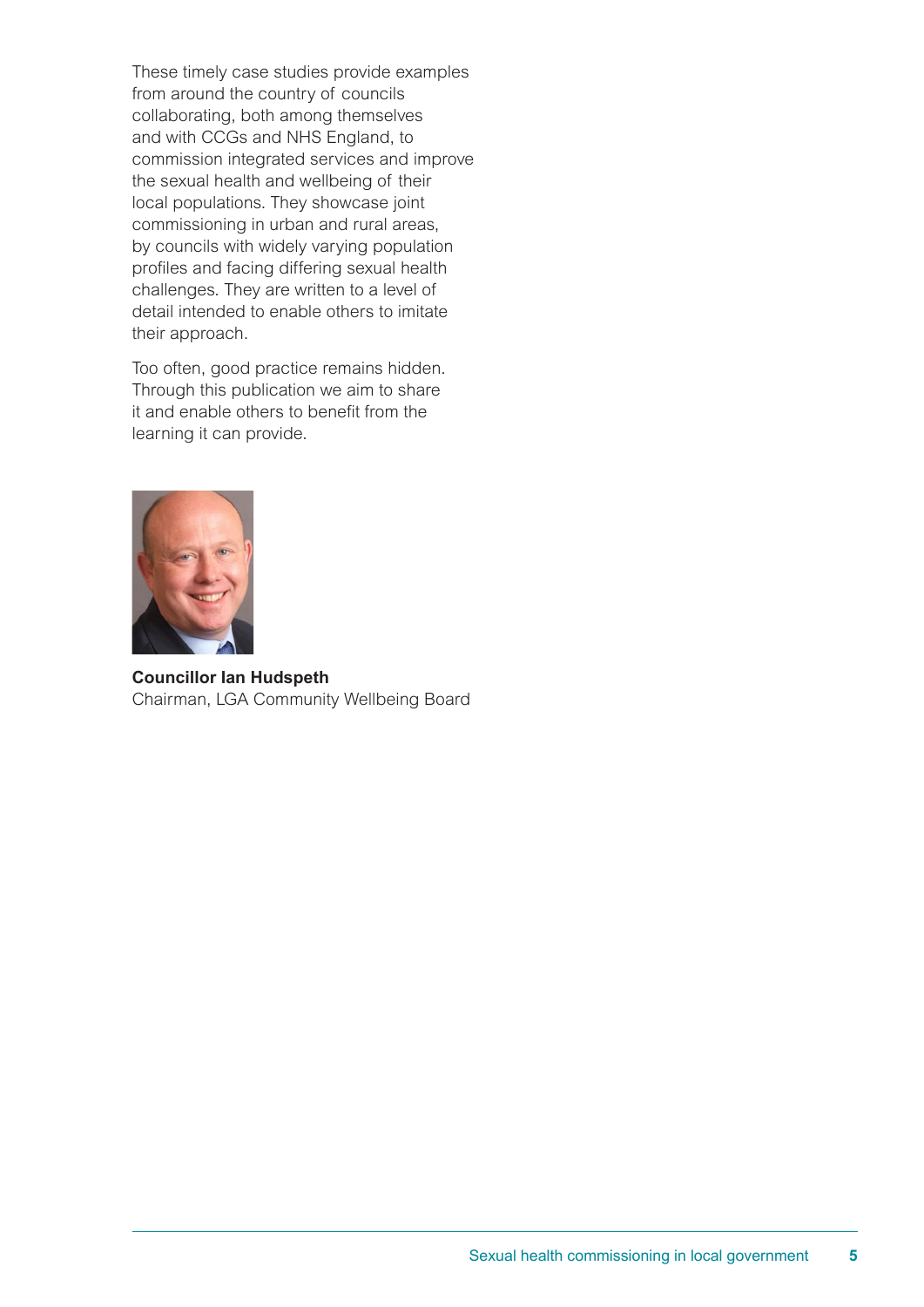These timely case studies provide examples from around the country of councils collaborating, both among themselves and with CCGs and NHS England, to commission integrated services and improve the sexual health and wellbeing of their local populations. They showcase joint commissioning in urban and rural areas, by councils with widely varying population profiles and facing differing sexual health challenges. They are written to a level of detail intended to enable others to imitate their approach.

Too often, good practice remains hidden. Through this publication we aim to share it and enable others to benefit from the learning it can provide.

**Councillor Ian Hudspeth**
Chairman, LGA Community Wellbeing Board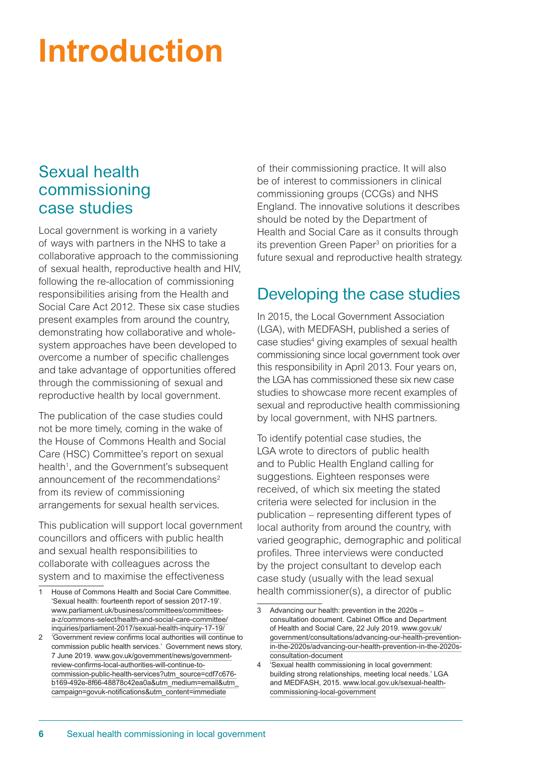# Introduction

## Sexual health commissioning case studies

Local government is working in a variety of ways with partners in the NHS to take a collaborative approach to the commissioning of sexual health, reproductive health and HIV, following the re-allocation of commissioning responsibilities arising from the Health and Social Care Act 2012. These six case studies present examples from around the country, demonstrating how collaborative and whole-system approaches have been developed to overcome a number of specific challenges and take advantage of opportunities offered through the commissioning of sexual and reproductive health by local government.

The publication of the case studies could not be more timely, coming in the wake of the House of Commons Health and Social Care (HSC) Committee's report on sexual health[1], and the Government's subsequent announcement of the recommendations[2] from its review of commissioning arrangements for sexual health services.

This publication will support local government councillors and officers with public health and sexual health responsibilities to collaborate with colleagues across the system and to maximise the effectiveness of their commissioning practice. It will also be of interest to commissioners in clinical commissioning groups (CCGs) and NHS England. The innovative solutions it describes should be noted by the Department of Health and Social Care as it consults through its prevention Green Paper[3] on priorities for a future sexual and reproductive health strategy.

## Developing the case studies

In 2015, the Local Government Association (LGA), with MEDFASH, published a series of case studies[4] giving examples of sexual health commissioning since local government took over this responsibility in April 2013. Four years on, the LGA has commissioned these six new case studies to showcase more recent examples of sexual and reproductive health commissioning by local government, with NHS partners.

To identify potential case studies, the LGA wrote to directors of public health and to Public Health England calling for suggestions. Eighteen responses were received, of which six meeting the stated criteria were selected for inclusion in the publication – representing different types of local authority from around the country, with varied geographic, demographic and political profiles. Three interviews were conducted by the project consultant to develop each case study (usually with the lead sexual health commissioner(s), a director of public

---

1 House of Commons Health and Social Care Committee. 'Sexual health: fourteenth report of session 2017-19'. www.parliament.uk/business/committees/committees-a-z/commons-select/health-and-social-care-committee/inquiries/parliament-2017/sexual-health-inquiry-17-19/

2 'Government review confirms local authorities will continue to commission public health services.' Government news story, 7 June 2019. www.gov.uk/government/news/government-review-confirms-local-authorities-will-continue-to-commission-public-health-services?utm_source=cdf7c676-b169-492e-8f66-48878c42ea0a&utm_medium=email&utm_campaign=govuk-notifications&utm_content=immediate

3 Advancing our health: prevention in the 2020s – consultation document. Cabinet Office and Department of Health and Social Care, 22 July 2019. www.gov.uk/government/consultations/advancing-our-health-prevention-in-the-2020s/advancing-our-health-prevention-in-the-2020s-consultation-document

4 'Sexual health commissioning in local government: building strong relationships, meeting local needs.' LGA and MEDFASH, 2015. www.local.gov.uk/sexual-health-commissioning-local-government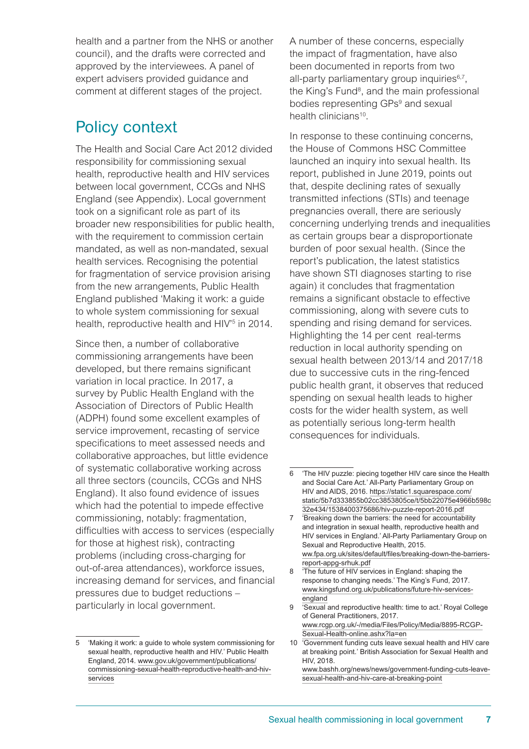health and a partner from the NHS or another council), and the drafts were corrected and approved by the interviewees. A panel of expert advisers provided guidance and comment at different stages of the project.

## Policy context

The Health and Social Care Act 2012 divided responsibility for commissioning sexual health, reproductive health and HIV services between local government, CCGs and NHS England (see Appendix). Local government took on a significant role as part of its broader new responsibilities for public health, with the requirement to commission certain mandated, as well as non-mandated, sexual health services. Recognising the potential for fragmentation of service provision arising from the new arrangements, Public Health England published 'Making it work: a guide to whole system commissioning for sexual health, reproductive health and HIV'[5] in 2014.

Since then, a number of collaborative commissioning arrangements have been developed, but there remains significant variation in local practice. In 2017, a survey by Public Health England with the Association of Directors of Public Health (ADPH) found some excellent examples of service improvement, recasting of service specifications to meet assessed needs and collaborative approaches, but little evidence of systematic collaborative working across all three sectors (councils, CCGs and NHS England). It also found evidence of issues which had the potential to impede effective commissioning, notably: fragmentation, difficulties with access to services (especially for those at highest risk), contracting problems (including cross-charging for out-of-area attendances), workforce issues, increasing demand for services, and financial pressures due to budget reductions – particularly in local government.

A number of these concerns, especially the impact of fragmentation, have also been documented in reports from two all-party parliamentary group inquiries[6,7], the King's Fund[8], and the main professional bodies representing GPs[9] and sexual health clinicians[10].

In response to these continuing concerns, the House of Commons HSC Committee launched an inquiry into sexual health. Its report, published in June 2019, points out that, despite declining rates of sexually transmitted infections (STIs) and teenage pregnancies overall, there are seriously concerning underlying trends and inequalities as certain groups bear a disproportionate burden of poor sexual health. (Since the report's publication, the latest statistics have shown STI diagnoses starting to rise again) it concludes that fragmentation remains a significant obstacle to effective commissioning, along with severe cuts to spending and rising demand for services. Highlighting the 14 per cent real-terms reduction in local authority spending on sexual health between 2013/14 and 2017/18 due to successive cuts in the ring-fenced public health grant, it observes that reduced spending on sexual health leads to higher costs for the wider health system, as well as potentially serious long-term health consequences for individuals.

---

5 'Making it work: a guide to whole system commissioning for sexual health, reproductive health and HIV.' Public Health England, 2014. www.gov.uk/government/publications/commissioning-sexual-health-reproductive-health-and-hiv-services

6 'The HIV puzzle: piecing together HIV care since the Health and Social Care Act.' All-Party Parliamentary Group on HIV and AIDS, 2016. https://static1.squarespace.com/static/5b7d333855b02cc3853805ce/t/5bb22075e4966b598c32e434/1538400375686/hiv-puzzle-report-2016.pdf

7 'Breaking down the barriers: the need for accountability and integration in sexual health, reproductive health and HIV services in England.' All-Party Parliamentary Group on Sexual and Reproductive Health, 2015. ww.fpa.org.uk/sites/default/files/breaking-down-the-barriers-report-appg-srhuk.pdf

8 'The future of HIV services in England: shaping the response to changing needs.' The King's Fund, 2017. www.kingsfund.org.uk/publications/future-hiv-services-england

9 'Sexual and reproductive health: time to act.' Royal College of General Practitioners, 2017. www.rcgp.org.uk/-/media/Files/Policy/Media/8895-RCGP-Sexual-Health-online.ashx?la=en

10 'Government funding cuts leave sexual health and HIV care at breaking point.' British Association for Sexual Health and HIV, 2018. www.bashh.org/news/news/government-funding-cuts-leave-sexual-health-and-hiv-care-at-breaking-point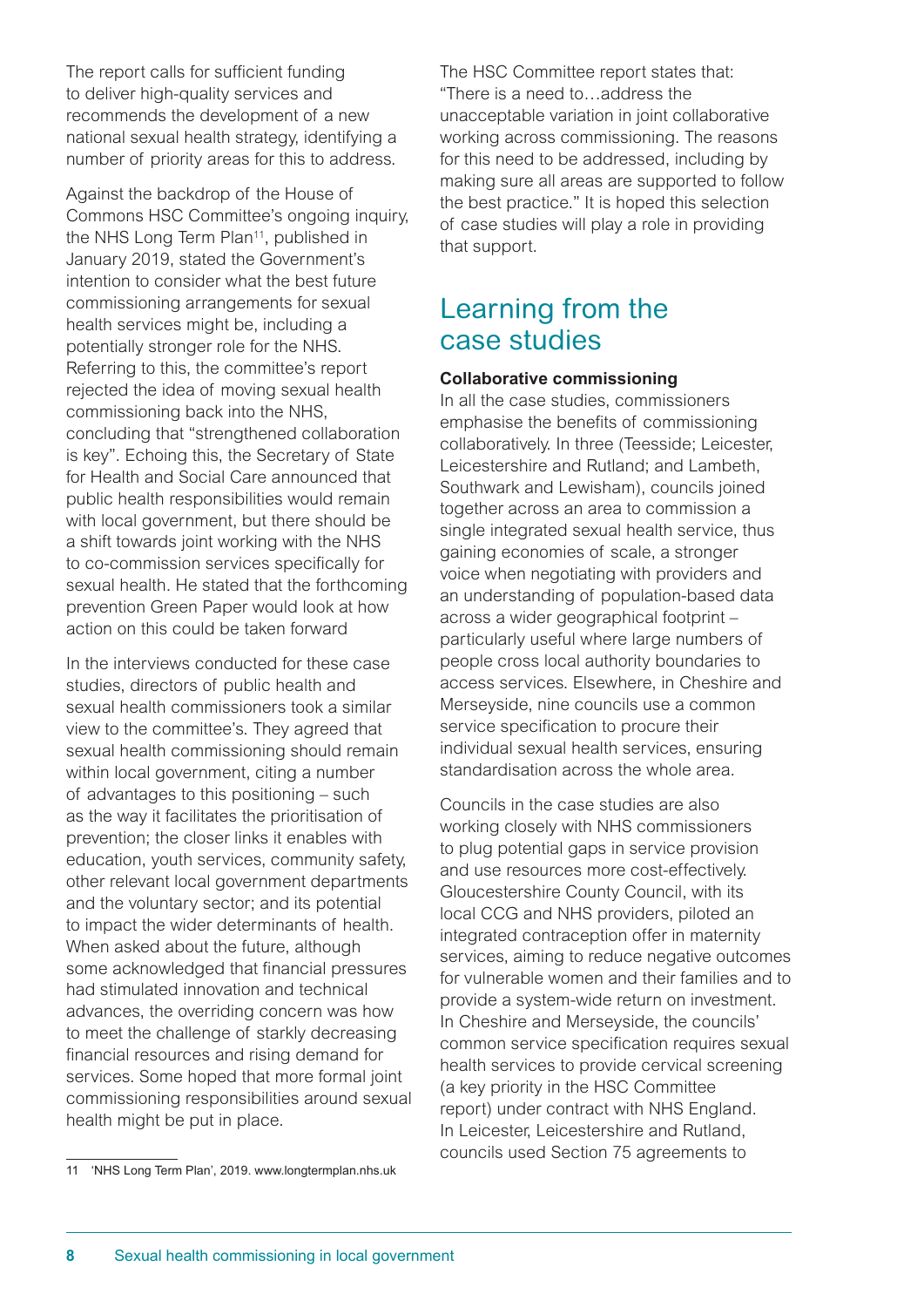The report calls for sufficient funding to deliver high-quality services and recommends the development of a new national sexual health strategy, identifying a number of priority areas for this to address.

Against the backdrop of the House of Commons HSC Committee's ongoing inquiry, the NHS Long Term Plan[11], published in January 2019, stated the Government's intention to consider what the best future commissioning arrangements for sexual health services might be, including a potentially stronger role for the NHS. Referring to this, the committee's report rejected the idea of moving sexual health commissioning back into the NHS, concluding that "strengthened collaboration is key". Echoing this, the Secretary of State for Health and Social Care announced that public health responsibilities would remain with local government, but there should be a shift towards joint working with the NHS to co-commission services specifically for sexual health. He stated that the forthcoming prevention Green Paper would look at how action on this could be taken forward

In the interviews conducted for these case studies, directors of public health and sexual health commissioners took a similar view to the committee's. They agreed that sexual health commissioning should remain within local government, citing a number of advantages to this positioning – such as the way it facilitates the prioritisation of prevention; the closer links it enables with education, youth services, community safety, other relevant local government departments and the voluntary sector; and its potential to impact the wider determinants of health. When asked about the future, although some acknowledged that financial pressures had stimulated innovation and technical advances, the overriding concern was how to meet the challenge of starkly decreasing financial resources and rising demand for services. Some hoped that more formal joint commissioning responsibilities around sexual health might be put in place.

11 'NHS Long Term Plan', 2019. www.longtermplan.nhs.uk

The HSC Committee report states that: "There is a need to…address the unacceptable variation in joint collaborative working across commissioning. The reasons for this need to be addressed, including by making sure all areas are supported to follow the best practice." It is hoped this selection of case studies will play a role in providing that support.

## Learning from the case studies

**Collaborative commissioning**

In all the case studies, commissioners emphasise the benefits of commissioning collaboratively. In three (Teesside; Leicester, Leicestershire and Rutland; and Lambeth, Southwark and Lewisham), councils joined together across an area to commission a single integrated sexual health service, thus gaining economies of scale, a stronger voice when negotiating with providers and an understanding of population-based data across a wider geographical footprint – particularly useful where large numbers of people cross local authority boundaries to access services. Elsewhere, in Cheshire and Merseyside, nine councils use a common service specification to procure their individual sexual health services, ensuring standardisation across the whole area.

Councils in the case studies are also working closely with NHS commissioners to plug potential gaps in service provision and use resources more cost-effectively. Gloucestershire County Council, with its local CCG and NHS providers, piloted an integrated contraception offer in maternity services, aiming to reduce negative outcomes for vulnerable women and their families and to provide a system-wide return on investment. In Cheshire and Merseyside, the councils' common service specification requires sexual health services to provide cervical screening (a key priority in the HSC Committee report) under contract with NHS England. In Leicester, Leicestershire and Rutland, councils used Section 75 agreements to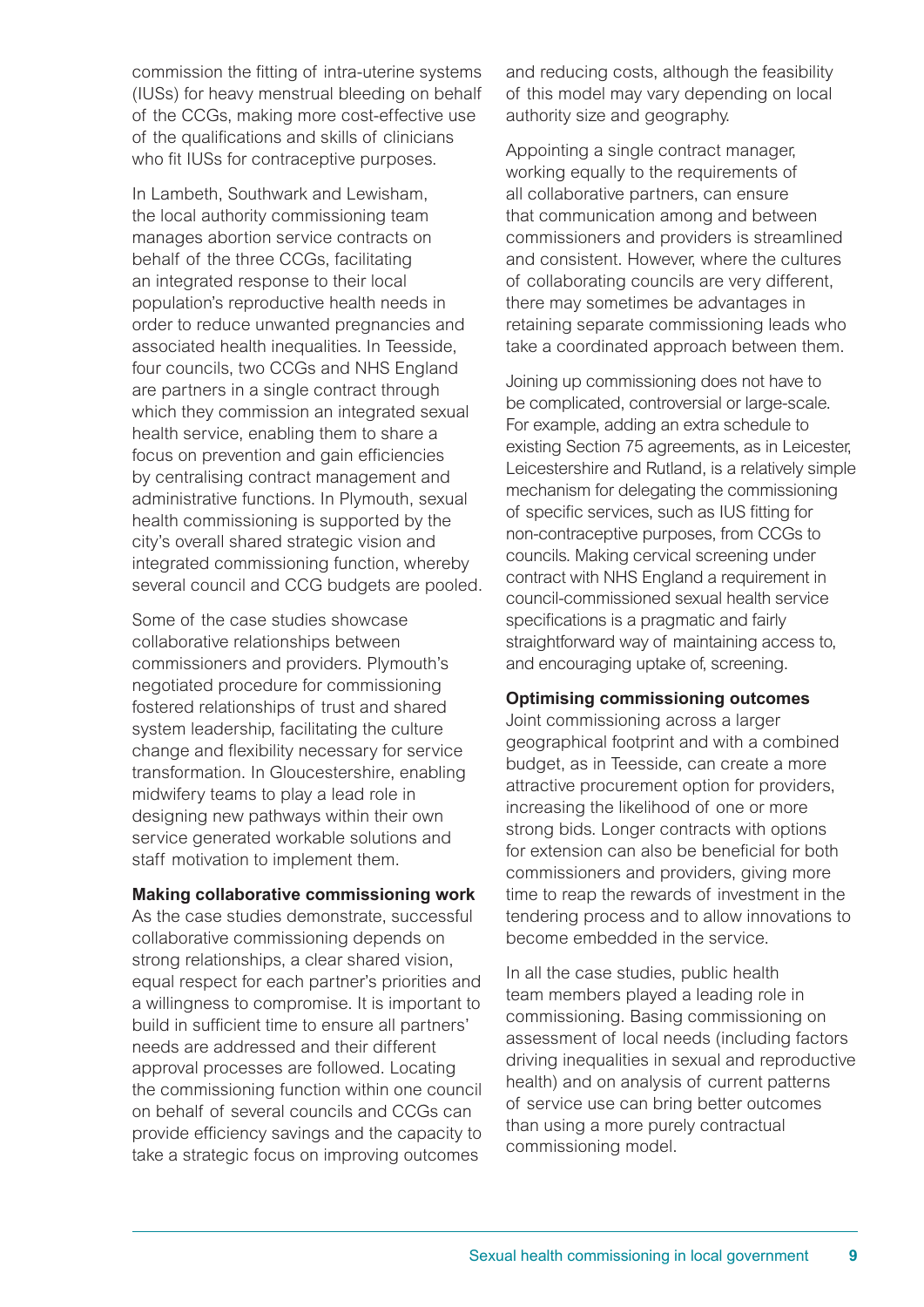commission the fitting of intra-uterine systems (IUSs) for heavy menstrual bleeding on behalf of the CCGs, making more cost-effective use of the qualifications and skills of clinicians who fit IUSs for contraceptive purposes.

In Lambeth, Southwark and Lewisham, the local authority commissioning team manages abortion service contracts on behalf of the three CCGs, facilitating an integrated response to their local population's reproductive health needs in order to reduce unwanted pregnancies and associated health inequalities. In Teesside, four councils, two CCGs and NHS England are partners in a single contract through which they commission an integrated sexual health service, enabling them to share a focus on prevention and gain efficiencies by centralising contract management and administrative functions. In Plymouth, sexual health commissioning is supported by the city's overall shared strategic vision and integrated commissioning function, whereby several council and CCG budgets are pooled.

Some of the case studies showcase collaborative relationships between commissioners and providers. Plymouth's negotiated procedure for commissioning fostered relationships of trust and shared system leadership, facilitating the culture change and flexibility necessary for service transformation. In Gloucestershire, enabling midwifery teams to play a lead role in designing new pathways within their own service generated workable solutions and staff motivation to implement them.

**Making collaborative commissioning work**

As the case studies demonstrate, successful collaborative commissioning depends on strong relationships, a clear shared vision, equal respect for each partner's priorities and a willingness to compromise. It is important to build in sufficient time to ensure all partners' needs are addressed and their different approval processes are followed. Locating the commissioning function within one council on behalf of several councils and CCGs can provide efficiency savings and the capacity to take a strategic focus on improving outcomes and reducing costs, although the feasibility of this model may vary depending on local authority size and geography.

Appointing a single contract manager, working equally to the requirements of all collaborative partners, can ensure that communication among and between commissioners and providers is streamlined and consistent. However, where the cultures of collaborating councils are very different, there may sometimes be advantages in retaining separate commissioning leads who take a coordinated approach between them.

Joining up commissioning does not have to be complicated, controversial or large-scale. For example, adding an extra schedule to existing Section 75 agreements, as in Leicester, Leicestershire and Rutland, is a relatively simple mechanism for delegating the commissioning of specific services, such as IUS fitting for non-contraceptive purposes, from CCGs to councils. Making cervical screening under contract with NHS England a requirement in council-commissioned sexual health service specifications is a pragmatic and fairly straightforward way of maintaining access to, and encouraging uptake of, screening.

**Optimising commissioning outcomes**

Joint commissioning across a larger geographical footprint and with a combined budget, as in Teesside, can create a more attractive procurement option for providers, increasing the likelihood of one or more strong bids. Longer contracts with options for extension can also be beneficial for both commissioners and providers, giving more time to reap the rewards of investment in the tendering process and to allow innovations to become embedded in the service.

In all the case studies, public health team members played a leading role in commissioning. Basing commissioning on assessment of local needs (including factors driving inequalities in sexual and reproductive health) and on analysis of current patterns of service use can bring better outcomes than using a more purely contractual commissioning model.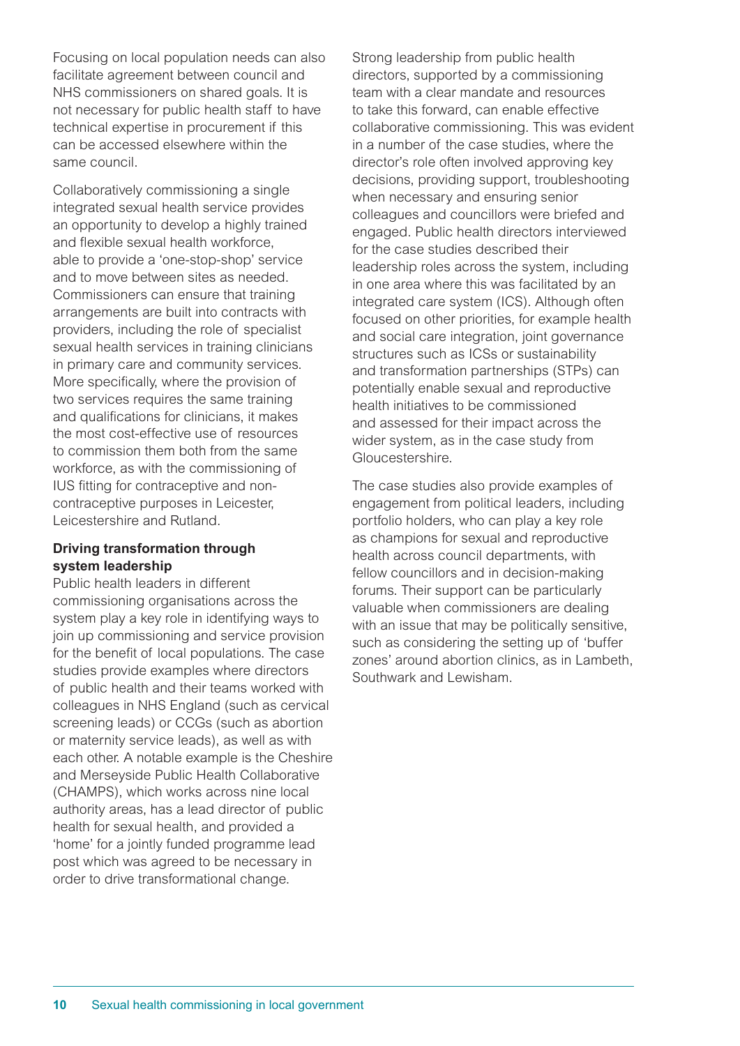Focusing on local population needs can also facilitate agreement between council and NHS commissioners on shared goals. It is not necessary for public health staff to have technical expertise in procurement if this can be accessed elsewhere within the same council.

Collaboratively commissioning a single integrated sexual health service provides an opportunity to develop a highly trained and flexible sexual health workforce, able to provide a 'one-stop-shop' service and to move between sites as needed. Commissioners can ensure that training arrangements are built into contracts with providers, including the role of specialist sexual health services in training clinicians in primary care and community services. More specifically, where the provision of two services requires the same training and qualifications for clinicians, it makes the most cost-effective use of resources to commission them both from the same workforce, as with the commissioning of IUS fitting for contraceptive and non-contraceptive purposes in Leicester, Leicestershire and Rutland.

**Driving transformation through system leadership**

Public health leaders in different commissioning organisations across the system play a key role in identifying ways to join up commissioning and service provision for the benefit of local populations. The case studies provide examples where directors of public health and their teams worked with colleagues in NHS England (such as cervical screening leads) or CCGs (such as abortion or maternity service leads), as well as with each other. A notable example is the Cheshire and Merseyside Public Health Collaborative (CHAMPS), which works across nine local authority areas, has a lead director of public health for sexual health, and provided a 'home' for a jointly funded programme lead post which was agreed to be necessary in order to drive transformational change.

Strong leadership from public health directors, supported by a commissioning team with a clear mandate and resources to take this forward, can enable effective collaborative commissioning. This was evident in a number of the case studies, where the director's role often involved approving key decisions, providing support, troubleshooting when necessary and ensuring senior colleagues and councillors were briefed and engaged. Public health directors interviewed for the case studies described their leadership roles across the system, including in one area where this was facilitated by an integrated care system (ICS). Although often focused on other priorities, for example health and social care integration, joint governance structures such as ICSs or sustainability and transformation partnerships (STPs) can potentially enable sexual and reproductive health initiatives to be commissioned and assessed for their impact across the wider system, as in the case study from Gloucestershire.

The case studies also provide examples of engagement from political leaders, including portfolio holders, who can play a key role as champions for sexual and reproductive health across council departments, with fellow councillors and in decision-making forums. Their support can be particularly valuable when commissioners are dealing with an issue that may be politically sensitive, such as considering the setting up of 'buffer zones' around abortion clinics, as in Lambeth, Southwark and Lewisham.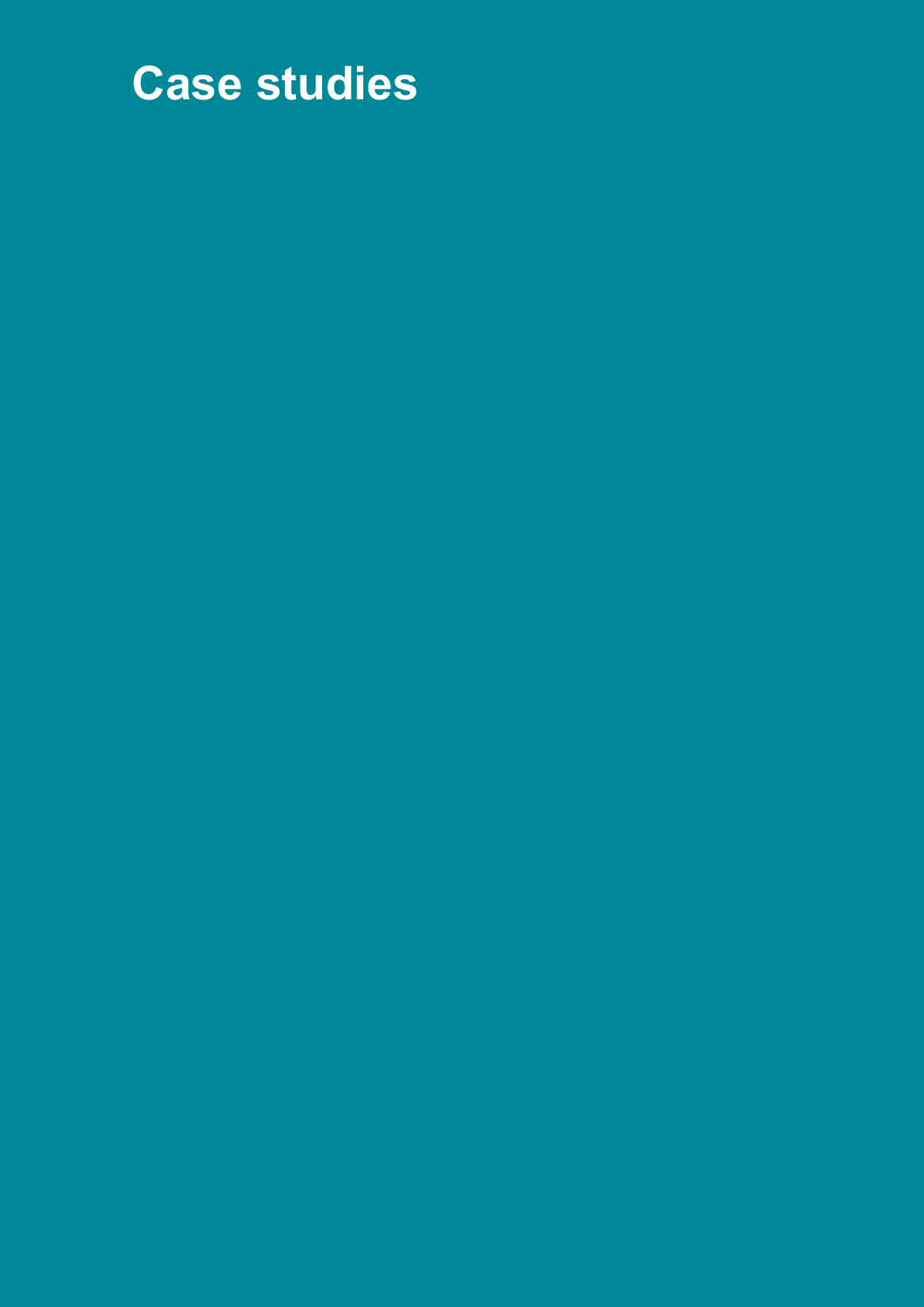# Case studies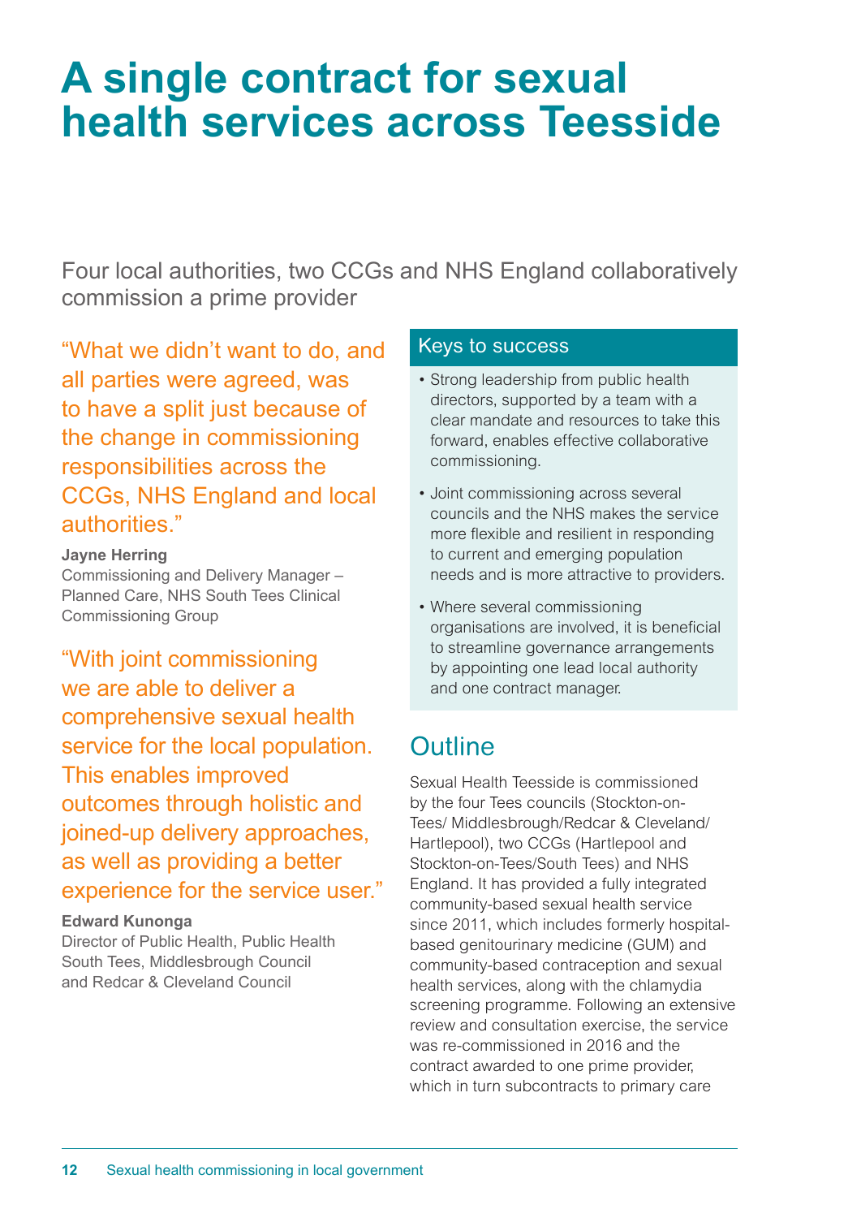# A single contract for sexual health services across Teesside

Four local authorities, two CCGs and NHS England collaboratively commission a prime provider

"What we didn't want to do, and all parties were agreed, was to have a split just because of the change in commissioning responsibilities across the CCGs, NHS England and local authorities."

**Jayne Herring**
Commissioning and Delivery Manager – Planned Care, NHS South Tees Clinical Commissioning Group

"With joint commissioning we are able to deliver a comprehensive sexual health service for the local population. This enables improved outcomes through holistic and joined-up delivery approaches, as well as providing a better experience for the service user."

**Edward Kunonga**
Director of Public Health, Public Health South Tees, Middlesbrough Council and Redcar & Cleveland Council

## Keys to success

- Strong leadership from public health directors, supported by a team with a clear mandate and resources to take this forward, enables effective collaborative commissioning.
- Joint commissioning across several councils and the NHS makes the service more flexible and resilient in responding to current and emerging population needs and is more attractive to providers.
- Where several commissioning organisations are involved, it is beneficial to streamline governance arrangements by appointing one lead local authority and one contract manager.

## Outline

Sexual Health Teesside is commissioned by the four Tees councils (Stockton-on-Tees/ Middlesbrough/Redcar & Cleveland/ Hartlepool), two CCGs (Hartlepool and Stockton-on-Tees/South Tees) and NHS England. It has provided a fully integrated community-based sexual health service since 2011, which includes formerly hospital-based genitourinary medicine (GUM) and community-based contraception and sexual health services, along with the chlamydia screening programme. Following an extensive review and consultation exercise, the service was re-commissioned in 2016 and the contract awarded to one prime provider, which in turn subcontracts to primary care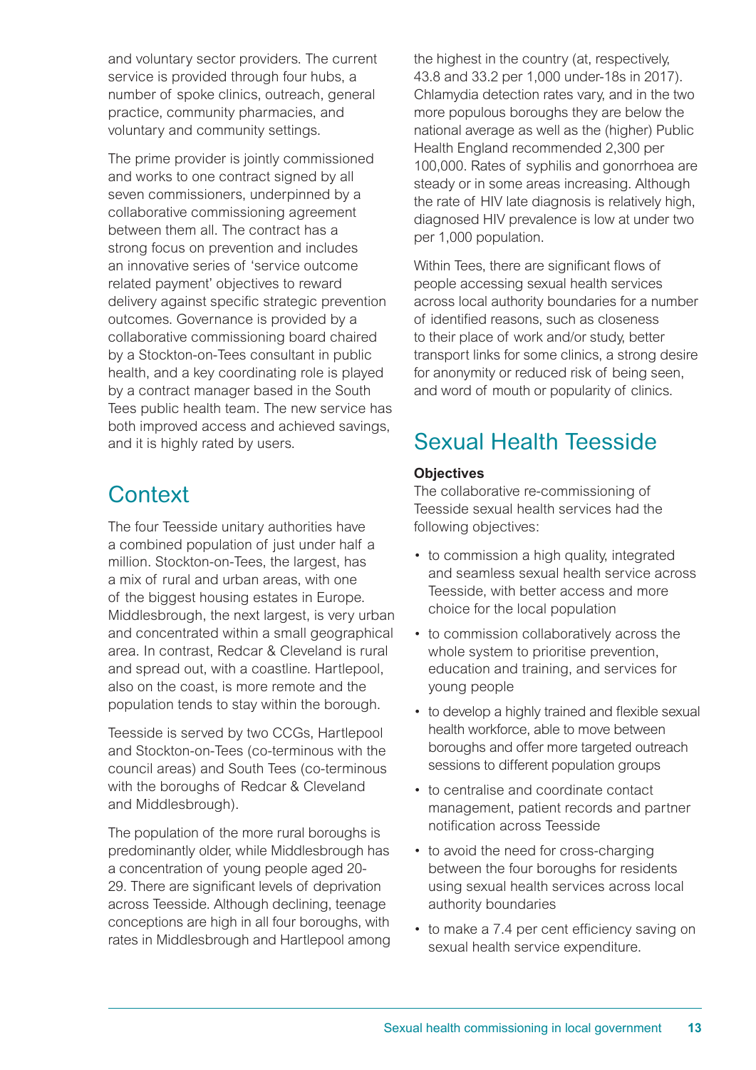and voluntary sector providers. The current service is provided through four hubs, a number of spoke clinics, outreach, general practice, community pharmacies, and voluntary and community settings.

The prime provider is jointly commissioned and works to one contract signed by all seven commissioners, underpinned by a collaborative commissioning agreement between them all. The contract has a strong focus on prevention and includes an innovative series of 'service outcome related payment' objectives to reward delivery against specific strategic prevention outcomes. Governance is provided by a collaborative commissioning board chaired by a Stockton-on-Tees consultant in public health, and a key coordinating role is played by a contract manager based in the South Tees public health team. The new service has both improved access and achieved savings, and it is highly rated by users.

## Context

The four Teesside unitary authorities have a combined population of just under half a million. Stockton-on-Tees, the largest, has a mix of rural and urban areas, with one of the biggest housing estates in Europe. Middlesbrough, the next largest, is very urban and concentrated within a small geographical area. In contrast, Redcar & Cleveland is rural and spread out, with a coastline. Hartlepool, also on the coast, is more remote and the population tends to stay within the borough.

Teesside is served by two CCGs, Hartlepool and Stockton-on-Tees (co-terminous with the council areas) and South Tees (co-terminous with the boroughs of Redcar & Cleveland and Middlesbrough).

The population of the more rural boroughs is predominantly older, while Middlesbrough has a concentration of young people aged 20-29. There are significant levels of deprivation across Teesside. Although declining, teenage conceptions are high in all four boroughs, with rates in Middlesbrough and Hartlepool among the highest in the country (at, respectively, 43.8 and 33.2 per 1,000 under-18s in 2017). Chlamydia detection rates vary, and in the two more populous boroughs they are below the national average as well as the (higher) Public Health England recommended 2,300 per 100,000. Rates of syphilis and gonorrhoea are steady or in some areas increasing. Although the rate of HIV late diagnosis is relatively high, diagnosed HIV prevalence is low at under two per 1,000 population.

Within Tees, there are significant flows of people accessing sexual health services across local authority boundaries for a number of identified reasons, such as closeness to their place of work and/or study, better transport links for some clinics, a strong desire for anonymity or reduced risk of being seen, and word of mouth or popularity of clinics.

## Sexual Health Teesside

**Objectives**

The collaborative re-commissioning of Teesside sexual health services had the following objectives:

- to commission a high quality, integrated and seamless sexual health service across Teesside, with better access and more choice for the local population
- to commission collaboratively across the whole system to prioritise prevention, education and training, and services for young people
- to develop a highly trained and flexible sexual health workforce, able to move between boroughs and offer more targeted outreach sessions to different population groups
- to centralise and coordinate contact management, patient records and partner notification across Teesside
- to avoid the need for cross-charging between the four boroughs for residents using sexual health services across local authority boundaries
- to make a 7.4 per cent efficiency saving on sexual health service expenditure.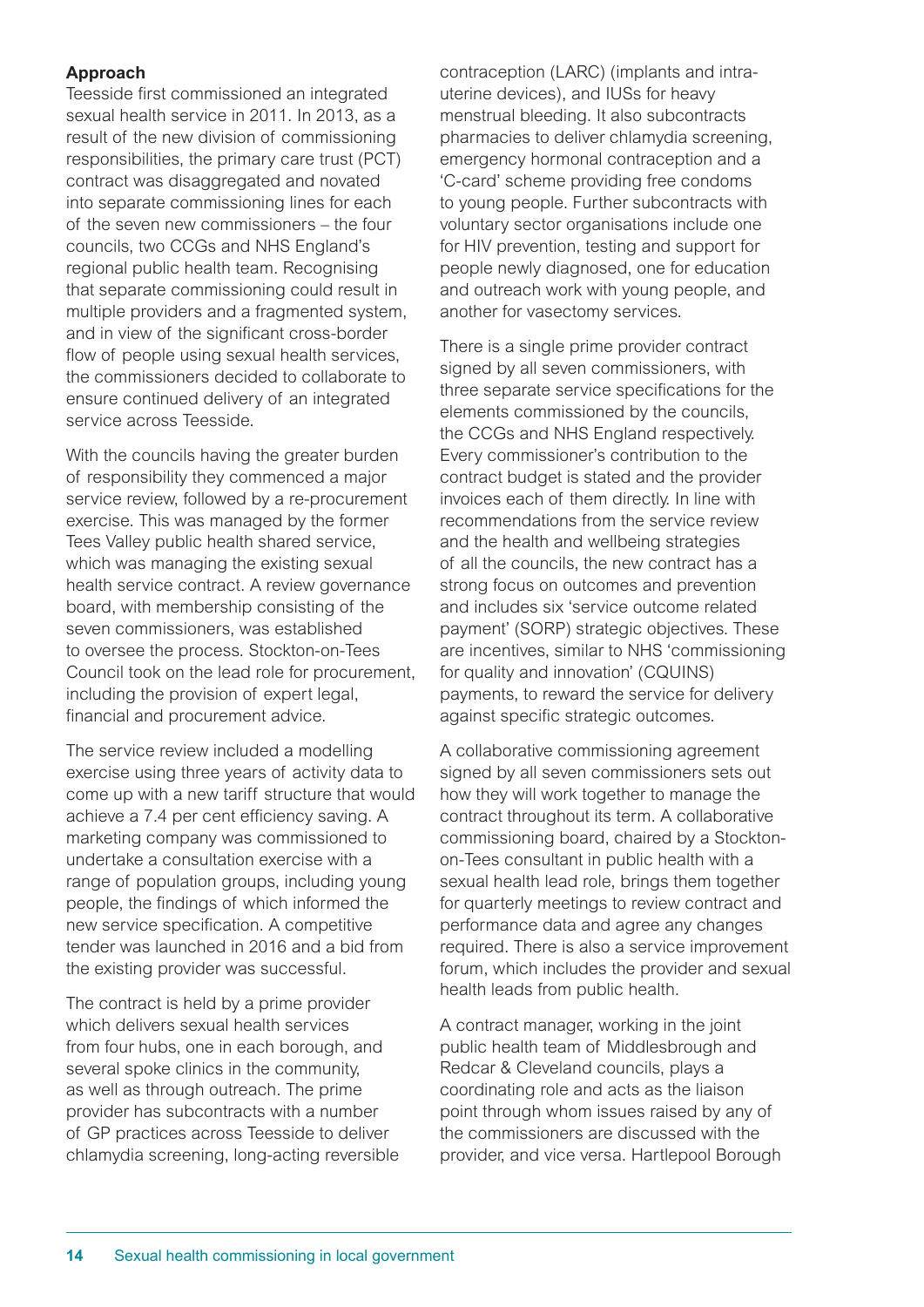**Approach**

Teesside first commissioned an integrated sexual health service in 2011. In 2013, as a result of the new division of commissioning responsibilities, the primary care trust (PCT) contract was disaggregated and novated into separate commissioning lines for each of the seven new commissioners – the four councils, two CCGs and NHS England's regional public health team. Recognising that separate commissioning could result in multiple providers and a fragmented system, and in view of the significant cross-border flow of people using sexual health services, the commissioners decided to collaborate to ensure continued delivery of an integrated service across Teesside.

With the councils having the greater burden of responsibility they commenced a major service review, followed by a re-procurement exercise. This was managed by the former Tees Valley public health shared service, which was managing the existing sexual health service contract. A review governance board, with membership consisting of the seven commissioners, was established to oversee the process. Stockton-on-Tees Council took on the lead role for procurement, including the provision of expert legal, financial and procurement advice.

The service review included a modelling exercise using three years of activity data to come up with a new tariff structure that would achieve a 7.4 per cent efficiency saving. A marketing company was commissioned to undertake a consultation exercise with a range of population groups, including young people, the findings of which informed the new service specification. A competitive tender was launched in 2016 and a bid from the existing provider was successful.

The contract is held by a prime provider which delivers sexual health services from four hubs, one in each borough, and several spoke clinics in the community, as well as through outreach. The prime provider has subcontracts with a number of GP practices across Teesside to deliver chlamydia screening, long-acting reversible contraception (LARC) (implants and intra-uterine devices), and IUSs for heavy menstrual bleeding. It also subcontracts pharmacies to deliver chlamydia screening, emergency hormonal contraception and a 'C-card' scheme providing free condoms to young people. Further subcontracts with voluntary sector organisations include one for HIV prevention, testing and support for people newly diagnosed, one for education and outreach work with young people, and another for vasectomy services.

There is a single prime provider contract signed by all seven commissioners, with three separate service specifications for the elements commissioned by the councils, the CCGs and NHS England respectively. Every commissioner's contribution to the contract budget is stated and the provider invoices each of them directly. In line with recommendations from the service review and the health and wellbeing strategies of all the councils, the new contract has a strong focus on outcomes and prevention and includes six 'service outcome related payment' (SORP) strategic objectives. These are incentives, similar to NHS 'commissioning for quality and innovation' (CQUINS) payments, to reward the service for delivery against specific strategic outcomes.

A collaborative commissioning agreement signed by all seven commissioners sets out how they will work together to manage the contract throughout its term. A collaborative commissioning board, chaired by a Stockton-on-Tees consultant in public health with a sexual health lead role, brings them together for quarterly meetings to review contract and performance data and agree any changes required. There is also a service improvement forum, which includes the provider and sexual health leads from public health.

A contract manager, working in the joint public health team of Middlesbrough and Redcar & Cleveland councils, plays a coordinating role and acts as the liaison point through whom issues raised by any of the commissioners are discussed with the provider, and vice versa. Hartlepool Borough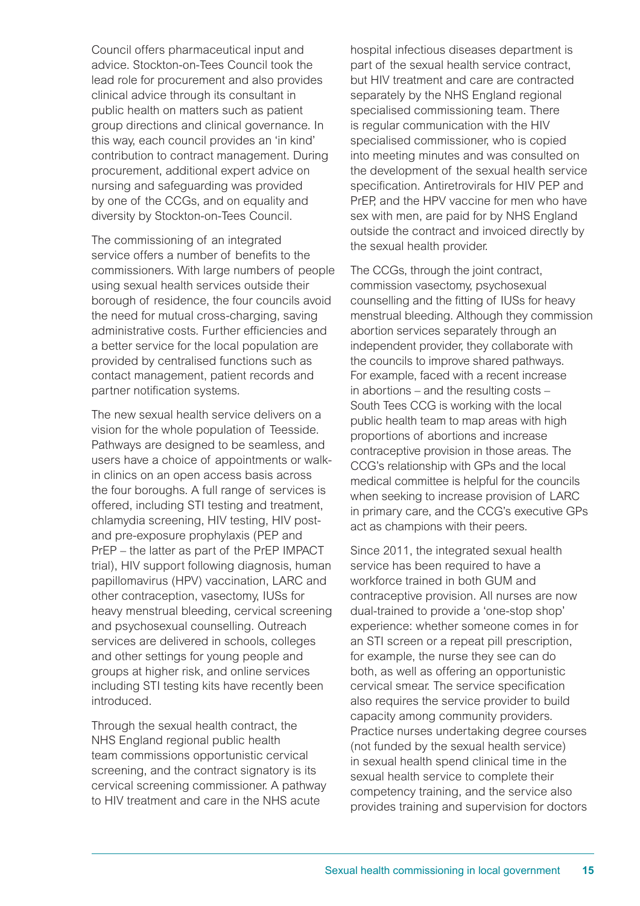Council offers pharmaceutical input and advice. Stockton-on-Tees Council took the lead role for procurement and also provides clinical advice through its consultant in public health on matters such as patient group directions and clinical governance. In this way, each council provides an 'in kind' contribution to contract management. During procurement, additional expert advice on nursing and safeguarding was provided by one of the CCGs, and on equality and diversity by Stockton-on-Tees Council.

The commissioning of an integrated service offers a number of benefits to the commissioners. With large numbers of people using sexual health services outside their borough of residence, the four councils avoid the need for mutual cross-charging, saving administrative costs. Further efficiencies and a better service for the local population are provided by centralised functions such as contact management, patient records and partner notification systems.

The new sexual health service delivers on a vision for the whole population of Teesside. Pathways are designed to be seamless, and users have a choice of appointments or walk-in clinics on an open access basis across the four boroughs. A full range of services is offered, including STI testing and treatment, chlamydia screening, HIV testing, HIV post- and pre-exposure prophylaxis (PEP and PrEP – the latter as part of the PrEP IMPACT trial), HIV support following diagnosis, human papillomavirus (HPV) vaccination, LARC and other contraception, vasectomy, IUSs for heavy menstrual bleeding, cervical screening and psychosexual counselling. Outreach services are delivered in schools, colleges and other settings for young people and groups at higher risk, and online services including STI testing kits have recently been introduced.

Through the sexual health contract, the NHS England regional public health team commissions opportunistic cervical screening, and the contract signatory is its cervical screening commissioner. A pathway to HIV treatment and care in the NHS acute hospital infectious diseases department is part of the sexual health service contract, but HIV treatment and care are contracted separately by the NHS England regional specialised commissioning team. There is regular communication with the HIV specialised commissioner, who is copied into meeting minutes and was consulted on the development of the sexual health service specification. Antiretrovirals for HIV PEP and PrEP, and the HPV vaccine for men who have sex with men, are paid for by NHS England outside the contract and invoiced directly by the sexual health provider.

The CCGs, through the joint contract, commission vasectomy, psychosexual counselling and the fitting of IUSs for heavy menstrual bleeding. Although they commission abortion services separately through an independent provider, they collaborate with the councils to improve shared pathways. For example, faced with a recent increase in abortions – and the resulting costs – South Tees CCG is working with the local public health team to map areas with high proportions of abortions and increase contraceptive provision in those areas. The CCG's relationship with GPs and the local medical committee is helpful for the councils when seeking to increase provision of LARC in primary care, and the CCG's executive GPs act as champions with their peers.

Since 2011, the integrated sexual health service has been required to have a workforce trained in both GUM and contraceptive provision. All nurses are now dual-trained to provide a 'one-stop shop' experience: whether someone comes in for an STI screen or a repeat pill prescription, for example, the nurse they see can do both, as well as offering an opportunistic cervical smear. The service specification also requires the service provider to build capacity among community providers. Practice nurses undertaking degree courses (not funded by the sexual health service) in sexual health spend clinical time in the sexual health service to complete their competency training, and the service also provides training and supervision for doctors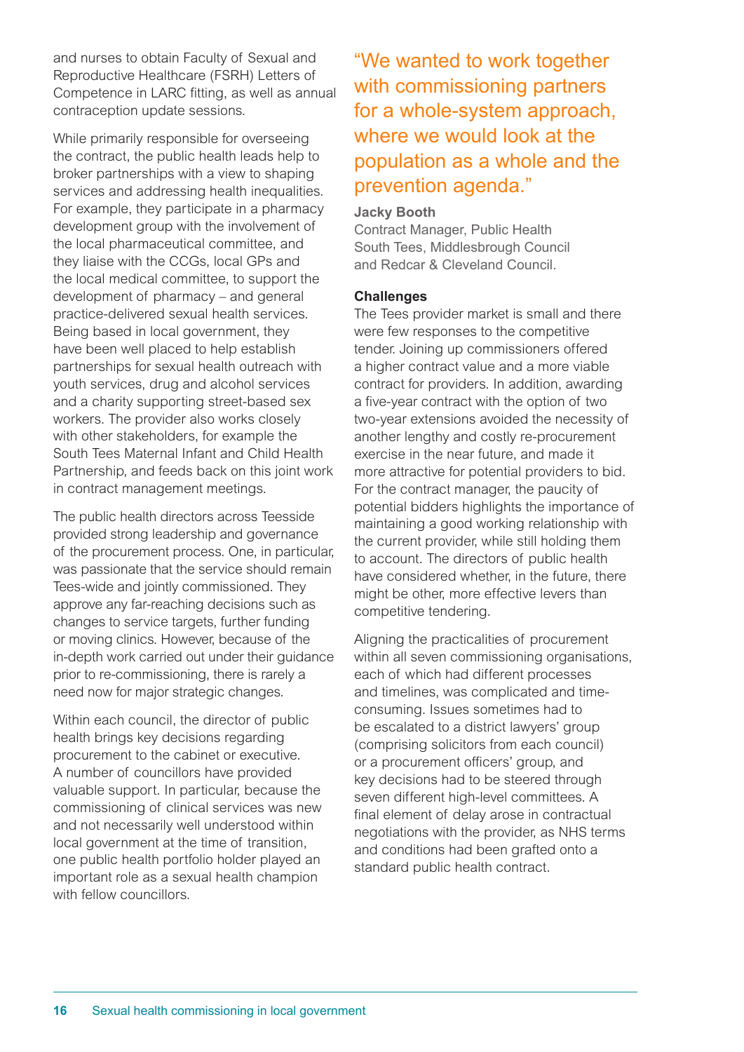and nurses to obtain Faculty of Sexual and Reproductive Healthcare (FSRH) Letters of Competence in LARC fitting, as well as annual contraception update sessions.

While primarily responsible for overseeing the contract, the public health leads help to broker partnerships with a view to shaping services and addressing health inequalities. For example, they participate in a pharmacy development group with the involvement of the local pharmaceutical committee, and they liaise with the CCGs, local GPs and the local medical committee, to support the development of pharmacy – and general practice-delivered sexual health services. Being based in local government, they have been well placed to help establish partnerships for sexual health outreach with youth services, drug and alcohol services and a charity supporting street-based sex workers. The provider also works closely with other stakeholders, for example the South Tees Maternal Infant and Child Health Partnership, and feeds back on this joint work in contract management meetings.

The public health directors across Teesside provided strong leadership and governance of the procurement process. One, in particular, was passionate that the service should remain Tees-wide and jointly commissioned. They approve any far-reaching decisions such as changes to service targets, further funding or moving clinics. However, because of the in-depth work carried out under their guidance prior to re-commissioning, there is rarely a need now for major strategic changes.

Within each council, the director of public health brings key decisions regarding procurement to the cabinet or executive. A number of councillors have provided valuable support. In particular, because the commissioning of clinical services was new and not necessarily well understood within local government at the time of transition, one public health portfolio holder played an important role as a sexual health champion with fellow councillors.

"We wanted to work together with commissioning partners for a whole-system approach, where we would look at the population as a whole and the prevention agenda."

**Jacky Booth**
Contract Manager, Public Health South Tees, Middlesbrough Council and Redcar & Cleveland Council.

**Challenges**

The Tees provider market is small and there were few responses to the competitive tender. Joining up commissioners offered a higher contract value and a more viable contract for providers. In addition, awarding a five-year contract with the option of two two-year extensions avoided the necessity of another lengthy and costly re-procurement exercise in the near future, and made it more attractive for potential providers to bid. For the contract manager, the paucity of potential bidders highlights the importance of maintaining a good working relationship with the current provider, while still holding them to account. The directors of public health have considered whether, in the future, there might be other, more effective levers than competitive tendering.

Aligning the practicalities of procurement within all seven commissioning organisations, each of which had different processes and timelines, was complicated and time-consuming. Issues sometimes had to be escalated to a district lawyers' group (comprising solicitors from each council) or a procurement officers' group, and key decisions had to be steered through seven different high-level committees. A final element of delay arose in contractual negotiations with the provider, as NHS terms and conditions had been grafted onto a standard public health contract.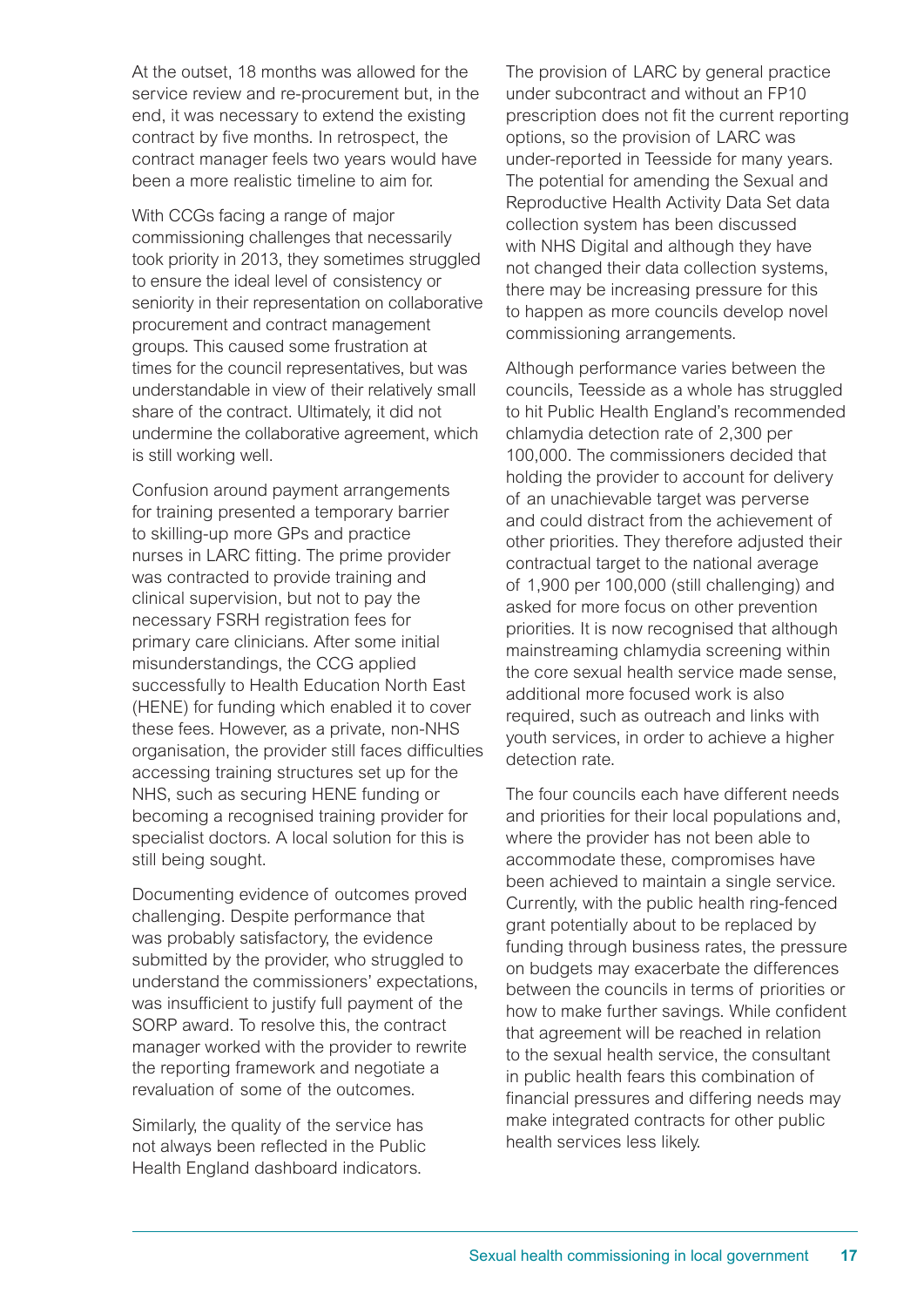At the outset, 18 months was allowed for the service review and re-procurement but, in the end, it was necessary to extend the existing contract by five months. In retrospect, the contract manager feels two years would have been a more realistic timeline to aim for.

With CCGs facing a range of major commissioning challenges that necessarily took priority in 2013, they sometimes struggled to ensure the ideal level of consistency or seniority in their representation on collaborative procurement and contract management groups. This caused some frustration at times for the council representatives, but was understandable in view of their relatively small share of the contract. Ultimately, it did not undermine the collaborative agreement, which is still working well.

Confusion around payment arrangements for training presented a temporary barrier to skilling-up more GPs and practice nurses in LARC fitting. The prime provider was contracted to provide training and clinical supervision, but not to pay the necessary FSRH registration fees for primary care clinicians. After some initial misunderstandings, the CCG applied successfully to Health Education North East (HENE) for funding which enabled it to cover these fees. However, as a private, non-NHS organisation, the provider still faces difficulties accessing training structures set up for the NHS, such as securing HENE funding or becoming a recognised training provider for specialist doctors. A local solution for this is still being sought.

Documenting evidence of outcomes proved challenging. Despite performance that was probably satisfactory, the evidence submitted by the provider, who struggled to understand the commissioners' expectations, was insufficient to justify full payment of the SORP award. To resolve this, the contract manager worked with the provider to rewrite the reporting framework and negotiate a revaluation of some of the outcomes.

Similarly, the quality of the service has not always been reflected in the Public Health England dashboard indicators. The provision of LARC by general practice under subcontract and without an FP10 prescription does not fit the current reporting options, so the provision of LARC was under-reported in Teesside for many years. The potential for amending the Sexual and Reproductive Health Activity Data Set data collection system has been discussed with NHS Digital and although they have not changed their data collection systems, there may be increasing pressure for this to happen as more councils develop novel commissioning arrangements.

Although performance varies between the councils, Teesside as a whole has struggled to hit Public Health England's recommended chlamydia detection rate of 2,300 per 100,000. The commissioners decided that holding the provider to account for delivery of an unachievable target was perverse and could distract from the achievement of other priorities. They therefore adjusted their contractual target to the national average of 1,900 per 100,000 (still challenging) and asked for more focus on other prevention priorities. It is now recognised that although mainstreaming chlamydia screening within the core sexual health service made sense, additional more focused work is also required, such as outreach and links with youth services, in order to achieve a higher detection rate.

The four councils each have different needs and priorities for their local populations and, where the provider has not been able to accommodate these, compromises have been achieved to maintain a single service. Currently, with the public health ring-fenced grant potentially about to be replaced by funding through business rates, the pressure on budgets may exacerbate the differences between the councils in terms of priorities or how to make further savings. While confident that agreement will be reached in relation to the sexual health service, the consultant in public health fears this combination of financial pressures and differing needs may make integrated contracts for other public health services less likely.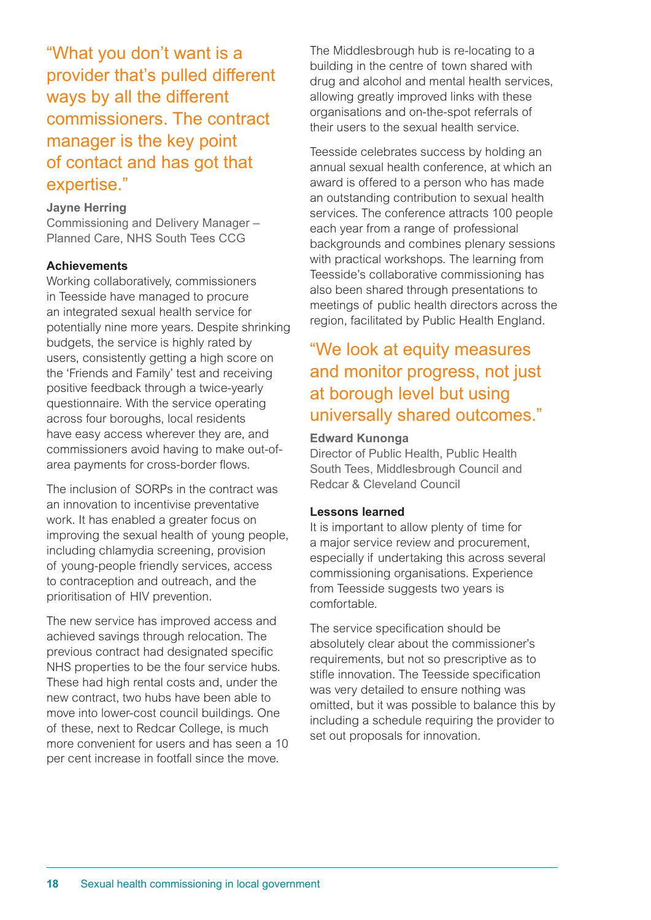> "What you don't want is a provider that's pulled different ways by all the different commissioners. The contract manager is the key point of contact and has got that expertise."

**Jayne Herring**
Commissioning and Delivery Manager – Planned Care, NHS South Tees CCG

**Achievements**

Working collaboratively, commissioners in Teesside have managed to procure an integrated sexual health service for potentially nine more years. Despite shrinking budgets, the service is highly rated by users, consistently getting a high score on the 'Friends and Family' test and receiving positive feedback through a twice-yearly questionnaire. With the service operating across four boroughs, local residents have easy access wherever they are, and commissioners avoid having to make out-of-area payments for cross-border flows.

The inclusion of SORPs in the contract was an innovation to incentivise preventative work. It has enabled a greater focus on improving the sexual health of young people, including chlamydia screening, provision of young-people friendly services, access to contraception and outreach, and the prioritisation of HIV prevention.

The new service has improved access and achieved savings through relocation. The previous contract had designated specific NHS properties to be the four service hubs. These had high rental costs and, under the new contract, two hubs have been able to move into lower-cost council buildings. One of these, next to Redcar College, is much more convenient for users and has seen a 10 per cent increase in footfall since the move.

The Middlesbrough hub is re-locating to a building in the centre of town shared with drug and alcohol and mental health services, allowing greatly improved links with these organisations and on-the-spot referrals of their users to the sexual health service.

Teesside celebrates success by holding an annual sexual health conference, at which an award is offered to a person who has made an outstanding contribution to sexual health services. The conference attracts 100 people each year from a range of professional backgrounds and combines plenary sessions with practical workshops. The learning from Teesside's collaborative commissioning has also been shared through presentations to meetings of public health directors across the region, facilitated by Public Health England.

> "We look at equity measures and monitor progress, not just at borough level but using universally shared outcomes."

**Edward Kunonga**
Director of Public Health, Public Health South Tees, Middlesbrough Council and Redcar & Cleveland Council

**Lessons learned**

It is important to allow plenty of time for a major service review and procurement, especially if undertaking this across several commissioning organisations. Experience from Teesside suggests two years is comfortable.

The service specification should be absolutely clear about the commissioner's requirements, but not so prescriptive as to stifle innovation. The Teesside specification was very detailed to ensure nothing was omitted, but it was possible to balance this by including a schedule requiring the provider to set out proposals for innovation.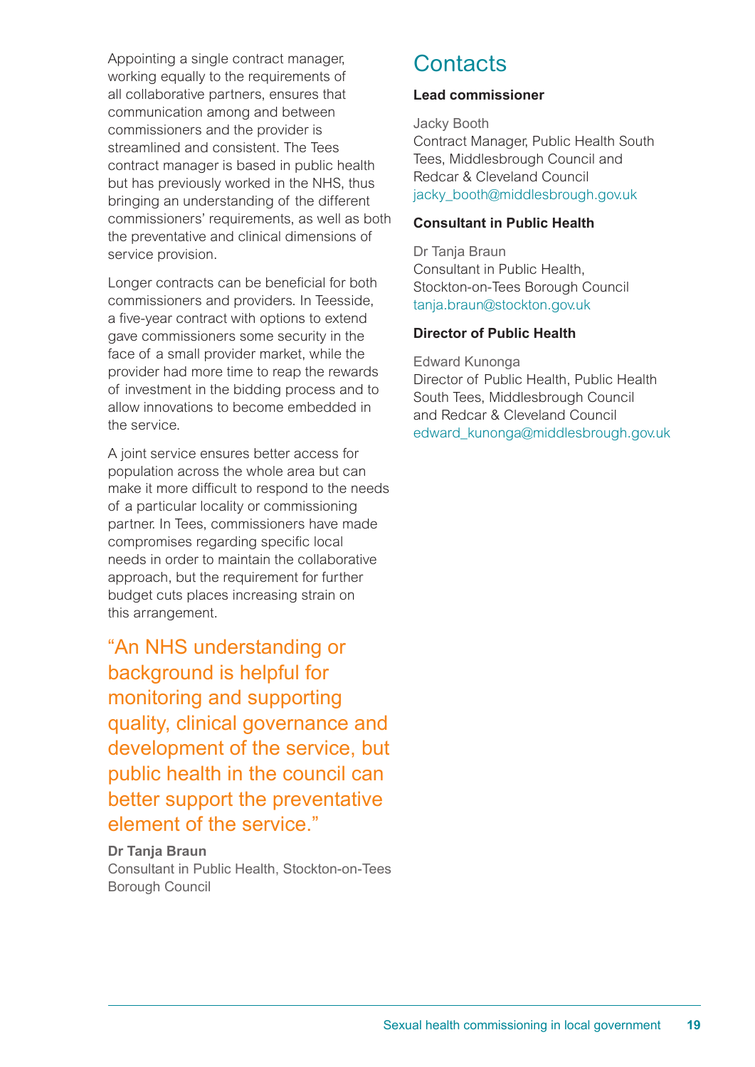Appointing a single contract manager, working equally to the requirements of all collaborative partners, ensures that communication among and between commissioners and the provider is streamlined and consistent. The Tees contract manager is based in public health but has previously worked in the NHS, thus bringing an understanding of the different commissioners' requirements, as well as both the preventative and clinical dimensions of service provision.

Longer contracts can be beneficial for both commissioners and providers. In Teesside, a five-year contract with options to extend gave commissioners some security in the face of a small provider market, while the provider had more time to reap the rewards of investment in the bidding process and to allow innovations to become embedded in the service.

A joint service ensures better access for population across the whole area but can make it more difficult to respond to the needs of a particular locality or commissioning partner. In Tees, commissioners have made compromises regarding specific local needs in order to maintain the collaborative approach, but the requirement for further budget cuts places increasing strain on this arrangement.

> "An NHS understanding or background is helpful for monitoring and supporting quality, clinical governance and development of the service, but public health in the council can better support the preventative element of the service."

**Dr Tanja Braun**
Consultant in Public Health, Stockton-on-Tees Borough Council

## Contacts

**Lead commissioner**

Jacky Booth
Contract Manager, Public Health South Tees, Middlesbrough Council and Redcar & Cleveland Council
jacky_booth@middlesbrough.gov.uk

**Consultant in Public Health**

Dr Tanja Braun
Consultant in Public Health, Stockton-on-Tees Borough Council
tanja.braun@stockton.gov.uk

**Director of Public Health**

Edward Kunonga
Director of Public Health, Public Health South Tees, Middlesbrough Council and Redcar & Cleveland Council
edward_kunonga@middlesbrough.gov.uk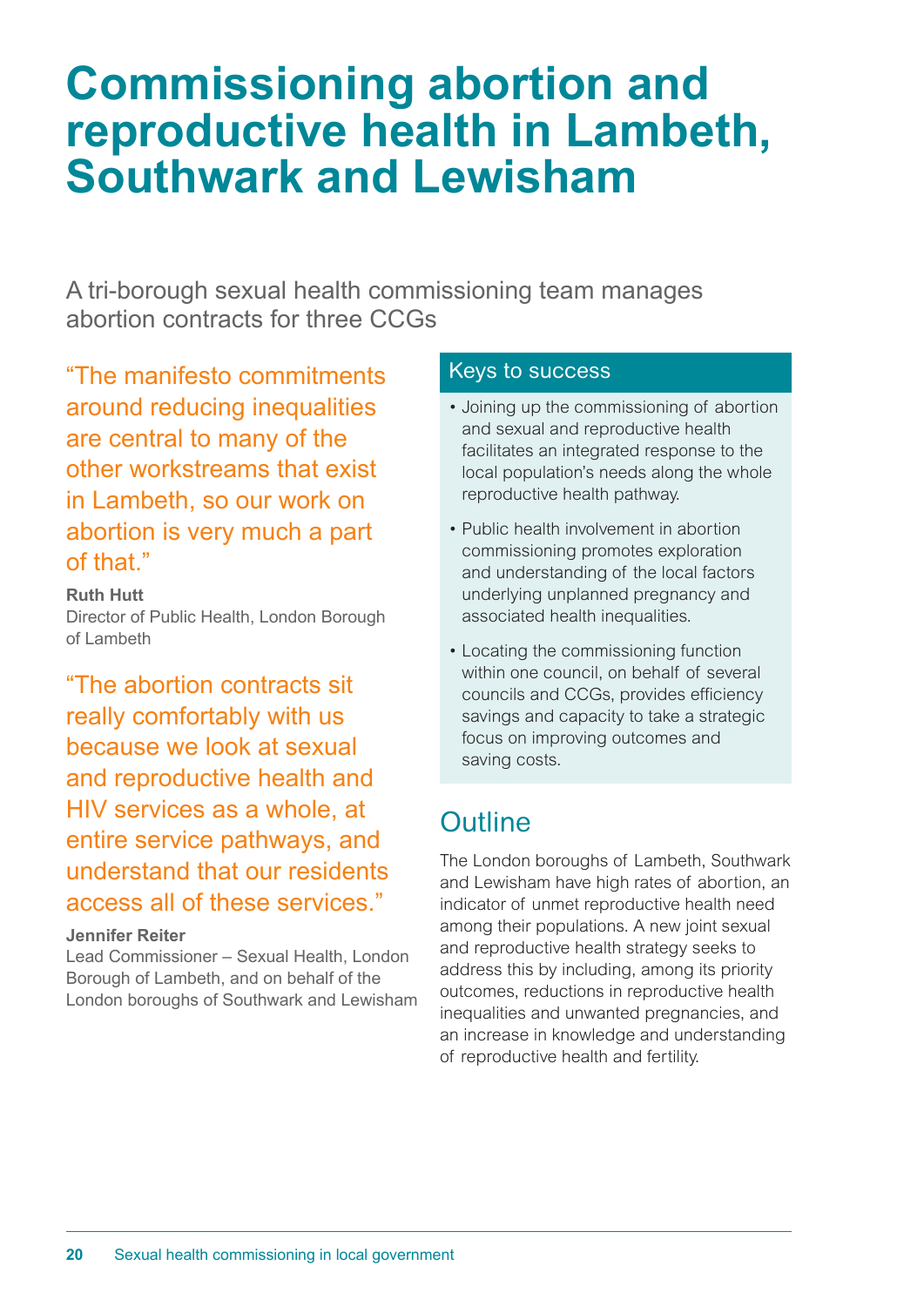# Commissioning abortion and reproductive health in Lambeth, Southwark and Lewisham

A tri-borough sexual health commissioning team manages abortion contracts for three CCGs

"The manifesto commitments around reducing inequalities are central to many of the other workstreams that exist in Lambeth, so our work on abortion is very much a part of that."

**Ruth Hutt**
Director of Public Health, London Borough of Lambeth

"The abortion contracts sit really comfortably with us because we look at sexual and reproductive health and HIV services as a whole, at entire service pathways, and understand that our residents access all of these services."

**Jennifer Reiter**
Lead Commissioner – Sexual Health, London Borough of Lambeth, and on behalf of the London boroughs of Southwark and Lewisham

### Keys to success

- Joining up the commissioning of abortion and sexual and reproductive health facilitates an integrated response to the local population's needs along the whole reproductive health pathway.
- Public health involvement in abortion commissioning promotes exploration and understanding of the local factors underlying unplanned pregnancy and associated health inequalities.
- Locating the commissioning function within one council, on behalf of several councils and CCGs, provides efficiency savings and capacity to take a strategic focus on improving outcomes and saving costs.

## Outline

The London boroughs of Lambeth, Southwark and Lewisham have high rates of abortion, an indicator of unmet reproductive health need among their populations. A new joint sexual and reproductive health strategy seeks to address this by including, among its priority outcomes, reductions in reproductive health inequalities and unwanted pregnancies, and an increase in knowledge and understanding of reproductive health and fertility.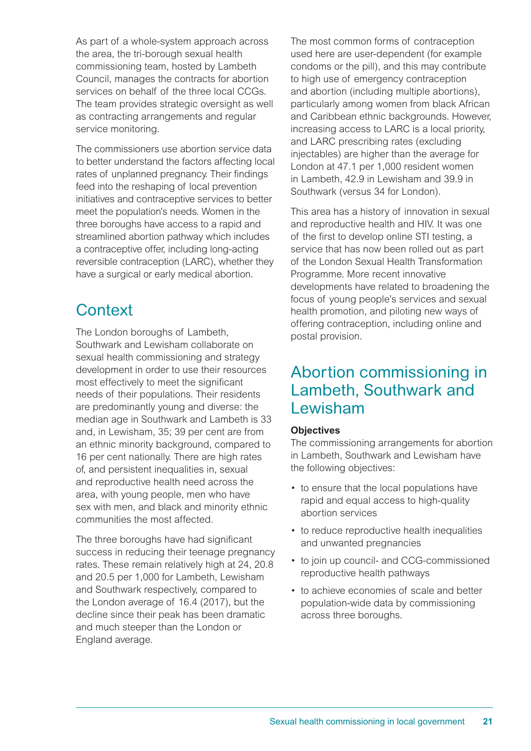As part of a whole-system approach across the area, the tri-borough sexual health commissioning team, hosted by Lambeth Council, manages the contracts for abortion services on behalf of the three local CCGs. The team provides strategic oversight as well as contracting arrangements and regular service monitoring.

The commissioners use abortion service data to better understand the factors affecting local rates of unplanned pregnancy. Their findings feed into the reshaping of local prevention initiatives and contraceptive services to better meet the population's needs. Women in the three boroughs have access to a rapid and streamlined abortion pathway which includes a contraceptive offer, including long-acting reversible contraception (LARC), whether they have a surgical or early medical abortion.

## Context

The London boroughs of Lambeth, Southwark and Lewisham collaborate on sexual health commissioning and strategy development in order to use their resources most effectively to meet the significant needs of their populations. Their residents are predominantly young and diverse: the median age in Southwark and Lambeth is 33 and, in Lewisham, 35; 39 per cent are from an ethnic minority background, compared to 16 per cent nationally. There are high rates of, and persistent inequalities in, sexual and reproductive health need across the area, with young people, men who have sex with men, and black and minority ethnic communities the most affected.

The three boroughs have had significant success in reducing their teenage pregnancy rates. These remain relatively high at 24, 20.8 and 20.5 per 1,000 for Lambeth, Lewisham and Southwark respectively, compared to the London average of 16.4 (2017), but the decline since their peak has been dramatic and much steeper than the London or England average.

The most common forms of contraception used here are user-dependent (for example condoms or the pill), and this may contribute to high use of emergency contraception and abortion (including multiple abortions), particularly among women from black African and Caribbean ethnic backgrounds. However, increasing access to LARC is a local priority, and LARC prescribing rates (excluding injectables) are higher than the average for London at 47.1 per 1,000 resident women in Lambeth, 42.9 in Lewisham and 39.9 in Southwark (versus 34 for London).

This area has a history of innovation in sexual and reproductive health and HIV. It was one of the first to develop online STI testing, a service that has now been rolled out as part of the London Sexual Health Transformation Programme. More recent innovative developments have related to broadening the focus of young people's services and sexual health promotion, and piloting new ways of offering contraception, including online and postal provision.

## Abortion commissioning in Lambeth, Southwark and Lewisham

**Objectives**

The commissioning arrangements for abortion in Lambeth, Southwark and Lewisham have the following objectives:

- to ensure that the local populations have rapid and equal access to high-quality abortion services
- to reduce reproductive health inequalities and unwanted pregnancies
- to join up council- and CCG-commissioned reproductive health pathways
- to achieve economies of scale and better population-wide data by commissioning across three boroughs.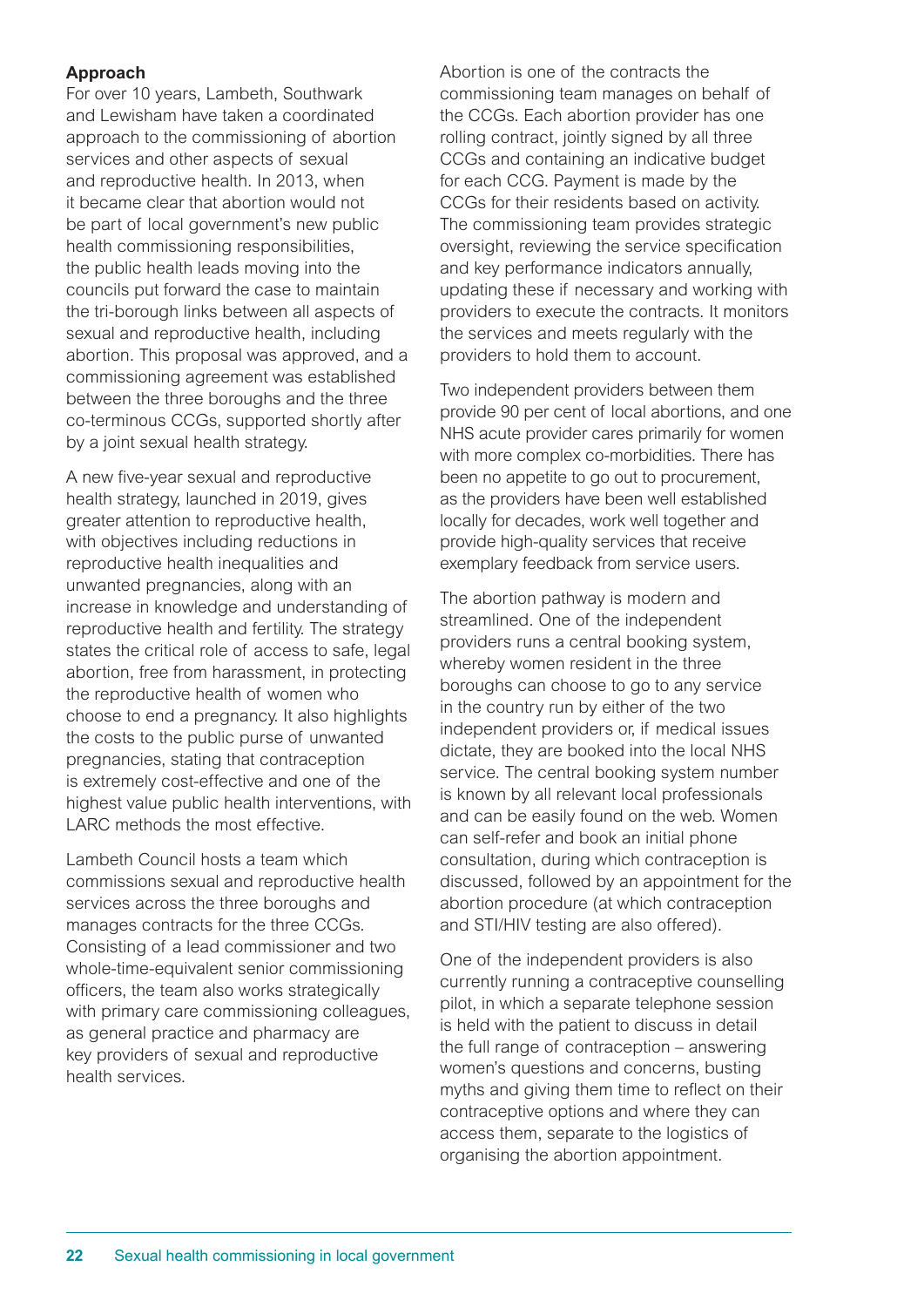**Approach**

For over 10 years, Lambeth, Southwark and Lewisham have taken a coordinated approach to the commissioning of abortion services and other aspects of sexual and reproductive health. In 2013, when it became clear that abortion would not be part of local government's new public health commissioning responsibilities, the public health leads moving into the councils put forward the case to maintain the tri-borough links between all aspects of sexual and reproductive health, including abortion. This proposal was approved, and a commissioning agreement was established between the three boroughs and the three co-terminous CCGs, supported shortly after by a joint sexual health strategy.

A new five-year sexual and reproductive health strategy, launched in 2019, gives greater attention to reproductive health, with objectives including reductions in reproductive health inequalities and unwanted pregnancies, along with an increase in knowledge and understanding of reproductive health and fertility. The strategy states the critical role of access to safe, legal abortion, free from harassment, in protecting the reproductive health of women who choose to end a pregnancy. It also highlights the costs to the public purse of unwanted pregnancies, stating that contraception is extremely cost-effective and one of the highest value public health interventions, with LARC methods the most effective.

Lambeth Council hosts a team which commissions sexual and reproductive health services across the three boroughs and manages contracts for the three CCGs. Consisting of a lead commissioner and two whole-time-equivalent senior commissioning officers, the team also works strategically with primary care commissioning colleagues, as general practice and pharmacy are key providers of sexual and reproductive health services.

Abortion is one of the contracts the commissioning team manages on behalf of the CCGs. Each abortion provider has one rolling contract, jointly signed by all three CCGs and containing an indicative budget for each CCG. Payment is made by the CCGs for their residents based on activity. The commissioning team provides strategic oversight, reviewing the service specification and key performance indicators annually, updating these if necessary and working with providers to execute the contracts. It monitors the services and meets regularly with the providers to hold them to account.

Two independent providers between them provide 90 per cent of local abortions, and one NHS acute provider cares primarily for women with more complex co-morbidities. There has been no appetite to go out to procurement, as the providers have been well established locally for decades, work well together and provide high-quality services that receive exemplary feedback from service users.

The abortion pathway is modern and streamlined. One of the independent providers runs a central booking system, whereby women resident in the three boroughs can choose to go to any service in the country run by either of the two independent providers or, if medical issues dictate, they are booked into the local NHS service. The central booking system number is known by all relevant local professionals and can be easily found on the web. Women can self-refer and book an initial phone consultation, during which contraception is discussed, followed by an appointment for the abortion procedure (at which contraception and STI/HIV testing are also offered).

One of the independent providers is also currently running a contraceptive counselling pilot, in which a separate telephone session is held with the patient to discuss in detail the full range of contraception – answering women's questions and concerns, busting myths and giving them time to reflect on their contraceptive options and where they can access them, separate to the logistics of organising the abortion appointment.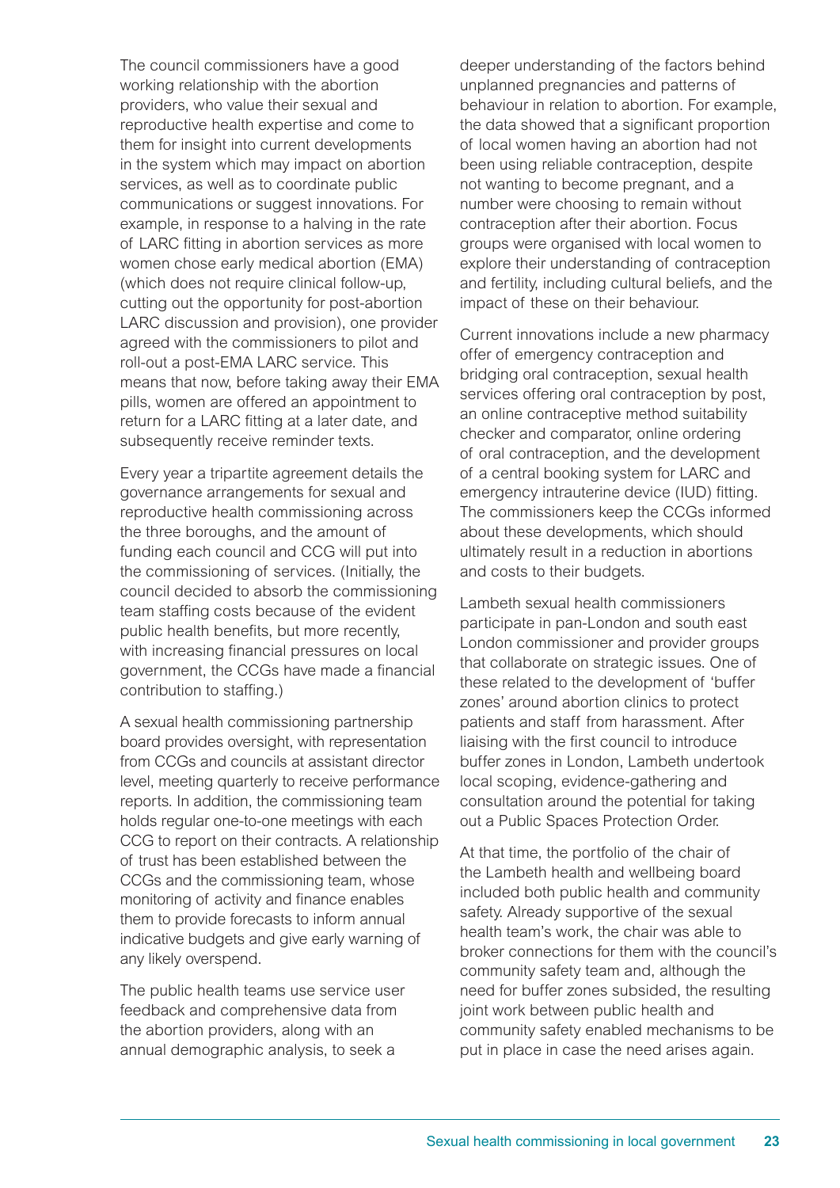The council commissioners have a good working relationship with the abortion providers, who value their sexual and reproductive health expertise and come to them for insight into current developments in the system which may impact on abortion services, as well as to coordinate public communications or suggest innovations. For example, in response to a halving in the rate of LARC fitting in abortion services as more women chose early medical abortion (EMA) (which does not require clinical follow-up, cutting out the opportunity for post-abortion LARC discussion and provision), one provider agreed with the commissioners to pilot and roll-out a post-EMA LARC service. This means that now, before taking away their EMA pills, women are offered an appointment to return for a LARC fitting at a later date, and subsequently receive reminder texts.

Every year a tripartite agreement details the governance arrangements for sexual and reproductive health commissioning across the three boroughs, and the amount of funding each council and CCG will put into the commissioning of services. (Initially, the council decided to absorb the commissioning team staffing costs because of the evident public health benefits, but more recently, with increasing financial pressures on local government, the CCGs have made a financial contribution to staffing.)

A sexual health commissioning partnership board provides oversight, with representation from CCGs and councils at assistant director level, meeting quarterly to receive performance reports. In addition, the commissioning team holds regular one-to-one meetings with each CCG to report on their contracts. A relationship of trust has been established between the CCGs and the commissioning team, whose monitoring of activity and finance enables them to provide forecasts to inform annual indicative budgets and give early warning of any likely overspend.

The public health teams use service user feedback and comprehensive data from the abortion providers, along with an annual demographic analysis, to seek a deeper understanding of the factors behind unplanned pregnancies and patterns of behaviour in relation to abortion. For example, the data showed that a significant proportion of local women having an abortion had not been using reliable contraception, despite not wanting to become pregnant, and a number were choosing to remain without contraception after their abortion. Focus groups were organised with local women to explore their understanding of contraception and fertility, including cultural beliefs, and the impact of these on their behaviour.

Current innovations include a new pharmacy offer of emergency contraception and bridging oral contraception, sexual health services offering oral contraception by post, an online contraceptive method suitability checker and comparator, online ordering of oral contraception, and the development of a central booking system for LARC and emergency intrauterine device (IUD) fitting. The commissioners keep the CCGs informed about these developments, which should ultimately result in a reduction in abortions and costs to their budgets.

Lambeth sexual health commissioners participate in pan-London and south east London commissioner and provider groups that collaborate on strategic issues. One of these related to the development of 'buffer zones' around abortion clinics to protect patients and staff from harassment. After liaising with the first council to introduce buffer zones in London, Lambeth undertook local scoping, evidence-gathering and consultation around the potential for taking out a Public Spaces Protection Order.

At that time, the portfolio of the chair of the Lambeth health and wellbeing board included both public health and community safety. Already supportive of the sexual health team's work, the chair was able to broker connections for them with the council's community safety team and, although the need for buffer zones subsided, the resulting joint work between public health and community safety enabled mechanisms to be put in place in case the need arises again.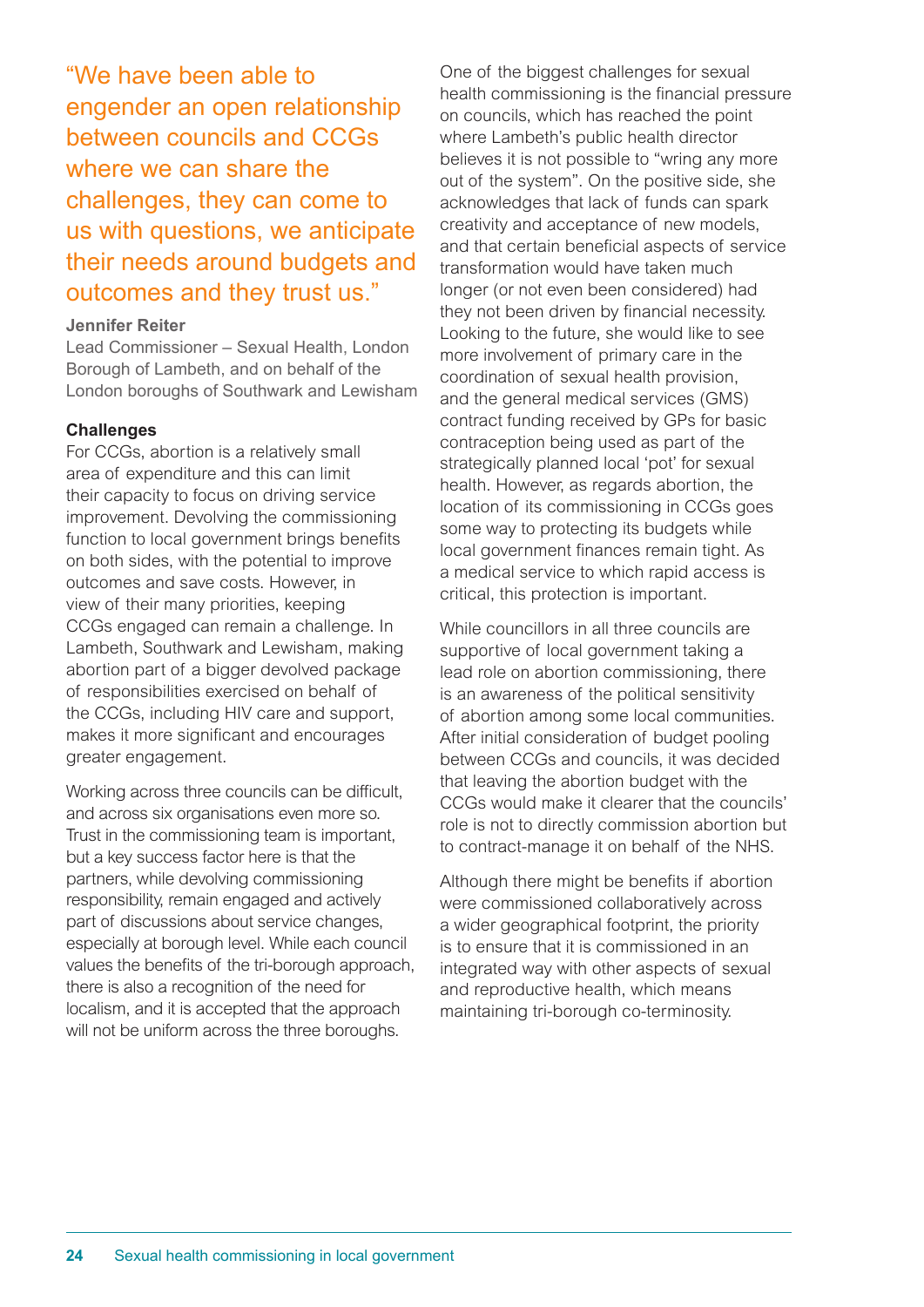"We have been able to engender an open relationship between councils and CCGs where we can share the challenges, they can come to us with questions, we anticipate their needs around budgets and outcomes and they trust us."

**Jennifer Reiter**
Lead Commissioner – Sexual Health, London Borough of Lambeth, and on behalf of the London boroughs of Southwark and Lewisham

**Challenges**

For CCGs, abortion is a relatively small area of expenditure and this can limit their capacity to focus on driving service improvement. Devolving the commissioning function to local government brings benefits on both sides, with the potential to improve outcomes and save costs. However, in view of their many priorities, keeping CCGs engaged can remain a challenge. In Lambeth, Southwark and Lewisham, making abortion part of a bigger devolved package of responsibilities exercised on behalf of the CCGs, including HIV care and support, makes it more significant and encourages greater engagement.

Working across three councils can be difficult, and across six organisations even more so. Trust in the commissioning team is important, but a key success factor here is that the partners, while devolving commissioning responsibility, remain engaged and actively part of discussions about service changes, especially at borough level. While each council values the benefits of the tri-borough approach, there is also a recognition of the need for localism, and it is accepted that the approach will not be uniform across the three boroughs.

One of the biggest challenges for sexual health commissioning is the financial pressure on councils, which has reached the point where Lambeth's public health director believes it is not possible to "wring any more out of the system". On the positive side, she acknowledges that lack of funds can spark creativity and acceptance of new models, and that certain beneficial aspects of service transformation would have taken much longer (or not even been considered) had they not been driven by financial necessity. Looking to the future, she would like to see more involvement of primary care in the coordination of sexual health provision, and the general medical services (GMS) contract funding received by GPs for basic contraception being used as part of the strategically planned local 'pot' for sexual health. However, as regards abortion, the location of its commissioning in CCGs goes some way to protecting its budgets while local government finances remain tight. As a medical service to which rapid access is critical, this protection is important.

While councillors in all three councils are supportive of local government taking a lead role on abortion commissioning, there is an awareness of the political sensitivity of abortion among some local communities. After initial consideration of budget pooling between CCGs and councils, it was decided that leaving the abortion budget with the CCGs would make it clearer that the councils' role is not to directly commission abortion but to contract-manage it on behalf of the NHS.

Although there might be benefits if abortion were commissioned collaboratively across a wider geographical footprint, the priority is to ensure that it is commissioned in an integrated way with other aspects of sexual and reproductive health, which means maintaining tri-borough co-terminosity.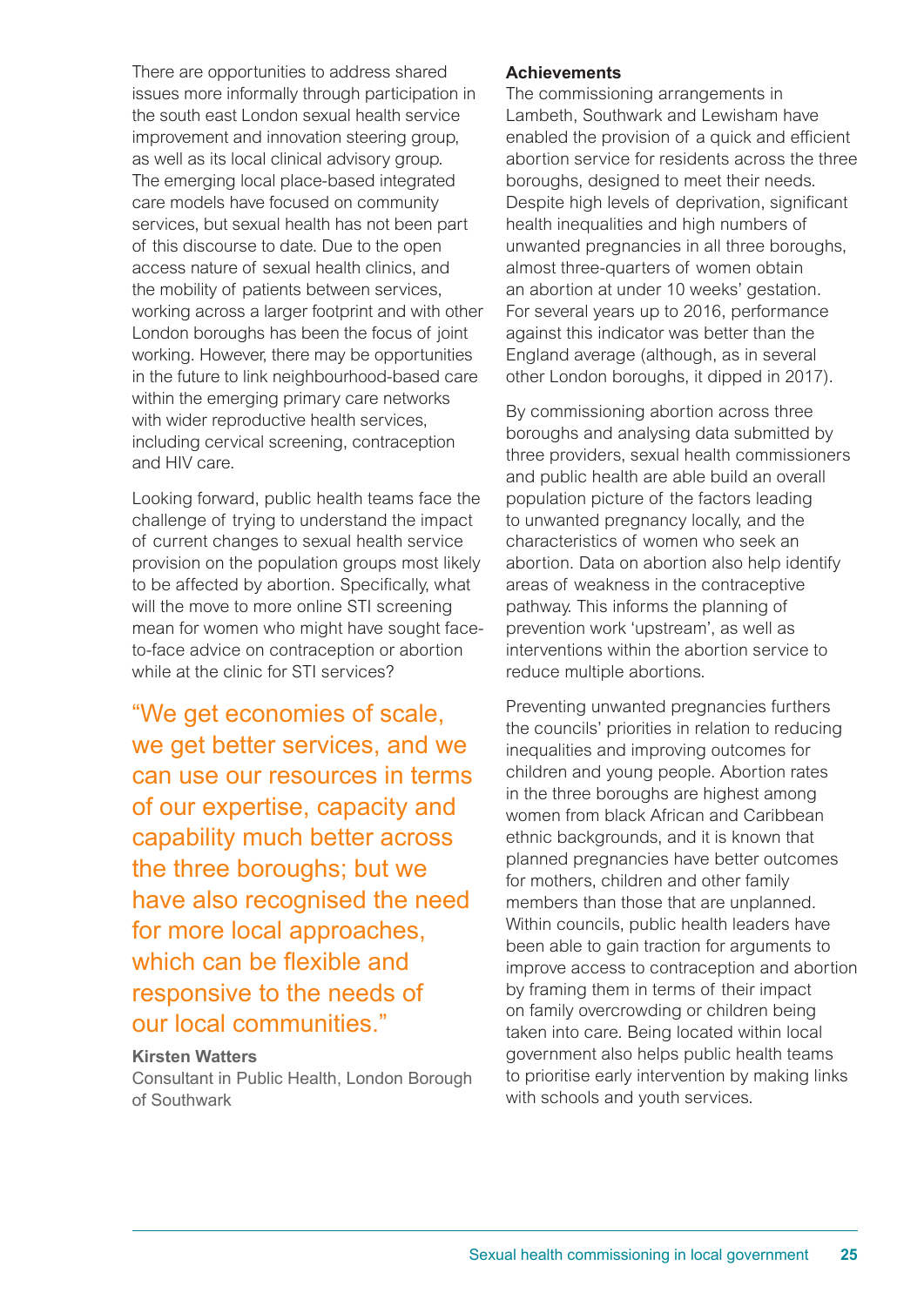There are opportunities to address shared issues more informally through participation in the south east London sexual health service improvement and innovation steering group, as well as its local clinical advisory group. The emerging local place-based integrated care models have focused on community services, but sexual health has not been part of this discourse to date. Due to the open access nature of sexual health clinics, and the mobility of patients between services, working across a larger footprint and with other London boroughs has been the focus of joint working. However, there may be opportunities in the future to link neighbourhood-based care within the emerging primary care networks with wider reproductive health services, including cervical screening, contraception and HIV care.

Looking forward, public health teams face the challenge of trying to understand the impact of current changes to sexual health service provision on the population groups most likely to be affected by abortion. Specifically, what will the move to more online STI screening mean for women who might have sought face-to-face advice on contraception or abortion while at the clinic for STI services?

> "We get economies of scale, we get better services, and we can use our resources in terms of our expertise, capacity and capability much better across the three boroughs; but we have also recognised the need for more local approaches, which can be flexible and responsive to the needs of our local communities."
>
> **Kirsten Watters**
> Consultant in Public Health, London Borough of Southwark

### Achievements

The commissioning arrangements in Lambeth, Southwark and Lewisham have enabled the provision of a quick and efficient abortion service for residents across the three boroughs, designed to meet their needs. Despite high levels of deprivation, significant health inequalities and high numbers of unwanted pregnancies in all three boroughs, almost three-quarters of women obtain an abortion at under 10 weeks' gestation. For several years up to 2016, performance against this indicator was better than the England average (although, as in several other London boroughs, it dipped in 2017).

By commissioning abortion across three boroughs and analysing data submitted by three providers, sexual health commissioners and public health are able build an overall population picture of the factors leading to unwanted pregnancy locally, and the characteristics of women who seek an abortion. Data on abortion also help identify areas of weakness in the contraceptive pathway. This informs the planning of prevention work 'upstream', as well as interventions within the abortion service to reduce multiple abortions.

Preventing unwanted pregnancies furthers the councils' priorities in relation to reducing inequalities and improving outcomes for children and young people. Abortion rates in the three boroughs are highest among women from black African and Caribbean ethnic backgrounds, and it is known that planned pregnancies have better outcomes for mothers, children and other family members than those that are unplanned. Within councils, public health leaders have been able to gain traction for arguments to improve access to contraception and abortion by framing them in terms of their impact on family overcrowding or children being taken into care. Being located within local government also helps public health teams to prioritise early intervention by making links with schools and youth services.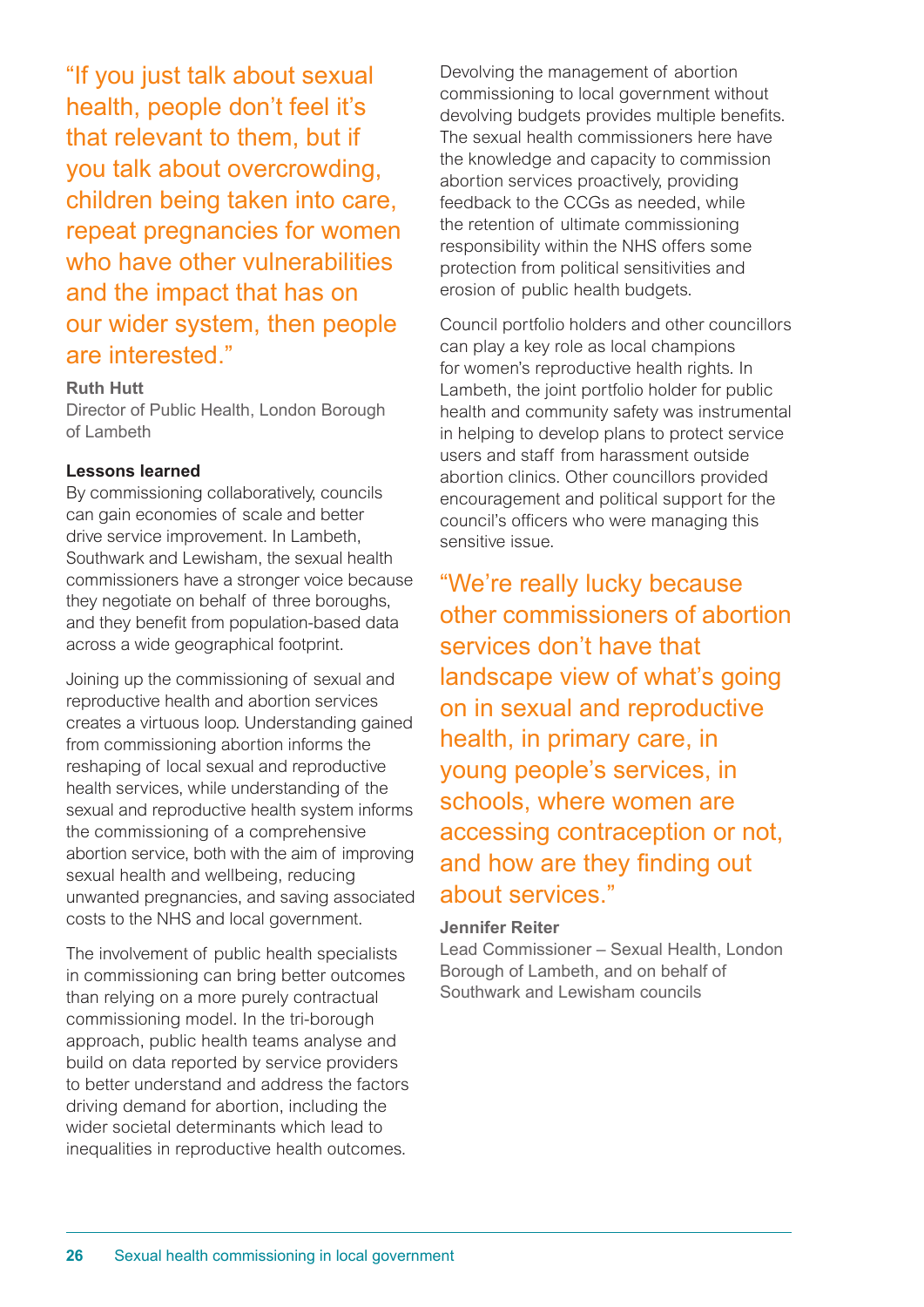"If you just talk about sexual health, people don't feel it's that relevant to them, but if you talk about overcrowding, children being taken into care, repeat pregnancies for women who have other vulnerabilities and the impact that has on our wider system, then people are interested."

**Ruth Hutt**
Director of Public Health, London Borough of Lambeth

**Lessons learned**

By commissioning collaboratively, councils can gain economies of scale and better drive service improvement. In Lambeth, Southwark and Lewisham, the sexual health commissioners have a stronger voice because they negotiate on behalf of three boroughs, and they benefit from population-based data across a wide geographical footprint.

Joining up the commissioning of sexual and reproductive health and abortion services creates a virtuous loop. Understanding gained from commissioning abortion informs the reshaping of local sexual and reproductive health services, while understanding of the sexual and reproductive health system informs the commissioning of a comprehensive abortion service, both with the aim of improving sexual health and wellbeing, reducing unwanted pregnancies, and saving associated costs to the NHS and local government.

The involvement of public health specialists in commissioning can bring better outcomes than relying on a more purely contractual commissioning model. In the tri-borough approach, public health teams analyse and build on data reported by service providers to better understand and address the factors driving demand for abortion, including the wider societal determinants which lead to inequalities in reproductive health outcomes.

Devolving the management of abortion commissioning to local government without devolving budgets provides multiple benefits. The sexual health commissioners here have the knowledge and capacity to commission abortion services proactively, providing feedback to the CCGs as needed, while the retention of ultimate commissioning responsibility within the NHS offers some protection from political sensitivities and erosion of public health budgets.

Council portfolio holders and other councillors can play a key role as local champions for women's reproductive health rights. In Lambeth, the joint portfolio holder for public health and community safety was instrumental in helping to develop plans to protect service users and staff from harassment outside abortion clinics. Other councillors provided encouragement and political support for the council's officers who were managing this sensitive issue.

"We're really lucky because other commissioners of abortion services don't have that landscape view of what's going on in sexual and reproductive health, in primary care, in young people's services, in schools, where women are accessing contraception or not, and how are they finding out about services."

**Jennifer Reiter**
Lead Commissioner – Sexual Health, London Borough of Lambeth, and on behalf of Southwark and Lewisham councils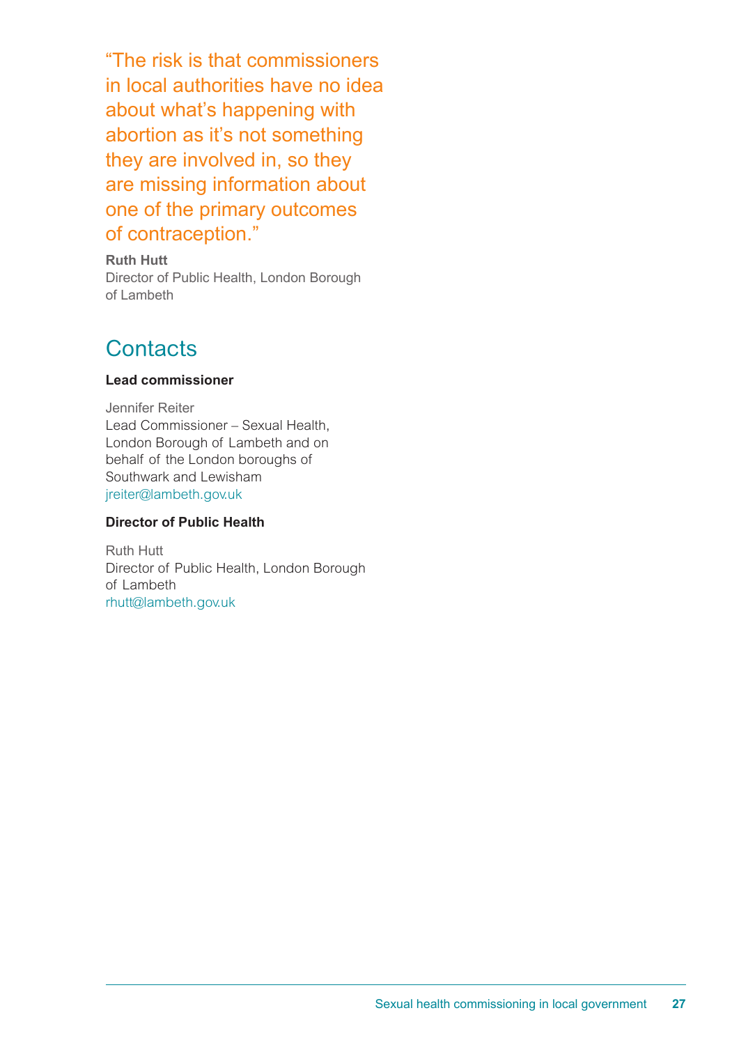"The risk is that commissioners in local authorities have no idea about what's happening with abortion as it's not something they are involved in, so they are missing information about one of the primary outcomes of contraception."

**Ruth Hutt**
Director of Public Health, London Borough of Lambeth

## Contacts

**Lead commissioner**

Jennifer Reiter
Lead Commissioner – Sexual Health, London Borough of Lambeth and on behalf of the London boroughs of Southwark and Lewisham
jreiter@lambeth.gov.uk

**Director of Public Health**

Ruth Hutt
Director of Public Health, London Borough of Lambeth
rhutt@lambeth.gov.uk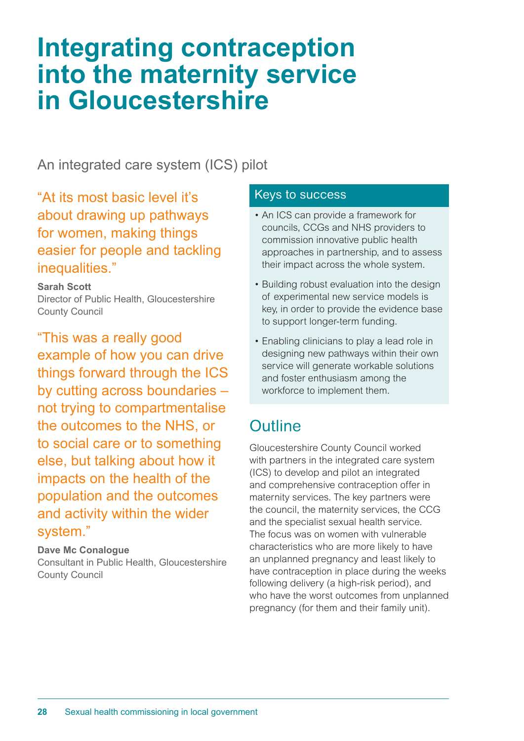# Integrating contraception into the maternity service in Gloucestershire

An integrated care system (ICS) pilot

"At its most basic level it's about drawing up pathways for women, making things easier for people and tackling inequalities."

**Sarah Scott**
Director of Public Health, Gloucestershire County Council

"This was a really good example of how you can drive things forward through the ICS by cutting across boundaries – not trying to compartmentalise the outcomes to the NHS, or to social care or to something else, but talking about how it impacts on the health of the population and the outcomes and activity within the wider system."

**Dave Mc Conalogue**
Consultant in Public Health, Gloucestershire County Council

## Keys to success

- An ICS can provide a framework for councils, CCGs and NHS providers to commission innovative public health approaches in partnership, and to assess their impact across the whole system.
- Building robust evaluation into the design of experimental new service models is key, in order to provide the evidence base to support longer-term funding.
- Enabling clinicians to play a lead role in designing new pathways within their own service will generate workable solutions and foster enthusiasm among the workforce to implement them.

## Outline

Gloucestershire County Council worked with partners in the integrated care system (ICS) to develop and pilot an integrated and comprehensive contraception offer in maternity services. The key partners were the council, the maternity services, the CCG and the specialist sexual health service. The focus was on women with vulnerable characteristics who are more likely to have an unplanned pregnancy and least likely to have contraception in place during the weeks following delivery (a high-risk period), and who have the worst outcomes from unplanned pregnancy (for them and their family unit).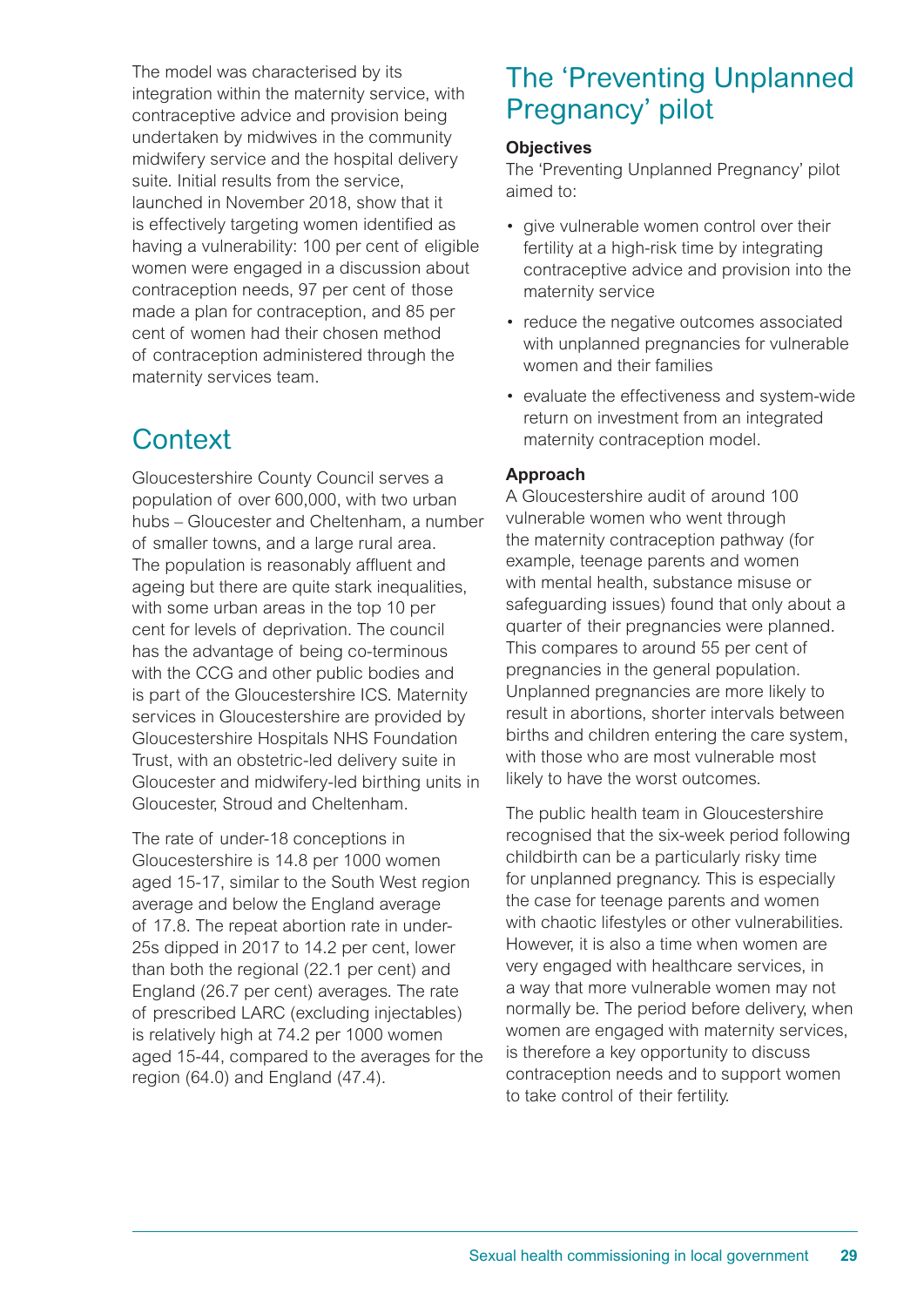The model was characterised by its integration within the maternity service, with contraceptive advice and provision being undertaken by midwives in the community midwifery service and the hospital delivery suite. Initial results from the service, launched in November 2018, show that it is effectively targeting women identified as having a vulnerability: 100 per cent of eligible women were engaged in a discussion about contraception needs, 97 per cent of those made a plan for contraception, and 85 per cent of women had their chosen method of contraception administered through the maternity services team.

## Context

Gloucestershire County Council serves a population of over 600,000, with two urban hubs – Gloucester and Cheltenham, a number of smaller towns, and a large rural area. The population is reasonably affluent and ageing but there are quite stark inequalities, with some urban areas in the top 10 per cent for levels of deprivation. The council has the advantage of being co-terminous with the CCG and other public bodies and is part of the Gloucestershire ICS. Maternity services in Gloucestershire are provided by Gloucestershire Hospitals NHS Foundation Trust, with an obstetric-led delivery suite in Gloucester and midwifery-led birthing units in Gloucester, Stroud and Cheltenham.

The rate of under-18 conceptions in Gloucestershire is 14.8 per 1000 women aged 15-17, similar to the South West region average and below the England average of 17.8. The repeat abortion rate in under-25s dipped in 2017 to 14.2 per cent, lower than both the regional (22.1 per cent) and England (26.7 per cent) averages. The rate of prescribed LARC (excluding injectables) is relatively high at 74.2 per 1000 women aged 15-44, compared to the averages for the region (64.0) and England (47.4).

## The 'Preventing Unplanned Pregnancy' pilot

**Objectives**

The 'Preventing Unplanned Pregnancy' pilot aimed to:

- give vulnerable women control over their fertility at a high-risk time by integrating contraceptive advice and provision into the maternity service
- reduce the negative outcomes associated with unplanned pregnancies for vulnerable women and their families
- evaluate the effectiveness and system-wide return on investment from an integrated maternity contraception model.

**Approach**

A Gloucestershire audit of around 100 vulnerable women who went through the maternity contraception pathway (for example, teenage parents and women with mental health, substance misuse or safeguarding issues) found that only about a quarter of their pregnancies were planned. This compares to around 55 per cent of pregnancies in the general population. Unplanned pregnancies are more likely to result in abortions, shorter intervals between births and children entering the care system, with those who are most vulnerable most likely to have the worst outcomes.

The public health team in Gloucestershire recognised that the six-week period following childbirth can be a particularly risky time for unplanned pregnancy. This is especially the case for teenage parents and women with chaotic lifestyles or other vulnerabilities. However, it is also a time when women are very engaged with healthcare services, in a way that more vulnerable women may not normally be. The period before delivery, when women are engaged with maternity services, is therefore a key opportunity to discuss contraception needs and to support women to take control of their fertility.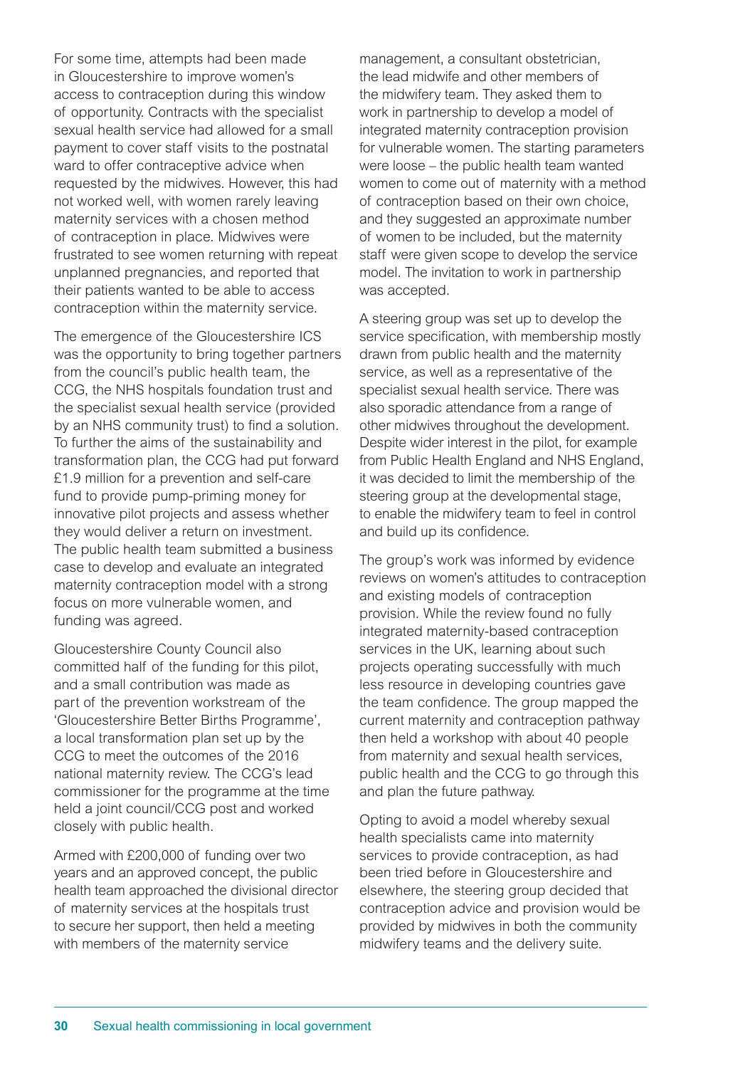For some time, attempts had been made in Gloucestershire to improve women's access to contraception during this window of opportunity. Contracts with the specialist sexual health service had allowed for a small payment to cover staff visits to the postnatal ward to offer contraceptive advice when requested by the midwives. However, this had not worked well, with women rarely leaving maternity services with a chosen method of contraception in place. Midwives were frustrated to see women returning with repeat unplanned pregnancies, and reported that their patients wanted to be able to access contraception within the maternity service.

The emergence of the Gloucestershire ICS was the opportunity to bring together partners from the council's public health team, the CCG, the NHS hospitals foundation trust and the specialist sexual health service (provided by an NHS community trust) to find a solution. To further the aims of the sustainability and transformation plan, the CCG had put forward £1.9 million for a prevention and self-care fund to provide pump-priming money for innovative pilot projects and assess whether they would deliver a return on investment. The public health team submitted a business case to develop and evaluate an integrated maternity contraception model with a strong focus on more vulnerable women, and funding was agreed.

Gloucestershire County Council also committed half of the funding for this pilot, and a small contribution was made as part of the prevention workstream of the 'Gloucestershire Better Births Programme', a local transformation plan set up by the CCG to meet the outcomes of the 2016 national maternity review. The CCG's lead commissioner for the programme at the time held a joint council/CCG post and worked closely with public health.

Armed with £200,000 of funding over two years and an approved concept, the public health team approached the divisional director of maternity services at the hospitals trust to secure her support, then held a meeting with members of the maternity service management, a consultant obstetrician, the lead midwife and other members of the midwifery team. They asked them to work in partnership to develop a model of integrated maternity contraception provision for vulnerable women. The starting parameters were loose – the public health team wanted women to come out of maternity with a method of contraception based on their own choice, and they suggested an approximate number of women to be included, but the maternity staff were given scope to develop the service model. The invitation to work in partnership was accepted.

A steering group was set up to develop the service specification, with membership mostly drawn from public health and the maternity service, as well as a representative of the specialist sexual health service. There was also sporadic attendance from a range of other midwives throughout the development. Despite wider interest in the pilot, for example from Public Health England and NHS England, it was decided to limit the membership of the steering group at the developmental stage, to enable the midwifery team to feel in control and build up its confidence.

The group's work was informed by evidence reviews on women's attitudes to contraception and existing models of contraception provision. While the review found no fully integrated maternity-based contraception services in the UK, learning about such projects operating successfully with much less resource in developing countries gave the team confidence. The group mapped the current maternity and contraception pathway then held a workshop with about 40 people from maternity and sexual health services, public health and the CCG to go through this and plan the future pathway.

Opting to avoid a model whereby sexual health specialists came into maternity services to provide contraception, as had been tried before in Gloucestershire and elsewhere, the steering group decided that contraception advice and provision would be provided by midwives in both the community midwifery teams and the delivery suite.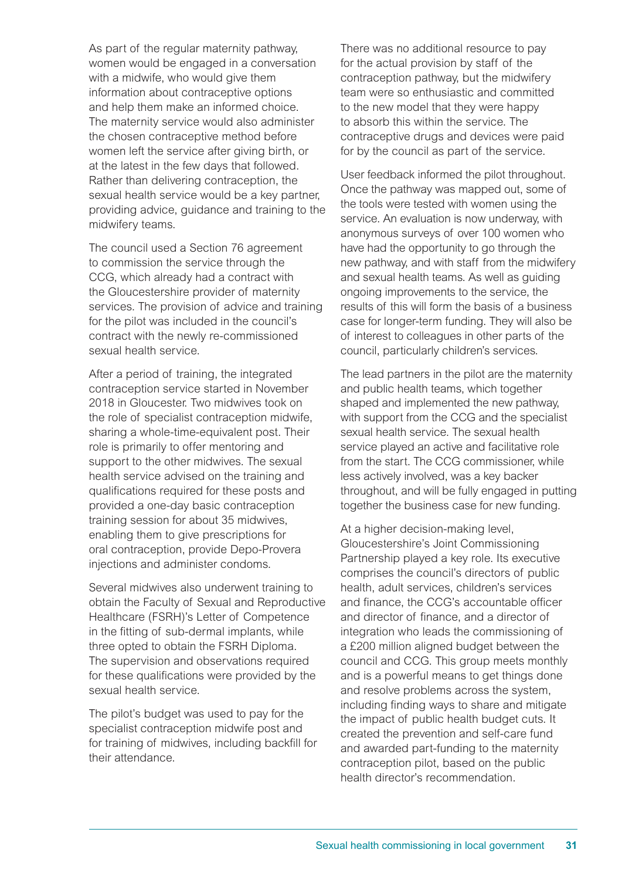As part of the regular maternity pathway, women would be engaged in a conversation with a midwife, who would give them information about contraceptive options and help them make an informed choice. The maternity service would also administer the chosen contraceptive method before women left the service after giving birth, or at the latest in the few days that followed. Rather than delivering contraception, the sexual health service would be a key partner, providing advice, guidance and training to the midwifery teams.

The council used a Section 76 agreement to commission the service through the CCG, which already had a contract with the Gloucestershire provider of maternity services. The provision of advice and training for the pilot was included in the council's contract with the newly re-commissioned sexual health service.

After a period of training, the integrated contraception service started in November 2018 in Gloucester. Two midwives took on the role of specialist contraception midwife, sharing a whole-time-equivalent post. Their role is primarily to offer mentoring and support to the other midwives. The sexual health service advised on the training and qualifications required for these posts and provided a one-day basic contraception training session for about 35 midwives, enabling them to give prescriptions for oral contraception, provide Depo-Provera injections and administer condoms.

Several midwives also underwent training to obtain the Faculty of Sexual and Reproductive Healthcare (FSRH)'s Letter of Competence in the fitting of sub-dermal implants, while three opted to obtain the FSRH Diploma. The supervision and observations required for these qualifications were provided by the sexual health service.

The pilot's budget was used to pay for the specialist contraception midwife post and for training of midwives, including backfill for their attendance.

There was no additional resource to pay for the actual provision by staff of the contraception pathway, but the midwifery team were so enthusiastic and committed to the new model that they were happy to absorb this within the service. The contraceptive drugs and devices were paid for by the council as part of the service.

User feedback informed the pilot throughout. Once the pathway was mapped out, some of the tools were tested with women using the service. An evaluation is now underway, with anonymous surveys of over 100 women who have had the opportunity to go through the new pathway, and with staff from the midwifery and sexual health teams. As well as guiding ongoing improvements to the service, the results of this will form the basis of a business case for longer-term funding. They will also be of interest to colleagues in other parts of the council, particularly children's services.

The lead partners in the pilot are the maternity and public health teams, which together shaped and implemented the new pathway, with support from the CCG and the specialist sexual health service. The sexual health service played an active and facilitative role from the start. The CCG commissioner, while less actively involved, was a key backer throughout, and will be fully engaged in putting together the business case for new funding.

At a higher decision-making level, Gloucestershire's Joint Commissioning Partnership played a key role. Its executive comprises the council's directors of public health, adult services, children's services and finance, the CCG's accountable officer and director of finance, and a director of integration who leads the commissioning of a £200 million aligned budget between the council and CCG. This group meets monthly and is a powerful means to get things done and resolve problems across the system, including finding ways to share and mitigate the impact of public health budget cuts. It created the prevention and self-care fund and awarded part-funding to the maternity contraception pilot, based on the public health director's recommendation.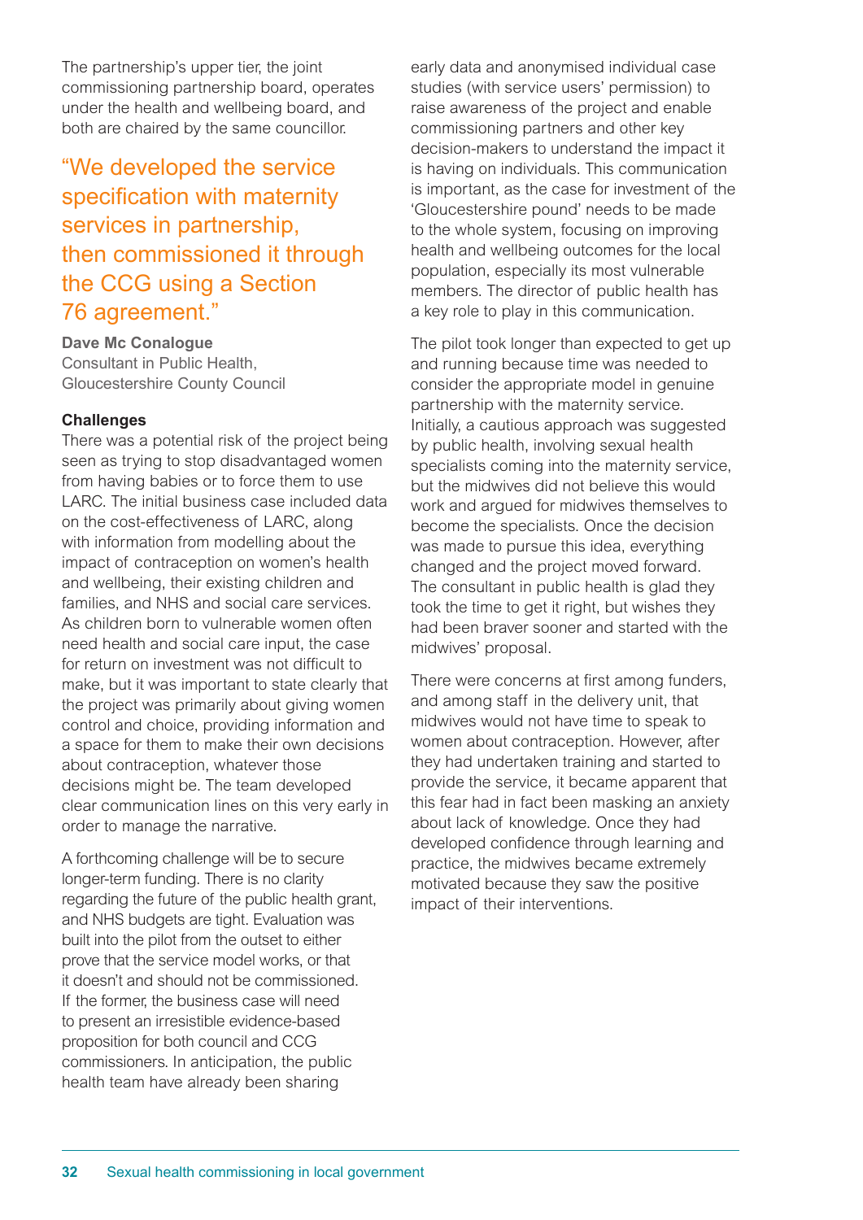The partnership's upper tier, the joint commissioning partnership board, operates under the health and wellbeing board, and both are chaired by the same councillor.

> "We developed the service specification with maternity services in partnership, then commissioned it through the CCG using a Section 76 agreement."
>
> **Dave Mc Conalogue**
> Consultant in Public Health, Gloucestershire County Council

**Challenges**

There was a potential risk of the project being seen as trying to stop disadvantaged women from having babies or to force them to use LARC. The initial business case included data on the cost-effectiveness of LARC, along with information from modelling about the impact of contraception on women's health and wellbeing, their existing children and families, and NHS and social care services. As children born to vulnerable women often need health and social care input, the case for return on investment was not difficult to make, but it was important to state clearly that the project was primarily about giving women control and choice, providing information and a space for them to make their own decisions about contraception, whatever those decisions might be. The team developed clear communication lines on this very early in order to manage the narrative.

A forthcoming challenge will be to secure longer-term funding. There is no clarity regarding the future of the public health grant, and NHS budgets are tight. Evaluation was built into the pilot from the outset to either prove that the service model works, or that it doesn't and should not be commissioned. If the former, the business case will need to present an irresistible evidence-based proposition for both council and CCG commissioners. In anticipation, the public health team have already been sharing early data and anonymised individual case studies (with service users' permission) to raise awareness of the project and enable commissioning partners and other key decision-makers to understand the impact it is having on individuals. This communication is important, as the case for investment of the 'Gloucestershire pound' needs to be made to the whole system, focusing on improving health and wellbeing outcomes for the local population, especially its most vulnerable members. The director of public health has a key role to play in this communication.

The pilot took longer than expected to get up and running because time was needed to consider the appropriate model in genuine partnership with the maternity service. Initially, a cautious approach was suggested by public health, involving sexual health specialists coming into the maternity service, but the midwives did not believe this would work and argued for midwives themselves to become the specialists. Once the decision was made to pursue this idea, everything changed and the project moved forward. The consultant in public health is glad they took the time to get it right, but wishes they had been braver sooner and started with the midwives' proposal.

There were concerns at first among funders, and among staff in the delivery unit, that midwives would not have time to speak to women about contraception. However, after they had undertaken training and started to provide the service, it became apparent that this fear had in fact been masking an anxiety about lack of knowledge. Once they had developed confidence through learning and practice, the midwives became extremely motivated because they saw the positive impact of their interventions.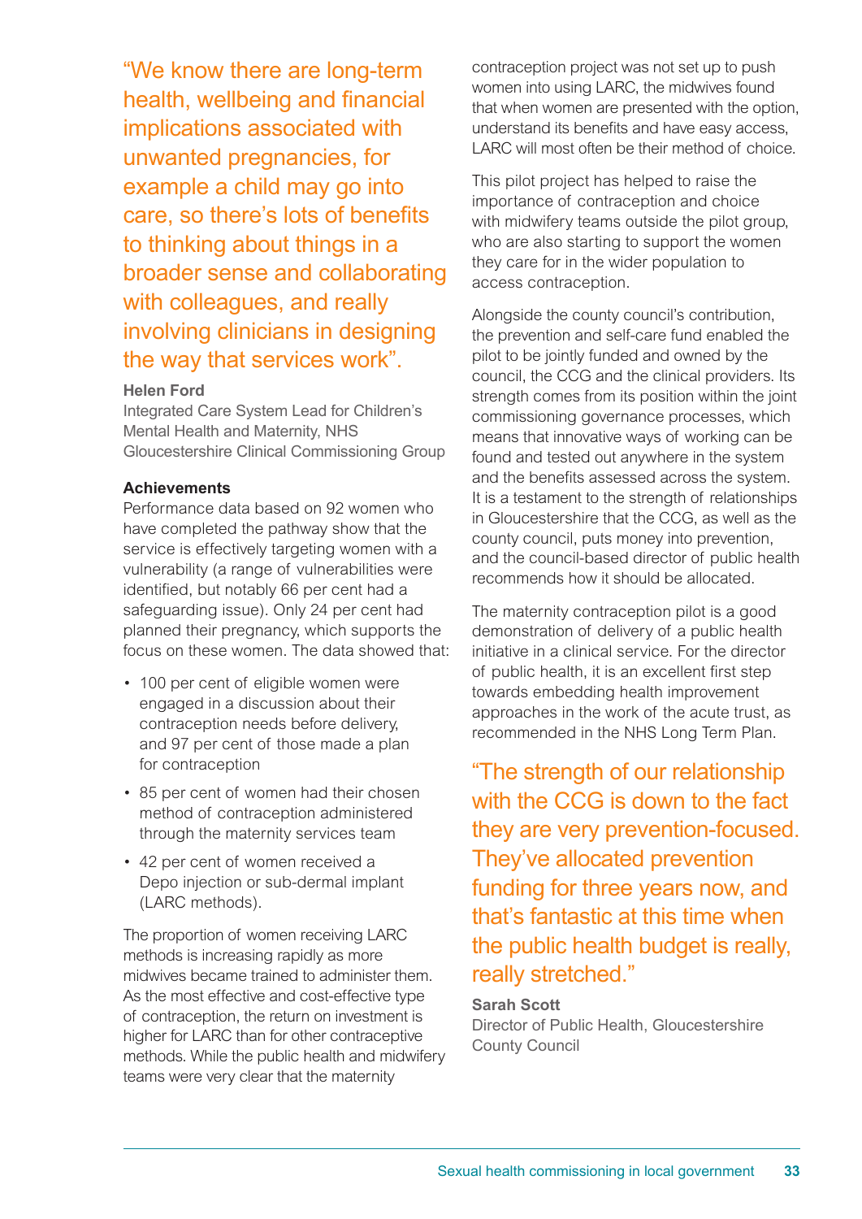"We know there are long-term health, wellbeing and financial implications associated with unwanted pregnancies, for example a child may go into care, so there's lots of benefits to thinking about things in a broader sense and collaborating with colleagues, and really involving clinicians in designing the way that services work".

**Helen Ford**
Integrated Care System Lead for Children's Mental Health and Maternity, NHS Gloucestershire Clinical Commissioning Group

**Achievements**

Performance data based on 92 women who have completed the pathway show that the service is effectively targeting women with a vulnerability (a range of vulnerabilities were identified, but notably 66 per cent had a safeguarding issue). Only 24 per cent had planned their pregnancy, which supports the focus on these women. The data showed that:

- 100 per cent of eligible women were engaged in a discussion about their contraception needs before delivery, and 97 per cent of those made a plan for contraception
- 85 per cent of women had their chosen method of contraception administered through the maternity services team
- 42 per cent of women received a Depo injection or sub-dermal implant (LARC methods).

The proportion of women receiving LARC methods is increasing rapidly as more midwives became trained to administer them. As the most effective and cost-effective type of contraception, the return on investment is higher for LARC than for other contraceptive methods. While the public health and midwifery teams were very clear that the maternity contraception project was not set up to push women into using LARC, the midwives found that when women are presented with the option, understand its benefits and have easy access, LARC will most often be their method of choice.

This pilot project has helped to raise the importance of contraception and choice with midwifery teams outside the pilot group, who are also starting to support the women they care for in the wider population to access contraception.

Alongside the county council's contribution, the prevention and self-care fund enabled the pilot to be jointly funded and owned by the council, the CCG and the clinical providers. Its strength comes from its position within the joint commissioning governance processes, which means that innovative ways of working can be found and tested out anywhere in the system and the benefits assessed across the system. It is a testament to the strength of relationships in Gloucestershire that the CCG, as well as the county council, puts money into prevention, and the council-based director of public health recommends how it should be allocated.

The maternity contraception pilot is a good demonstration of delivery of a public health initiative in a clinical service. For the director of public health, it is an excellent first step towards embedding health improvement approaches in the work of the acute trust, as recommended in the NHS Long Term Plan.

"The strength of our relationship with the CCG is down to the fact they are very prevention-focused. They've allocated prevention funding for three years now, and that's fantastic at this time when the public health budget is really, really stretched."

**Sarah Scott**
Director of Public Health, Gloucestershire County Council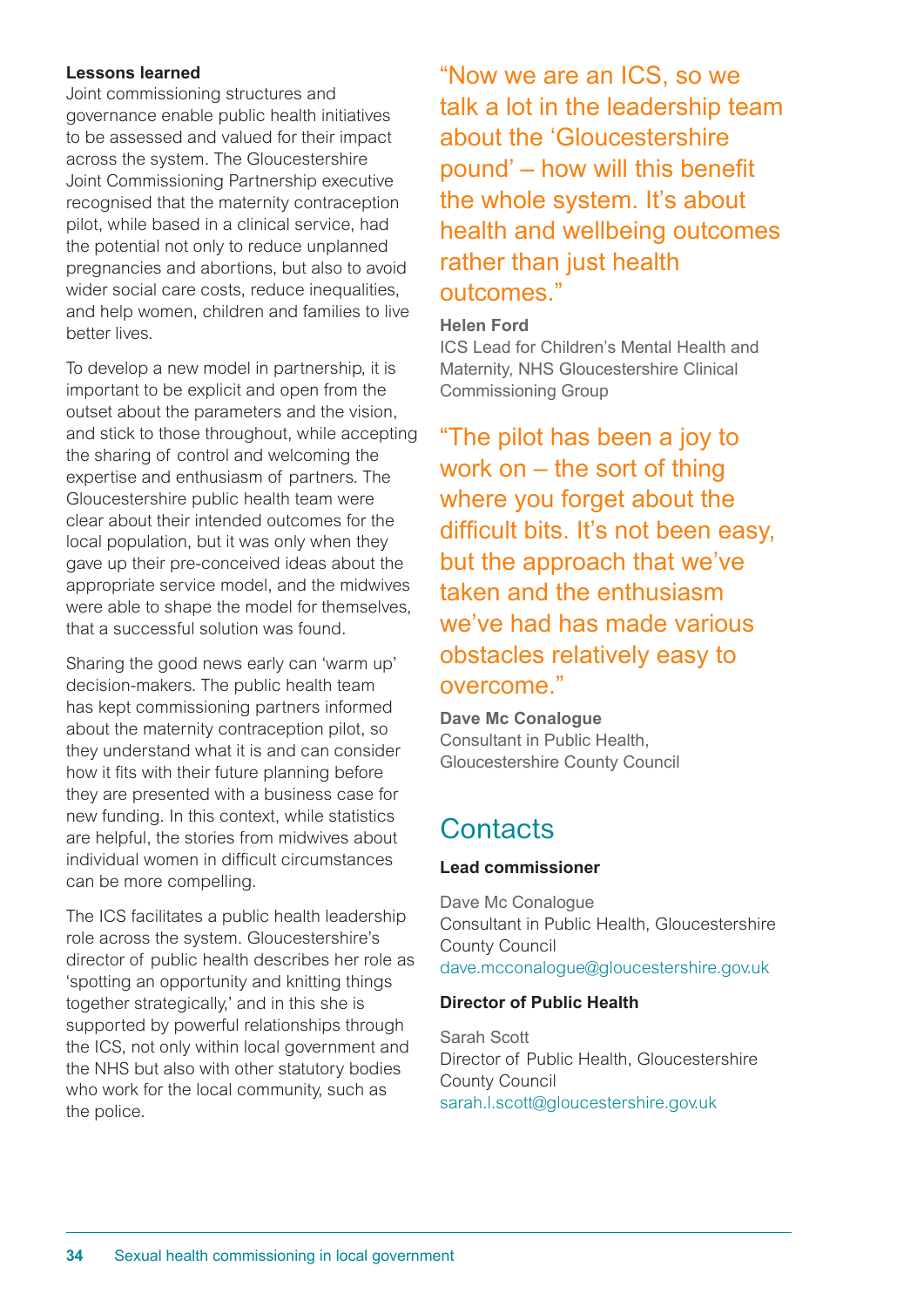**Lessons learned**

Joint commissioning structures and governance enable public health initiatives to be assessed and valued for their impact across the system. The Gloucestershire Joint Commissioning Partnership executive recognised that the maternity contraception pilot, while based in a clinical service, had the potential not only to reduce unplanned pregnancies and abortions, but also to avoid wider social care costs, reduce inequalities, and help women, children and families to live better lives.

To develop a new model in partnership, it is important to be explicit and open from the outset about the parameters and the vision, and stick to those throughout, while accepting the sharing of control and welcoming the expertise and enthusiasm of partners. The Gloucestershire public health team were clear about their intended outcomes for the local population, but it was only when they gave up their pre-conceived ideas about the appropriate service model, and the midwives were able to shape the model for themselves, that a successful solution was found.

Sharing the good news early can 'warm up' decision-makers. The public health team has kept commissioning partners informed about the maternity contraception pilot, so they understand what it is and can consider how it fits with their future planning before they are presented with a business case for new funding. In this context, while statistics are helpful, the stories from midwives about individual women in difficult circumstances can be more compelling.

The ICS facilitates a public health leadership role across the system. Gloucestershire's director of public health describes her role as 'spotting an opportunity and knitting things together strategically,' and in this she is supported by powerful relationships through the ICS, not only within local government and the NHS but also with other statutory bodies who work for the local community, such as the police.

"Now we are an ICS, so we talk a lot in the leadership team about the 'Gloucestershire pound' – how will this benefit the whole system. It's about health and wellbeing outcomes rather than just health outcomes."

**Helen Ford**
ICS Lead for Children's Mental Health and Maternity, NHS Gloucestershire Clinical Commissioning Group

"The pilot has been a joy to work on – the sort of thing where you forget about the difficult bits. It's not been easy, but the approach that we've taken and the enthusiasm we've had has made various obstacles relatively easy to overcome."

**Dave Mc Conalogue**
Consultant in Public Health, Gloucestershire County Council

## Contacts

**Lead commissioner**

Dave Mc Conalogue
Consultant in Public Health, Gloucestershire County Council
dave.mcconalogue@gloucestershire.gov.uk

**Director of Public Health**

Sarah Scott
Director of Public Health, Gloucestershire County Council
sarah.l.scott@gloucestershire.gov.uk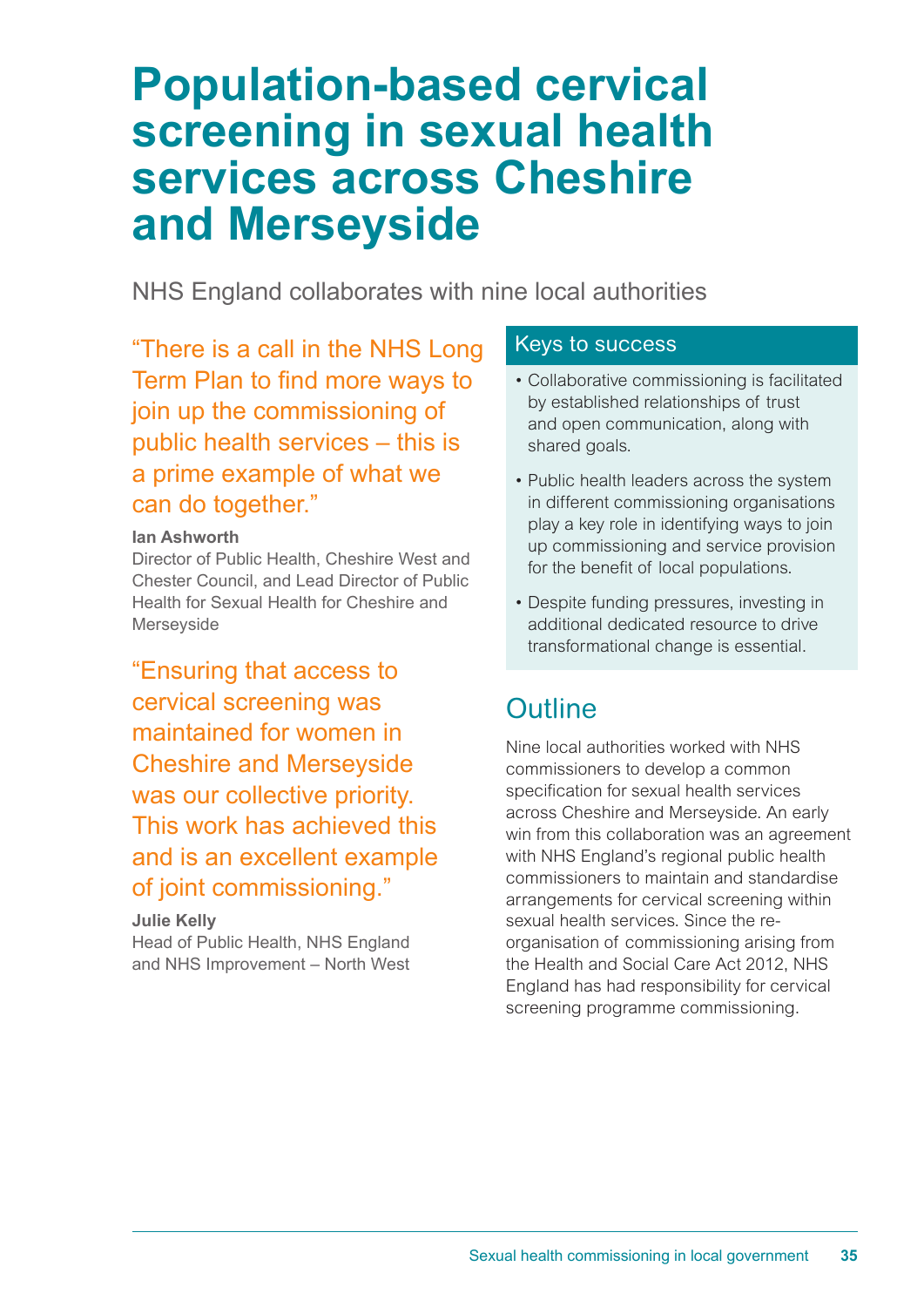# Population-based cervical screening in sexual health services across Cheshire and Merseyside

NHS England collaborates with nine local authorities

"There is a call in the NHS Long Term Plan to find more ways to join up the commissioning of public health services – this is a prime example of what we can do together."

**Ian Ashworth**
Director of Public Health, Cheshire West and Chester Council, and Lead Director of Public Health for Sexual Health for Cheshire and Merseyside

"Ensuring that access to cervical screening was maintained for women in Cheshire and Merseyside was our collective priority. This work has achieved this and is an excellent example of joint commissioning."

**Julie Kelly**
Head of Public Health, NHS England and NHS Improvement – North West

### Keys to success

- Collaborative commissioning is facilitated by established relationships of trust and open communication, along with shared goals.
- Public health leaders across the system in different commissioning organisations play a key role in identifying ways to join up commissioning and service provision for the benefit of local populations.
- Despite funding pressures, investing in additional dedicated resource to drive transformational change is essential.

## Outline

Nine local authorities worked with NHS commissioners to develop a common specification for sexual health services across Cheshire and Merseyside. An early win from this collaboration was an agreement with NHS England's regional public health commissioners to maintain and standardise arrangements for cervical screening within sexual health services. Since the re-organisation of commissioning arising from the Health and Social Care Act 2012, NHS England has had responsibility for cervical screening programme commissioning.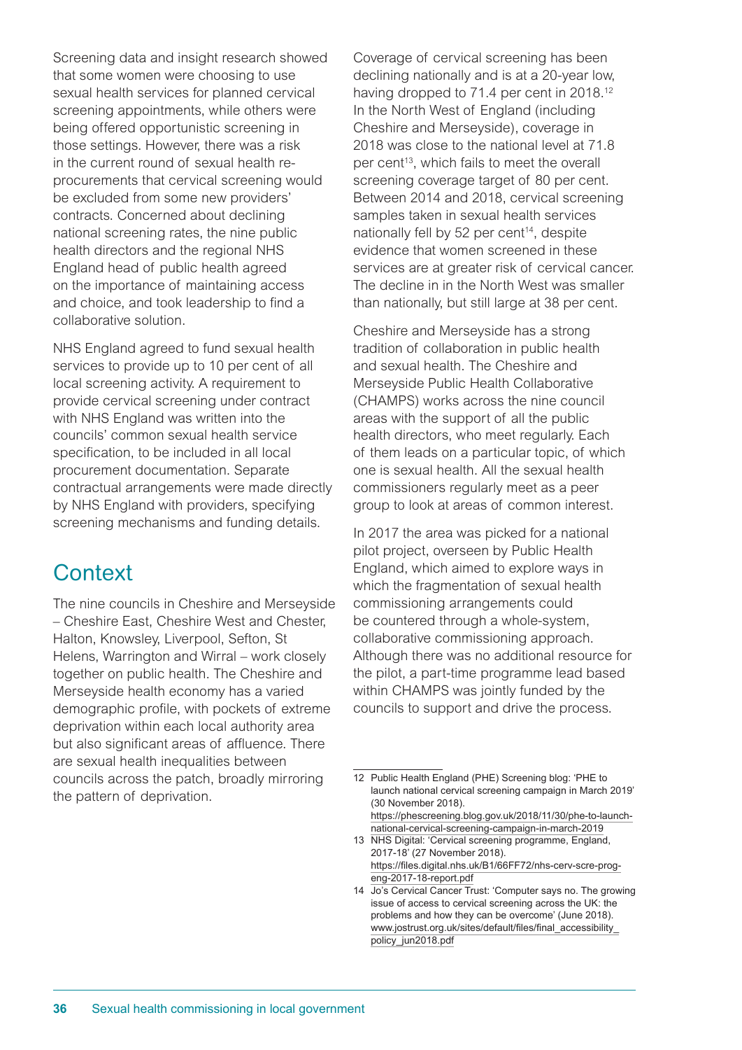Screening data and insight research showed that some women were choosing to use sexual health services for planned cervical screening appointments, while others were being offered opportunistic screening in those settings. However, there was a risk in the current round of sexual health re-procurements that cervical screening would be excluded from some new providers' contracts. Concerned about declining national screening rates, the nine public health directors and the regional NHS England head of public health agreed on the importance of maintaining access and choice, and took leadership to find a collaborative solution.

NHS England agreed to fund sexual health services to provide up to 10 per cent of all local screening activity. A requirement to provide cervical screening under contract with NHS England was written into the councils' common sexual health service specification, to be included in all local procurement documentation. Separate contractual arrangements were made directly by NHS England with providers, specifying screening mechanisms and funding details.

## Context

The nine councils in Cheshire and Merseyside – Cheshire East, Cheshire West and Chester, Halton, Knowsley, Liverpool, Sefton, St Helens, Warrington and Wirral – work closely together on public health. The Cheshire and Merseyside health economy has a varied demographic profile, with pockets of extreme deprivation within each local authority area but also significant areas of affluence. There are sexual health inequalities between councils across the patch, broadly mirroring the pattern of deprivation.

Coverage of cervical screening has been declining nationally and is at a 20-year low, having dropped to 71.4 per cent in 2018.[12] In the North West of England (including Cheshire and Merseyside), coverage in 2018 was close to the national level at 71.8 per cent[13], which fails to meet the overall screening coverage target of 80 per cent. Between 2014 and 2018, cervical screening samples taken in sexual health services nationally fell by 52 per cent[14], despite evidence that women screened in these services are at greater risk of cervical cancer. The decline in in the North West was smaller than nationally, but still large at 38 per cent.

Cheshire and Merseyside has a strong tradition of collaboration in public health and sexual health. The Cheshire and Merseyside Public Health Collaborative (CHAMPS) works across the nine council areas with the support of all the public health directors, who meet regularly. Each of them leads on a particular topic, of which one is sexual health. All the sexual health commissioners regularly meet as a peer group to look at areas of common interest.

In 2017 the area was picked for a national pilot project, overseen by Public Health England, which aimed to explore ways in which the fragmentation of sexual health commissioning arrangements could be countered through a whole-system, collaborative commissioning approach. Although there was no additional resource for the pilot, a part-time programme lead based within CHAMPS was jointly funded by the councils to support and drive the process.

12 Public Health England (PHE) Screening blog: 'PHE to launch national cervical screening campaign in March 2019' (30 November 2018). https://phescreening.blog.gov.uk/2018/11/30/phe-to-launch-national-cervical-screening-campaign-in-march-2019

13 NHS Digital: 'Cervical screening programme, England, 2017-18' (27 November 2018). https://files.digital.nhs.uk/B1/66FF72/nhs-cerv-scre-prog-eng-2017-18-report.pdf

14 Jo's Cervical Cancer Trust: 'Computer says no. The growing issue of access to cervical screening across the UK: the problems and how they can be overcome' (June 2018). www.jostrust.org.uk/sites/default/files/final_accessibility_policy_jun2018.pdf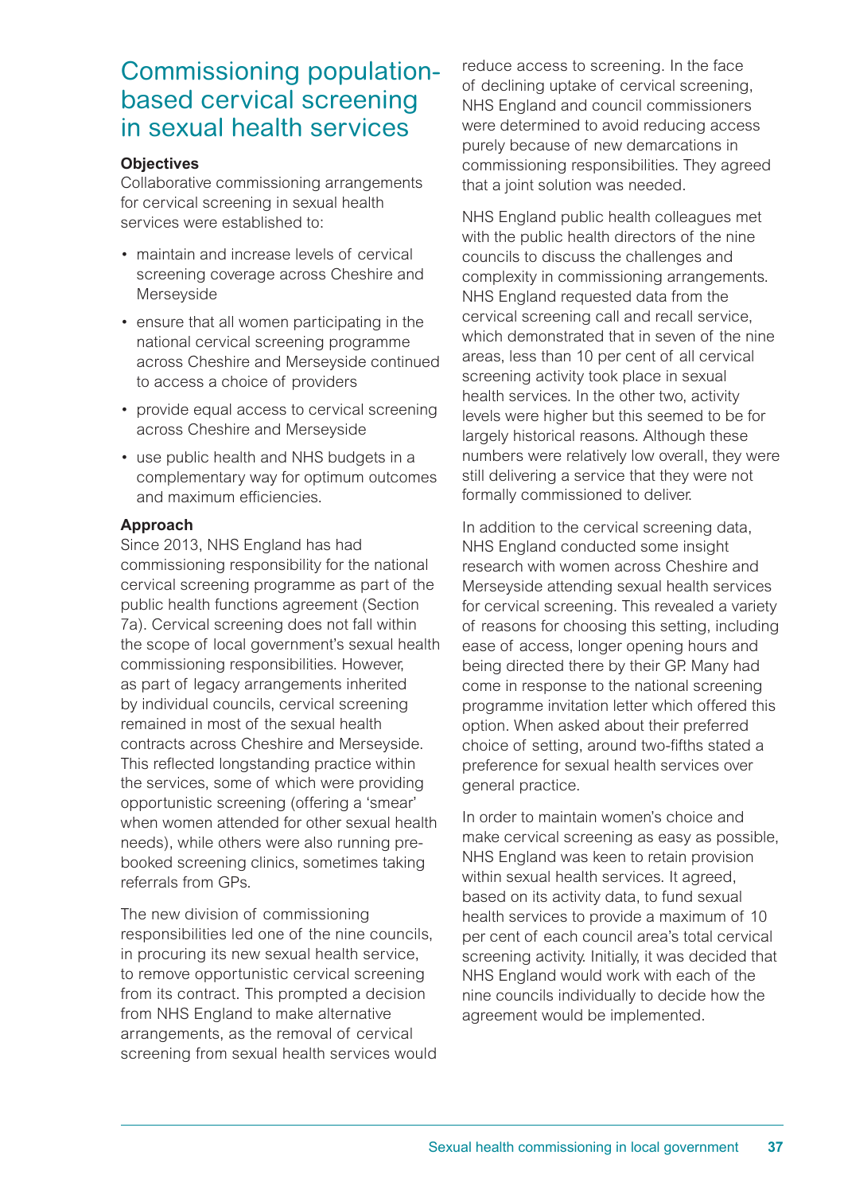# Commissioning population-based cervical screening in sexual health services

**Objectives**

Collaborative commissioning arrangements for cervical screening in sexual health services were established to:

- maintain and increase levels of cervical screening coverage across Cheshire and Merseyside
- ensure that all women participating in the national cervical screening programme across Cheshire and Merseyside continued to access a choice of providers
- provide equal access to cervical screening across Cheshire and Merseyside
- use public health and NHS budgets in a complementary way for optimum outcomes and maximum efficiencies.

**Approach**

Since 2013, NHS England has had commissioning responsibility for the national cervical screening programme as part of the public health functions agreement (Section 7a). Cervical screening does not fall within the scope of local government's sexual health commissioning responsibilities. However, as part of legacy arrangements inherited by individual councils, cervical screening remained in most of the sexual health contracts across Cheshire and Merseyside. This reflected longstanding practice within the services, some of which were providing opportunistic screening (offering a 'smear' when women attended for other sexual health needs), while others were also running pre-booked screening clinics, sometimes taking referrals from GPs.

The new division of commissioning responsibilities led one of the nine councils, in procuring its new sexual health service, to remove opportunistic cervical screening from its contract. This prompted a decision from NHS England to make alternative arrangements, as the removal of cervical screening from sexual health services would reduce access to screening. In the face of declining uptake of cervical screening, NHS England and council commissioners were determined to avoid reducing access purely because of new demarcations in commissioning responsibilities. They agreed that a joint solution was needed.

NHS England public health colleagues met with the public health directors of the nine councils to discuss the challenges and complexity in commissioning arrangements. NHS England requested data from the cervical screening call and recall service, which demonstrated that in seven of the nine areas, less than 10 per cent of all cervical screening activity took place in sexual health services. In the other two, activity levels were higher but this seemed to be for largely historical reasons. Although these numbers were relatively low overall, they were still delivering a service that they were not formally commissioned to deliver.

In addition to the cervical screening data, NHS England conducted some insight research with women across Cheshire and Merseyside attending sexual health services for cervical screening. This revealed a variety of reasons for choosing this setting, including ease of access, longer opening hours and being directed there by their GP. Many had come in response to the national screening programme invitation letter which offered this option. When asked about their preferred choice of setting, around two-fifths stated a preference for sexual health services over general practice.

In order to maintain women's choice and make cervical screening as easy as possible, NHS England was keen to retain provision within sexual health services. It agreed, based on its activity data, to fund sexual health services to provide a maximum of 10 per cent of each council area's total cervical screening activity. Initially, it was decided that NHS England would work with each of the nine councils individually to decide how the agreement would be implemented.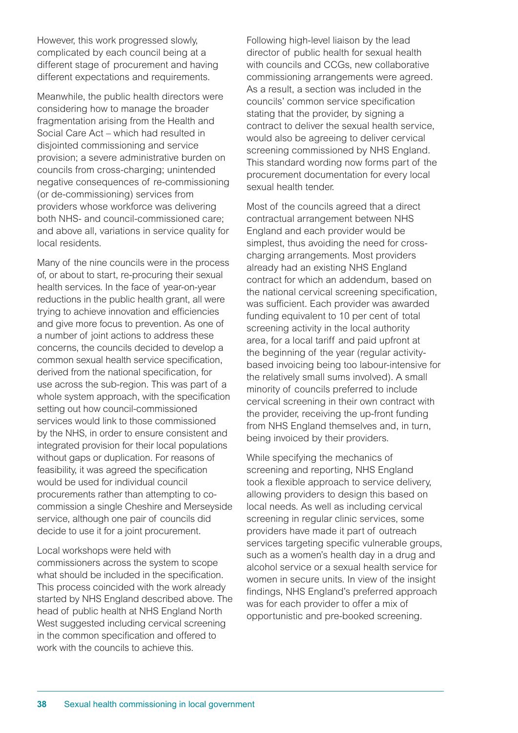However, this work progressed slowly, complicated by each council being at a different stage of procurement and having different expectations and requirements.

Meanwhile, the public health directors were considering how to manage the broader fragmentation arising from the Health and Social Care Act – which had resulted in disjointed commissioning and service provision; a severe administrative burden on councils from cross-charging; unintended negative consequences of re-commissioning (or de-commissioning) services from providers whose workforce was delivering both NHS- and council-commissioned care; and above all, variations in service quality for local residents.

Many of the nine councils were in the process of, or about to start, re-procuring their sexual health services. In the face of year-on-year reductions in the public health grant, all were trying to achieve innovation and efficiencies and give more focus to prevention. As one of a number of joint actions to address these concerns, the councils decided to develop a common sexual health service specification, derived from the national specification, for use across the sub-region. This was part of a whole system approach, with the specification setting out how council-commissioned services would link to those commissioned by the NHS, in order to ensure consistent and integrated provision for their local populations without gaps or duplication. For reasons of feasibility, it was agreed the specification would be used for individual council procurements rather than attempting to co-commission a single Cheshire and Merseyside service, although one pair of councils did decide to use it for a joint procurement.

Local workshops were held with commissioners across the system to scope what should be included in the specification. This process coincided with the work already started by NHS England described above. The head of public health at NHS England North West suggested including cervical screening in the common specification and offered to work with the councils to achieve this.

Following high-level liaison by the lead director of public health for sexual health with councils and CCGs, new collaborative commissioning arrangements were agreed. As a result, a section was included in the councils' common service specification stating that the provider, by signing a contract to deliver the sexual health service, would also be agreeing to deliver cervical screening commissioned by NHS England. This standard wording now forms part of the procurement documentation for every local sexual health tender.

Most of the councils agreed that a direct contractual arrangement between NHS England and each provider would be simplest, thus avoiding the need for cross-charging arrangements. Most providers already had an existing NHS England contract for which an addendum, based on the national cervical screening specification, was sufficient. Each provider was awarded funding equivalent to 10 per cent of total screening activity in the local authority area, for a local tariff and paid upfront at the beginning of the year (regular activity-based invoicing being too labour-intensive for the relatively small sums involved). A small minority of councils preferred to include cervical screening in their own contract with the provider, receiving the up-front funding from NHS England themselves and, in turn, being invoiced by their providers.

While specifying the mechanics of screening and reporting, NHS England took a flexible approach to service delivery, allowing providers to design this based on local needs. As well as including cervical screening in regular clinic services, some providers have made it part of outreach services targeting specific vulnerable groups, such as a women's health day in a drug and alcohol service or a sexual health service for women in secure units. In view of the insight findings, NHS England's preferred approach was for each provider to offer a mix of opportunistic and pre-booked screening.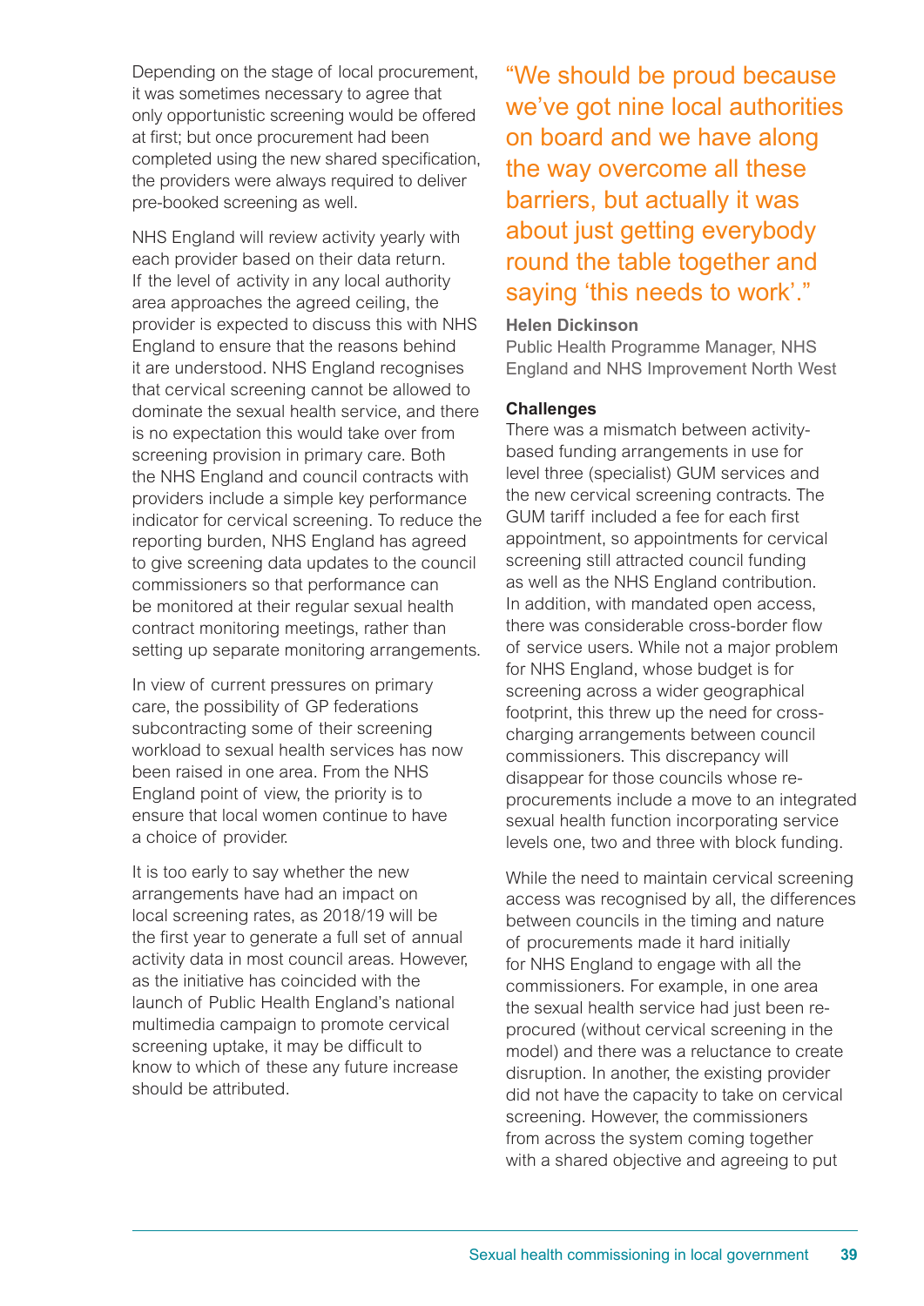Depending on the stage of local procurement, it was sometimes necessary to agree that only opportunistic screening would be offered at first; but once procurement had been completed using the new shared specification, the providers were always required to deliver pre-booked screening as well.

NHS England will review activity yearly with each provider based on their data return. If the level of activity in any local authority area approaches the agreed ceiling, the provider is expected to discuss this with NHS England to ensure that the reasons behind it are understood. NHS England recognises that cervical screening cannot be allowed to dominate the sexual health service, and there is no expectation this would take over from screening provision in primary care. Both the NHS England and council contracts with providers include a simple key performance indicator for cervical screening. To reduce the reporting burden, NHS England has agreed to give screening data updates to the council commissioners so that performance can be monitored at their regular sexual health contract monitoring meetings, rather than setting up separate monitoring arrangements.

In view of current pressures on primary care, the possibility of GP federations subcontracting some of their screening workload to sexual health services has now been raised in one area. From the NHS England point of view, the priority is to ensure that local women continue to have a choice of provider.

It is too early to say whether the new arrangements have had an impact on local screening rates, as 2018/19 will be the first year to generate a full set of annual activity data in most council areas. However, as the initiative has coincided with the launch of Public Health England's national multimedia campaign to promote cervical screening uptake, it may be difficult to know to which of these any future increase should be attributed.

> "We should be proud because we've got nine local authorities on board and we have along the way overcome all these barriers, but actually it was about just getting everybody round the table together and saying 'this needs to work'."
>
> **Helen Dickinson**
> Public Health Programme Manager, NHS England and NHS Improvement North West

**Challenges**

There was a mismatch between activity-based funding arrangements in use for level three (specialist) GUM services and the new cervical screening contracts. The GUM tariff included a fee for each first appointment, so appointments for cervical screening still attracted council funding as well as the NHS England contribution. In addition, with mandated open access, there was considerable cross-border flow of service users. While not a major problem for NHS England, whose budget is for screening across a wider geographical footprint, this threw up the need for cross-charging arrangements between council commissioners. This discrepancy will disappear for those councils whose re-procurements include a move to an integrated sexual health function incorporating service levels one, two and three with block funding.

While the need to maintain cervical screening access was recognised by all, the differences between councils in the timing and nature of procurements made it hard initially for NHS England to engage with all the commissioners. For example, in one area the sexual health service had just been re-procured (without cervical screening in the model) and there was a reluctance to create disruption. In another, the existing provider did not have the capacity to take on cervical screening. However, the commissioners from across the system coming together with a shared objective and agreeing to put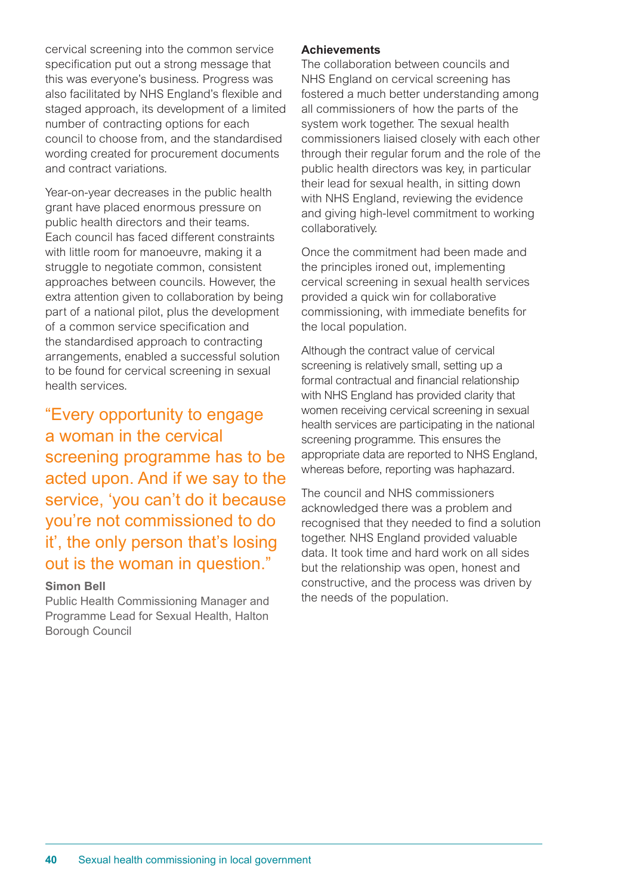cervical screening into the common service specification put out a strong message that this was everyone's business. Progress was also facilitated by NHS England's flexible and staged approach, its development of a limited number of contracting options for each council to choose from, and the standardised wording created for procurement documents and contract variations.

Year-on-year decreases in the public health grant have placed enormous pressure on public health directors and their teams. Each council has faced different constraints with little room for manoeuvre, making it a struggle to negotiate common, consistent approaches between councils. However, the extra attention given to collaboration by being part of a national pilot, plus the development of a common service specification and the standardised approach to contracting arrangements, enabled a successful solution to be found for cervical screening in sexual health services.

> "Every opportunity to engage a woman in the cervical screening programme has to be acted upon. And if we say to the service, 'you can't do it because you're not commissioned to do it', the only person that's losing out is the woman in question."
>
> **Simon Bell**
> Public Health Commissioning Manager and Programme Lead for Sexual Health, Halton Borough Council

**Achievements**

The collaboration between councils and NHS England on cervical screening has fostered a much better understanding among all commissioners of how the parts of the system work together. The sexual health commissioners liaised closely with each other through their regular forum and the role of the public health directors was key, in particular their lead for sexual health, in sitting down with NHS England, reviewing the evidence and giving high-level commitment to working collaboratively.

Once the commitment had been made and the principles ironed out, implementing cervical screening in sexual health services provided a quick win for collaborative commissioning, with immediate benefits for the local population.

Although the contract value of cervical screening is relatively small, setting up a formal contractual and financial relationship with NHS England has provided clarity that women receiving cervical screening in sexual health services are participating in the national screening programme. This ensures the appropriate data are reported to NHS England, whereas before, reporting was haphazard.

The council and NHS commissioners acknowledged there was a problem and recognised that they needed to find a solution together. NHS England provided valuable data. It took time and hard work on all sides but the relationship was open, honest and constructive, and the process was driven by the needs of the population.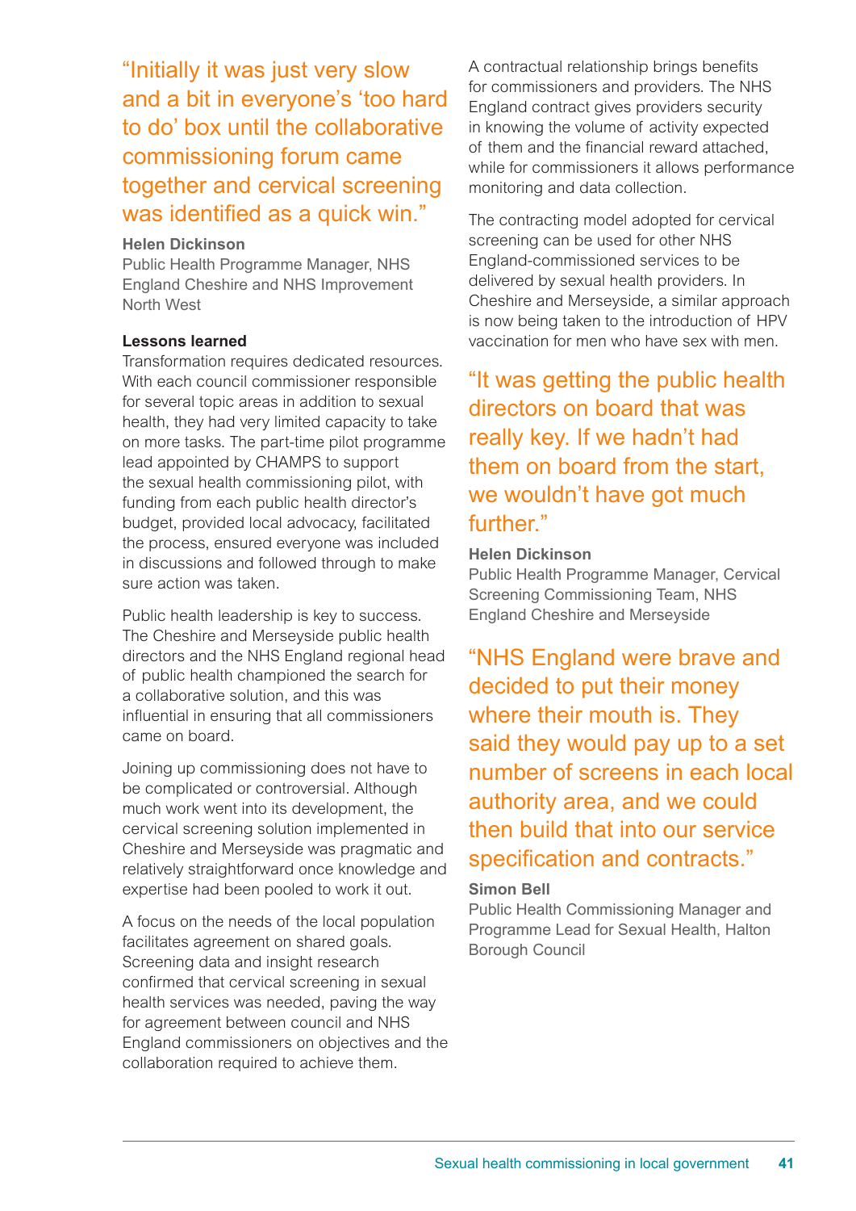"Initially it was just very slow and a bit in everyone's 'too hard to do' box until the collaborative commissioning forum came together and cervical screening was identified as a quick win."

**Helen Dickinson**
Public Health Programme Manager, NHS England Cheshire and NHS Improvement North West

**Lessons learned**

Transformation requires dedicated resources. With each council commissioner responsible for several topic areas in addition to sexual health, they had very limited capacity to take on more tasks. The part-time pilot programme lead appointed by CHAMPS to support the sexual health commissioning pilot, with funding from each public health director's budget, provided local advocacy, facilitated the process, ensured everyone was included in discussions and followed through to make sure action was taken.

Public health leadership is key to success. The Cheshire and Merseyside public health directors and the NHS England regional head of public health championed the search for a collaborative solution, and this was influential in ensuring that all commissioners came on board.

Joining up commissioning does not have to be complicated or controversial. Although much work went into its development, the cervical screening solution implemented in Cheshire and Merseyside was pragmatic and relatively straightforward once knowledge and expertise had been pooled to work it out.

A focus on the needs of the local population facilitates agreement on shared goals. Screening data and insight research confirmed that cervical screening in sexual health services was needed, paving the way for agreement between council and NHS England commissioners on objectives and the collaboration required to achieve them.

A contractual relationship brings benefits for commissioners and providers. The NHS England contract gives providers security in knowing the volume of activity expected of them and the financial reward attached, while for commissioners it allows performance monitoring and data collection.

The contracting model adopted for cervical screening can be used for other NHS England-commissioned services to be delivered by sexual health providers. In Cheshire and Merseyside, a similar approach is now being taken to the introduction of HPV vaccination for men who have sex with men.

"It was getting the public health directors on board that was really key. If we hadn't had them on board from the start, we wouldn't have got much further."

**Helen Dickinson**
Public Health Programme Manager, Cervical Screening Commissioning Team, NHS England Cheshire and Merseyside

"NHS England were brave and decided to put their money where their mouth is. They said they would pay up to a set number of screens in each local authority area, and we could then build that into our service specification and contracts."

**Simon Bell**
Public Health Commissioning Manager and Programme Lead for Sexual Health, Halton Borough Council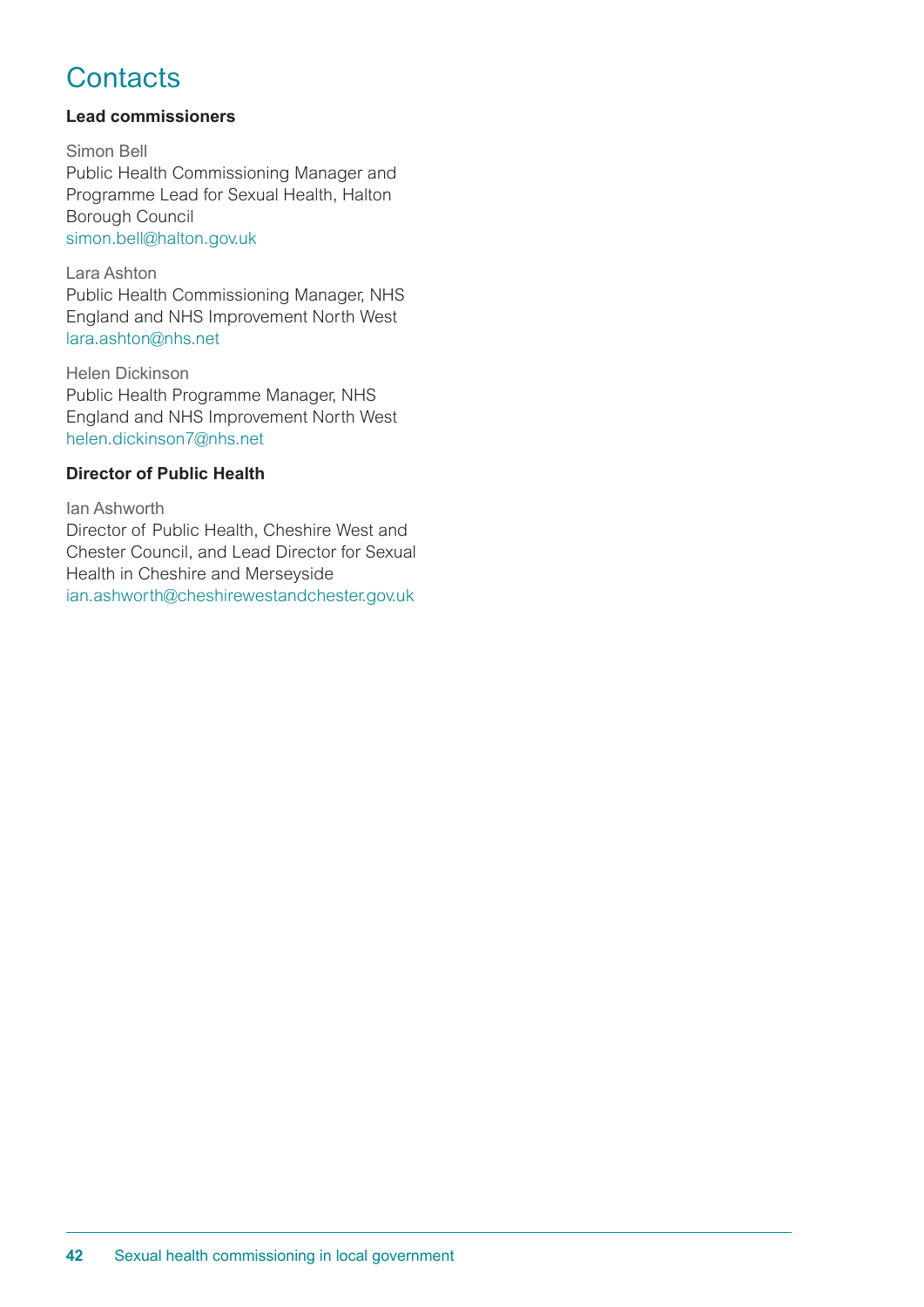# Contacts

**Lead commissioners**

Simon Bell
Public Health Commissioning Manager and Programme Lead for Sexual Health, Halton Borough Council
simon.bell@halton.gov.uk

Lara Ashton
Public Health Commissioning Manager, NHS England and NHS Improvement North West
lara.ashton@nhs.net

Helen Dickinson
Public Health Programme Manager, NHS England and NHS Improvement North West
helen.dickinson7@nhs.net

**Director of Public Health**

Ian Ashworth
Director of Public Health, Cheshire West and Chester Council, and Lead Director for Sexual Health in Cheshire and Merseyside
ian.ashworth@cheshirewestandchester.gov.uk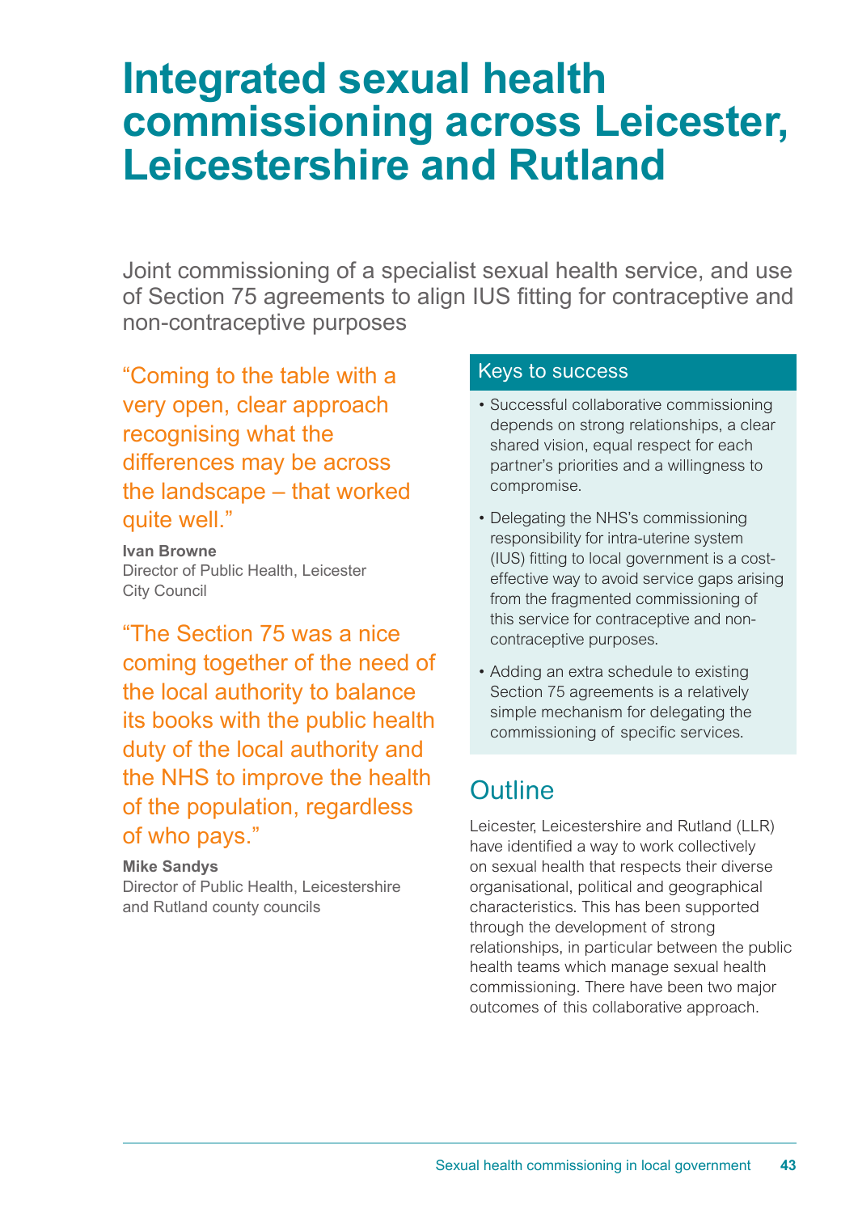# Integrated sexual health commissioning across Leicester, Leicestershire and Rutland

Joint commissioning of a specialist sexual health service, and use of Section 75 agreements to align IUS fitting for contraceptive and non-contraceptive purposes

"Coming to the table with a very open, clear approach recognising what the differences may be across the landscape – that worked quite well."

**Ivan Browne**
Director of Public Health, Leicester City Council

"The Section 75 was a nice coming together of the need of the local authority to balance its books with the public health duty of the local authority and the NHS to improve the health of the population, regardless of who pays."

**Mike Sandys**
Director of Public Health, Leicestershire and Rutland county councils

### Keys to success

- Successful collaborative commissioning depends on strong relationships, a clear shared vision, equal respect for each partner's priorities and a willingness to compromise.
- Delegating the NHS's commissioning responsibility for intra-uterine system (IUS) fitting to local government is a cost-effective way to avoid service gaps arising from the fragmented commissioning of this service for contraceptive and non-contraceptive purposes.
- Adding an extra schedule to existing Section 75 agreements is a relatively simple mechanism for delegating the commissioning of specific services.

## Outline

Leicester, Leicestershire and Rutland (LLR) have identified a way to work collectively on sexual health that respects their diverse organisational, political and geographical characteristics. This has been supported through the development of strong relationships, in particular between the public health teams which manage sexual health commissioning. There have been two major outcomes of this collaborative approach.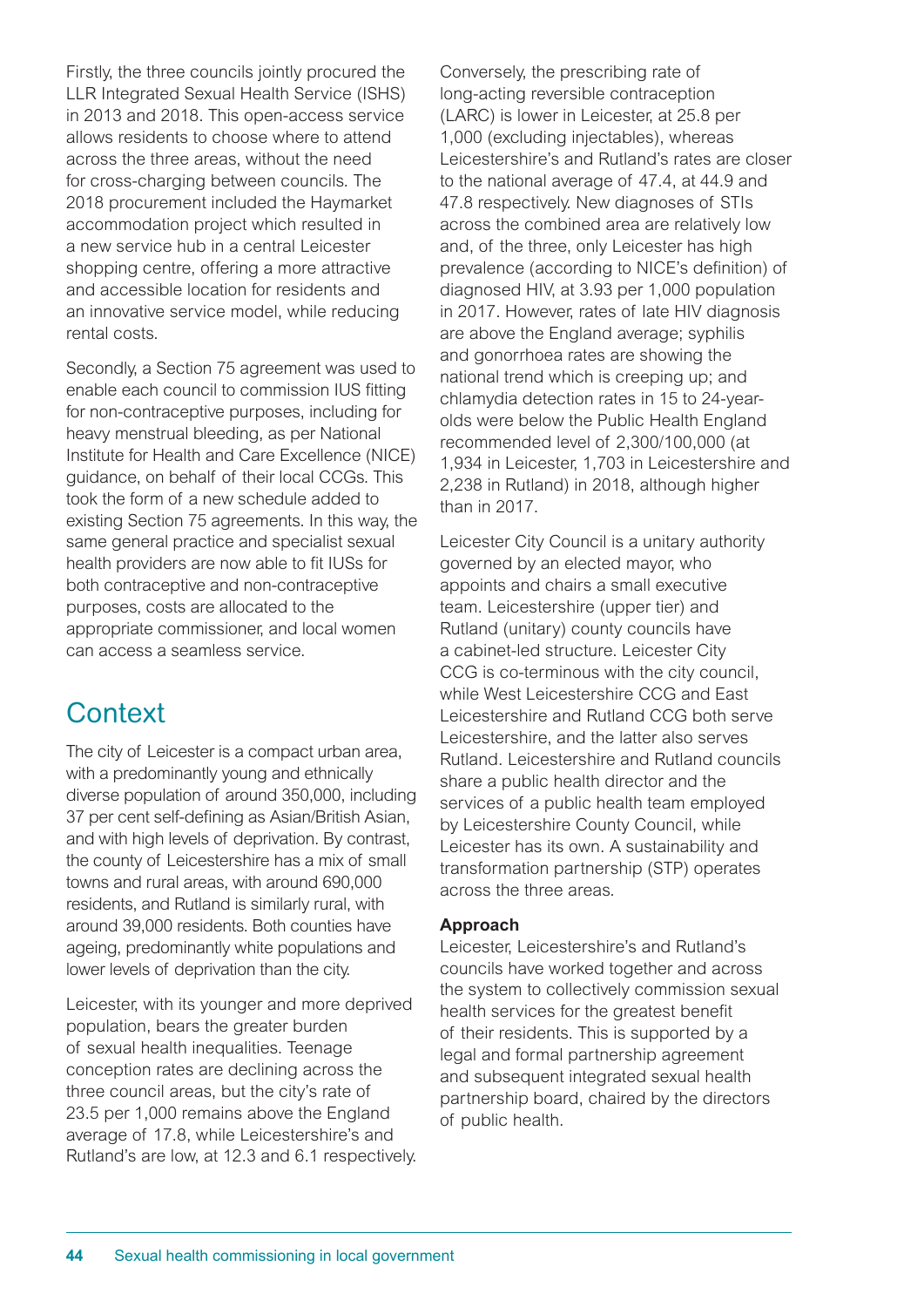Firstly, the three councils jointly procured the LLR Integrated Sexual Health Service (ISHS) in 2013 and 2018. This open-access service allows residents to choose where to attend across the three areas, without the need for cross-charging between councils. The 2018 procurement included the Haymarket accommodation project which resulted in a new service hub in a central Leicester shopping centre, offering a more attractive and accessible location for residents and an innovative service model, while reducing rental costs.

Secondly, a Section 75 agreement was used to enable each council to commission IUS fitting for non-contraceptive purposes, including for heavy menstrual bleeding, as per National Institute for Health and Care Excellence (NICE) guidance, on behalf of their local CCGs. This took the form of a new schedule added to existing Section 75 agreements. In this way, the same general practice and specialist sexual health providers are now able to fit IUSs for both contraceptive and non-contraceptive purposes, costs are allocated to the appropriate commissioner, and local women can access a seamless service.

## Context

The city of Leicester is a compact urban area, with a predominantly young and ethnically diverse population of around 350,000, including 37 per cent self-defining as Asian/British Asian, and with high levels of deprivation. By contrast, the county of Leicestershire has a mix of small towns and rural areas, with around 690,000 residents, and Rutland is similarly rural, with around 39,000 residents. Both counties have ageing, predominantly white populations and lower levels of deprivation than the city.

Leicester, with its younger and more deprived population, bears the greater burden of sexual health inequalities. Teenage conception rates are declining across the three council areas, but the city's rate of 23.5 per 1,000 remains above the England average of 17.8, while Leicestershire's and Rutland's are low, at 12.3 and 6.1 respectively.

Conversely, the prescribing rate of long-acting reversible contraception (LARC) is lower in Leicester, at 25.8 per 1,000 (excluding injectables), whereas Leicestershire's and Rutland's rates are closer to the national average of 47.4, at 44.9 and 47.8 respectively. New diagnoses of STIs across the combined area are relatively low and, of the three, only Leicester has high prevalence (according to NICE's definition) of diagnosed HIV, at 3.93 per 1,000 population in 2017. However, rates of late HIV diagnosis are above the England average; syphilis and gonorrhoea rates are showing the national trend which is creeping up; and chlamydia detection rates in 15 to 24-year-olds were below the Public Health England recommended level of 2,300/100,000 (at 1,934 in Leicester, 1,703 in Leicestershire and 2,238 in Rutland) in 2018, although higher than in 2017.

Leicester City Council is a unitary authority governed by an elected mayor, who appoints and chairs a small executive team. Leicestershire (upper tier) and Rutland (unitary) county councils have a cabinet-led structure. Leicester City CCG is co-terminous with the city council, while West Leicestershire CCG and East Leicestershire and Rutland CCG both serve Leicestershire, and the latter also serves Rutland. Leicestershire and Rutland councils share a public health director and the services of a public health team employed by Leicestershire County Council, while Leicester has its own. A sustainability and transformation partnership (STP) operates across the three areas.

**Approach**

Leicester, Leicestershire's and Rutland's councils have worked together and across the system to collectively commission sexual health services for the greatest benefit of their residents. This is supported by a legal and formal partnership agreement and subsequent integrated sexual health partnership board, chaired by the directors of public health.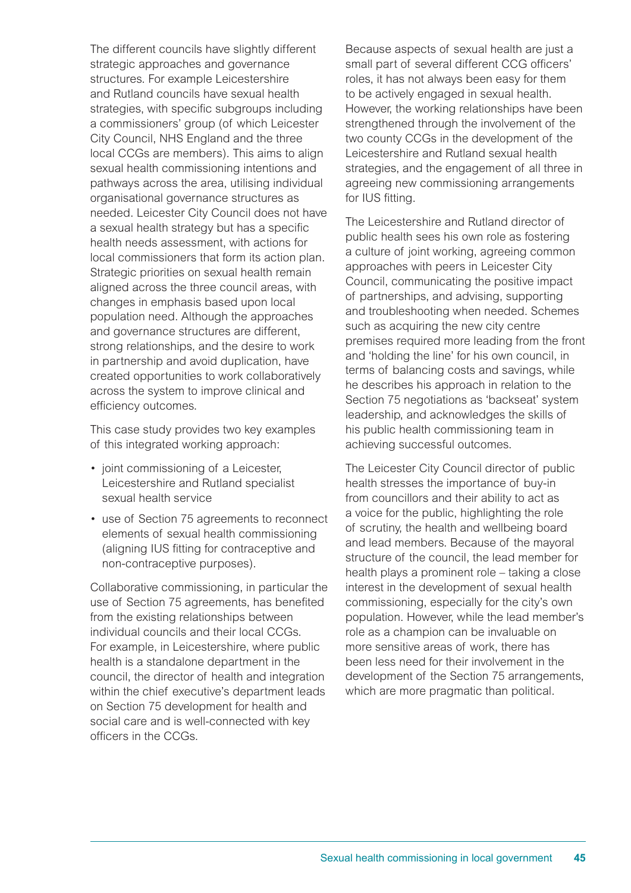The different councils have slightly different strategic approaches and governance structures. For example Leicestershire and Rutland councils have sexual health strategies, with specific subgroups including a commissioners' group (of which Leicester City Council, NHS England and the three local CCGs are members). This aims to align sexual health commissioning intentions and pathways across the area, utilising individual organisational governance structures as needed. Leicester City Council does not have a sexual health strategy but has a specific health needs assessment, with actions for local commissioners that form its action plan. Strategic priorities on sexual health remain aligned across the three council areas, with changes in emphasis based upon local population need. Although the approaches and governance structures are different, strong relationships, and the desire to work in partnership and avoid duplication, have created opportunities to work collaboratively across the system to improve clinical and efficiency outcomes.

This case study provides two key examples of this integrated working approach:

- joint commissioning of a Leicester, Leicestershire and Rutland specialist sexual health service
- use of Section 75 agreements to reconnect elements of sexual health commissioning (aligning IUS fitting for contraceptive and non-contraceptive purposes).

Collaborative commissioning, in particular the use of Section 75 agreements, has benefited from the existing relationships between individual councils and their local CCGs. For example, in Leicestershire, where public health is a standalone department in the council, the director of health and integration within the chief executive's department leads on Section 75 development for health and social care and is well-connected with key officers in the CCGs.

Because aspects of sexual health are just a small part of several different CCG officers' roles, it has not always been easy for them to be actively engaged in sexual health. However, the working relationships have been strengthened through the involvement of the two county CCGs in the development of the Leicestershire and Rutland sexual health strategies, and the engagement of all three in agreeing new commissioning arrangements for IUS fitting.

The Leicestershire and Rutland director of public health sees his own role as fostering a culture of joint working, agreeing common approaches with peers in Leicester City Council, communicating the positive impact of partnerships, and advising, supporting and troubleshooting when needed. Schemes such as acquiring the new city centre premises required more leading from the front and 'holding the line' for his own council, in terms of balancing costs and savings, while he describes his approach in relation to the Section 75 negotiations as 'backseat' system leadership, and acknowledges the skills of his public health commissioning team in achieving successful outcomes.

The Leicester City Council director of public health stresses the importance of buy-in from councillors and their ability to act as a voice for the public, highlighting the role of scrutiny, the health and wellbeing board and lead members. Because of the mayoral structure of the council, the lead member for health plays a prominent role – taking a close interest in the development of sexual health commissioning, especially for the city's own population. However, while the lead member's role as a champion can be invaluable on more sensitive areas of work, there has been less need for their involvement in the development of the Section 75 arrangements, which are more pragmatic than political.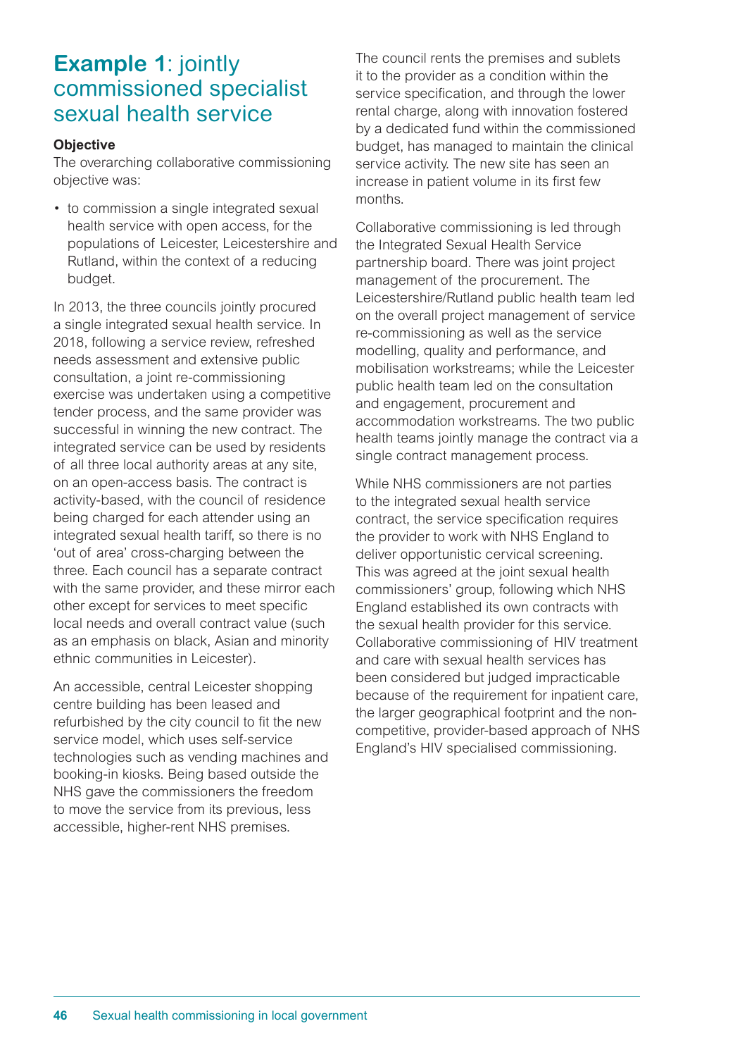## **Example 1**: jointly commissioned specialist sexual health service

**Objective**

The overarching collaborative commissioning objective was:

- to commission a single integrated sexual health service with open access, for the populations of Leicester, Leicestershire and Rutland, within the context of a reducing budget.

In 2013, the three councils jointly procured a single integrated sexual health service. In 2018, following a service review, refreshed needs assessment and extensive public consultation, a joint re-commissioning exercise was undertaken using a competitive tender process, and the same provider was successful in winning the new contract. The integrated service can be used by residents of all three local authority areas at any site, on an open-access basis. The contract is activity-based, with the council of residence being charged for each attender using an integrated sexual health tariff, so there is no 'out of area' cross-charging between the three. Each council has a separate contract with the same provider, and these mirror each other except for services to meet specific local needs and overall contract value (such as an emphasis on black, Asian and minority ethnic communities in Leicester).

An accessible, central Leicester shopping centre building has been leased and refurbished by the city council to fit the new service model, which uses self-service technologies such as vending machines and booking-in kiosks. Being based outside the NHS gave the commissioners the freedom to move the service from its previous, less accessible, higher-rent NHS premises.

The council rents the premises and sublets it to the provider as a condition within the service specification, and through the lower rental charge, along with innovation fostered by a dedicated fund within the commissioned budget, has managed to maintain the clinical service activity. The new site has seen an increase in patient volume in its first few months.

Collaborative commissioning is led through the Integrated Sexual Health Service partnership board. There was joint project management of the procurement. The Leicestershire/Rutland public health team led on the overall project management of service re-commissioning as well as the service modelling, quality and performance, and mobilisation workstreams; while the Leicester public health team led on the consultation and engagement, procurement and accommodation workstreams. The two public health teams jointly manage the contract via a single contract management process.

While NHS commissioners are not parties to the integrated sexual health service contract, the service specification requires the provider to work with NHS England to deliver opportunistic cervical screening. This was agreed at the joint sexual health commissioners' group, following which NHS England established its own contracts with the sexual health provider for this service. Collaborative commissioning of HIV treatment and care with sexual health services has been considered but judged impracticable because of the requirement for inpatient care, the larger geographical footprint and the non-competitive, provider-based approach of NHS England's HIV specialised commissioning.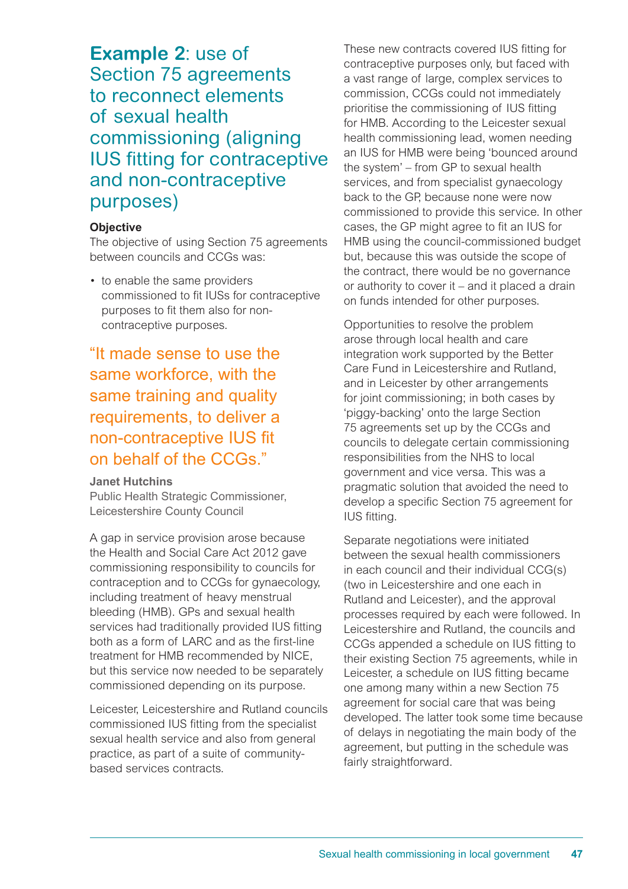## **Example 2**: use of Section 75 agreements to reconnect elements of sexual health commissioning (aligning IUS fitting for contraceptive and non-contraceptive purposes)

**Objective**

The objective of using Section 75 agreements between councils and CCGs was:

- to enable the same providers commissioned to fit IUSs for contraceptive purposes to fit them also for non-contraceptive purposes.

> "It made sense to use the same workforce, with the same training and quality requirements, to deliver a non-contraceptive IUS fit on behalf of the CCGs."
>
> **Janet Hutchins**
> Public Health Strategic Commissioner, Leicestershire County Council

A gap in service provision arose because the Health and Social Care Act 2012 gave commissioning responsibility to councils for contraception and to CCGs for gynaecology, including treatment of heavy menstrual bleeding (HMB). GPs and sexual health services had traditionally provided IUS fitting both as a form of LARC and as the first-line treatment for HMB recommended by NICE, but this service now needed to be separately commissioned depending on its purpose.

Leicester, Leicestershire and Rutland councils commissioned IUS fitting from the specialist sexual health service and also from general practice, as part of a suite of community-based services contracts.

These new contracts covered IUS fitting for contraceptive purposes only, but faced with a vast range of large, complex services to commission, CCGs could not immediately prioritise the commissioning of IUS fitting for HMB. According to the Leicester sexual health commissioning lead, women needing an IUS for HMB were being 'bounced around the system' – from GP to sexual health services, and from specialist gynaecology back to the GP, because none were now commissioned to provide this service. In other cases, the GP might agree to fit an IUS for HMB using the council-commissioned budget but, because this was outside the scope of the contract, there would be no governance or authority to cover it – and it placed a drain on funds intended for other purposes.

Opportunities to resolve the problem arose through local health and care integration work supported by the Better Care Fund in Leicestershire and Rutland, and in Leicester by other arrangements for joint commissioning; in both cases by 'piggy-backing' onto the large Section 75 agreements set up by the CCGs and councils to delegate certain commissioning responsibilities from the NHS to local government and vice versa. This was a pragmatic solution that avoided the need to develop a specific Section 75 agreement for IUS fitting.

Separate negotiations were initiated between the sexual health commissioners in each council and their individual CCG(s) (two in Leicestershire and one each in Rutland and Leicester), and the approval processes required by each were followed. In Leicestershire and Rutland, the councils and CCGs appended a schedule on IUS fitting to their existing Section 75 agreements, while in Leicester, a schedule on IUS fitting became one among many within a new Section 75 agreement for social care that was being developed. The latter took some time because of delays in negotiating the main body of the agreement, but putting in the schedule was fairly straightforward.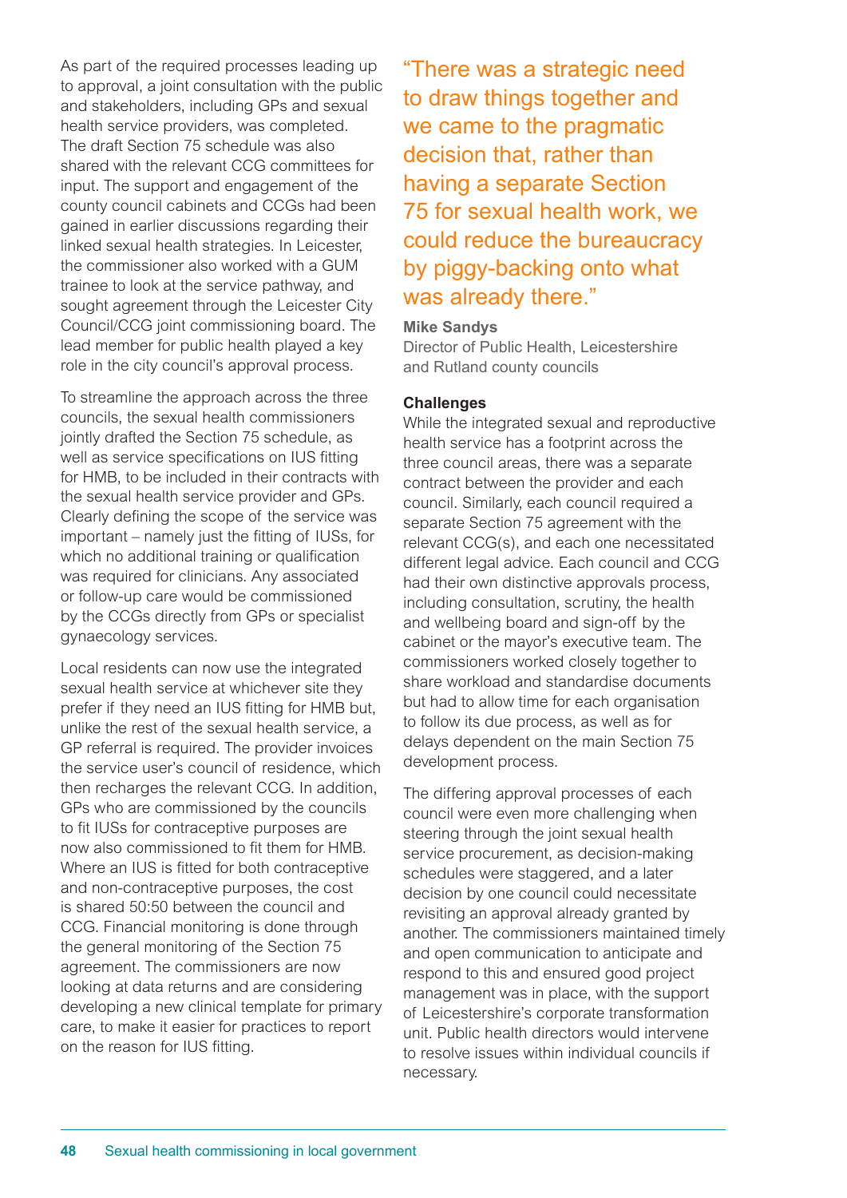As part of the required processes leading up to approval, a joint consultation with the public and stakeholders, including GPs and sexual health service providers, was completed. The draft Section 75 schedule was also shared with the relevant CCG committees for input. The support and engagement of the county council cabinets and CCGs had been gained in earlier discussions regarding their linked sexual health strategies. In Leicester, the commissioner also worked with a GUM trainee to look at the service pathway, and sought agreement through the Leicester City Council/CCG joint commissioning board. The lead member for public health played a key role in the city council's approval process.

To streamline the approach across the three councils, the sexual health commissioners jointly drafted the Section 75 schedule, as well as service specifications on IUS fitting for HMB, to be included in their contracts with the sexual health service provider and GPs. Clearly defining the scope of the service was important – namely just the fitting of IUSs, for which no additional training or qualification was required for clinicians. Any associated or follow-up care would be commissioned by the CCGs directly from GPs or specialist gynaecology services.

Local residents can now use the integrated sexual health service at whichever site they prefer if they need an IUS fitting for HMB but, unlike the rest of the sexual health service, a GP referral is required. The provider invoices the service user's council of residence, which then recharges the relevant CCG. In addition, GPs who are commissioned by the councils to fit IUSs for contraceptive purposes are now also commissioned to fit them for HMB. Where an IUS is fitted for both contraceptive and non-contraceptive purposes, the cost is shared 50:50 between the council and CCG. Financial monitoring is done through the general monitoring of the Section 75 agreement. The commissioners are now looking at data returns and are considering developing a new clinical template for primary care, to make it easier for practices to report on the reason for IUS fitting.

> "There was a strategic need to draw things together and we came to the pragmatic decision that, rather than having a separate Section 75 for sexual health work, we could reduce the bureaucracy by piggy-backing onto what was already there."
>
> **Mike Sandys**
> Director of Public Health, Leicestershire and Rutland county councils

**Challenges**

While the integrated sexual and reproductive health service has a footprint across the three council areas, there was a separate contract between the provider and each council. Similarly, each council required a separate Section 75 agreement with the relevant CCG(s), and each one necessitated different legal advice. Each council and CCG had their own distinctive approvals process, including consultation, scrutiny, the health and wellbeing board and sign-off by the cabinet or the mayor's executive team. The commissioners worked closely together to share workload and standardise documents but had to allow time for each organisation to follow its due process, as well as for delays dependent on the main Section 75 development process.

The differing approval processes of each council were even more challenging when steering through the joint sexual health service procurement, as decision-making schedules were staggered, and a later decision by one council could necessitate revisiting an approval already granted by another. The commissioners maintained timely and open communication to anticipate and respond to this and ensured good project management was in place, with the support of Leicestershire's corporate transformation unit. Public health directors would intervene to resolve issues within individual councils if necessary.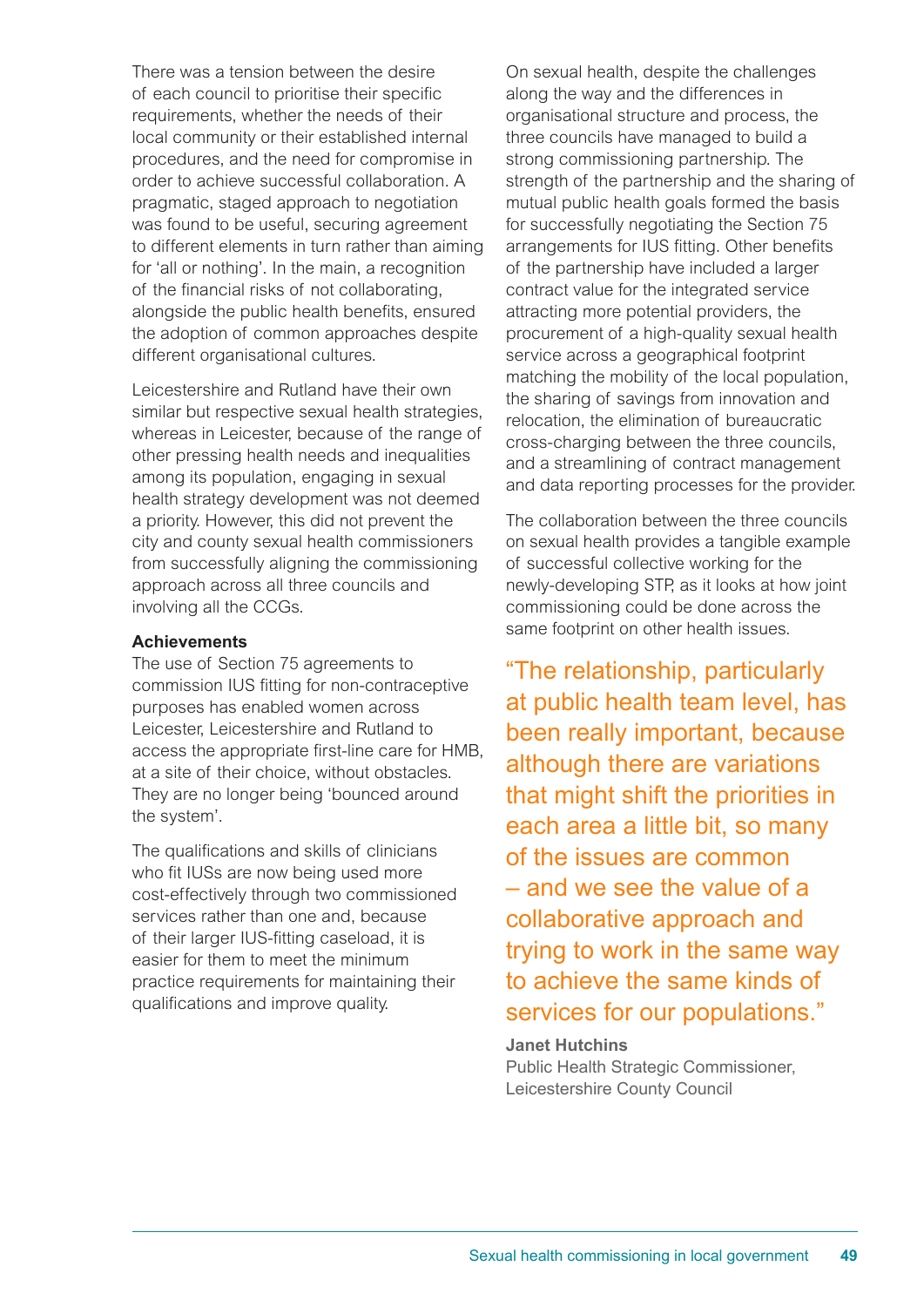There was a tension between the desire of each council to prioritise their specific requirements, whether the needs of their local community or their established internal procedures, and the need for compromise in order to achieve successful collaboration. A pragmatic, staged approach to negotiation was found to be useful, securing agreement to different elements in turn rather than aiming for 'all or nothing'. In the main, a recognition of the financial risks of not collaborating, alongside the public health benefits, ensured the adoption of common approaches despite different organisational cultures.

Leicestershire and Rutland have their own similar but respective sexual health strategies, whereas in Leicester, because of the range of other pressing health needs and inequalities among its population, engaging in sexual health strategy development was not deemed a priority. However, this did not prevent the city and county sexual health commissioners from successfully aligning the commissioning approach across all three councils and involving all the CCGs.

**Achievements**

The use of Section 75 agreements to commission IUS fitting for non-contraceptive purposes has enabled women across Leicester, Leicestershire and Rutland to access the appropriate first-line care for HMB, at a site of their choice, without obstacles. They are no longer being 'bounced around the system'.

The qualifications and skills of clinicians who fit IUSs are now being used more cost-effectively through two commissioned services rather than one and, because of their larger IUS-fitting caseload, it is easier for them to meet the minimum practice requirements for maintaining their qualifications and improve quality.

On sexual health, despite the challenges along the way and the differences in organisational structure and process, the three councils have managed to build a strong commissioning partnership. The strength of the partnership and the sharing of mutual public health goals formed the basis for successfully negotiating the Section 75 arrangements for IUS fitting. Other benefits of the partnership have included a larger contract value for the integrated service attracting more potential providers, the procurement of a high-quality sexual health service across a geographical footprint matching the mobility of the local population, the sharing of savings from innovation and relocation, the elimination of bureaucratic cross-charging between the three councils, and a streamlining of contract management and data reporting processes for the provider.

The collaboration between the three councils on sexual health provides a tangible example of successful collective working for the newly-developing STP, as it looks at how joint commissioning could be done across the same footprint on other health issues.

"The relationship, particularly at public health team level, has been really important, because although there are variations that might shift the priorities in each area a little bit, so many of the issues are common – and we see the value of a collaborative approach and trying to work in the same way to achieve the same kinds of services for our populations."

**Janet Hutchins**
Public Health Strategic Commissioner, Leicestershire County Council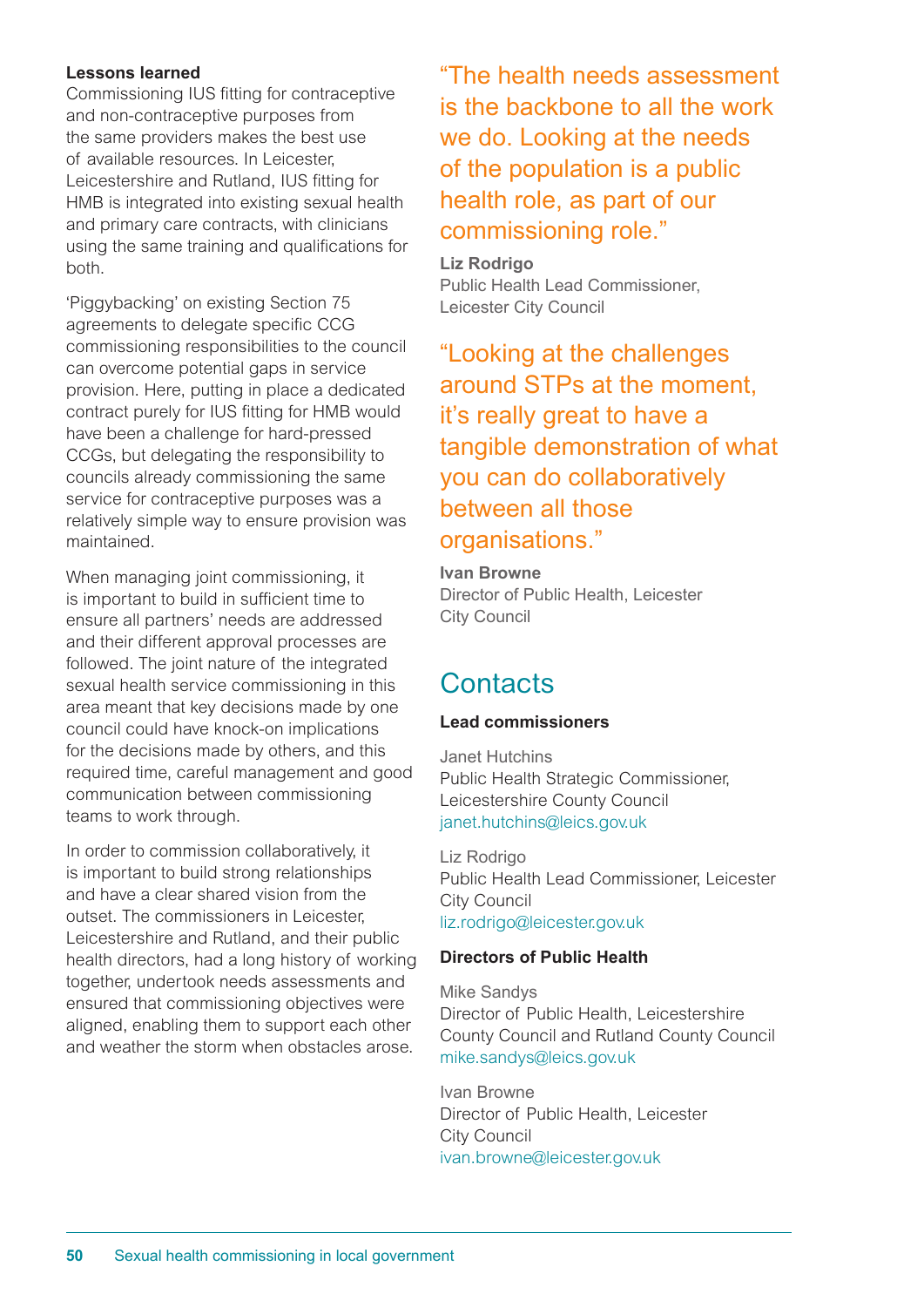**Lessons learned**

Commissioning IUS fitting for contraceptive and non-contraceptive purposes from the same providers makes the best use of available resources. In Leicester, Leicestershire and Rutland, IUS fitting for HMB is integrated into existing sexual health and primary care contracts, with clinicians using the same training and qualifications for both.

'Piggybacking' on existing Section 75 agreements to delegate specific CCG commissioning responsibilities to the council can overcome potential gaps in service provision. Here, putting in place a dedicated contract purely for IUS fitting for HMB would have been a challenge for hard-pressed CCGs, but delegating the responsibility to councils already commissioning the same service for contraceptive purposes was a relatively simple way to ensure provision was maintained.

When managing joint commissioning, it is important to build in sufficient time to ensure all partners' needs are addressed and their different approval processes are followed. The joint nature of the integrated sexual health service commissioning in this area meant that key decisions made by one council could have knock-on implications for the decisions made by others, and this required time, careful management and good communication between commissioning teams to work through.

In order to commission collaboratively, it is important to build strong relationships and have a clear shared vision from the outset. The commissioners in Leicester, Leicestershire and Rutland, and their public health directors, had a long history of working together, undertook needs assessments and ensured that commissioning objectives were aligned, enabling them to support each other and weather the storm when obstacles arose.

> "The health needs assessment is the backbone to all the work we do. Looking at the needs of the population is a public health role, as part of our commissioning role."

**Liz Rodrigo**
Public Health Lead Commissioner, Leicester City Council

> "Looking at the challenges around STPs at the moment, it's really great to have a tangible demonstration of what you can do collaboratively between all those organisations."

**Ivan Browne**
Director of Public Health, Leicester City Council

## Contacts

**Lead commissioners**

Janet Hutchins
Public Health Strategic Commissioner, Leicestershire County Council
janet.hutchins@leics.gov.uk

Liz Rodrigo
Public Health Lead Commissioner, Leicester City Council
liz.rodrigo@leicester.gov.uk

**Directors of Public Health**

Mike Sandys
Director of Public Health, Leicestershire County Council and Rutland County Council
mike.sandys@leics.gov.uk

Ivan Browne
Director of Public Health, Leicester City Council
ivan.browne@leicester.gov.uk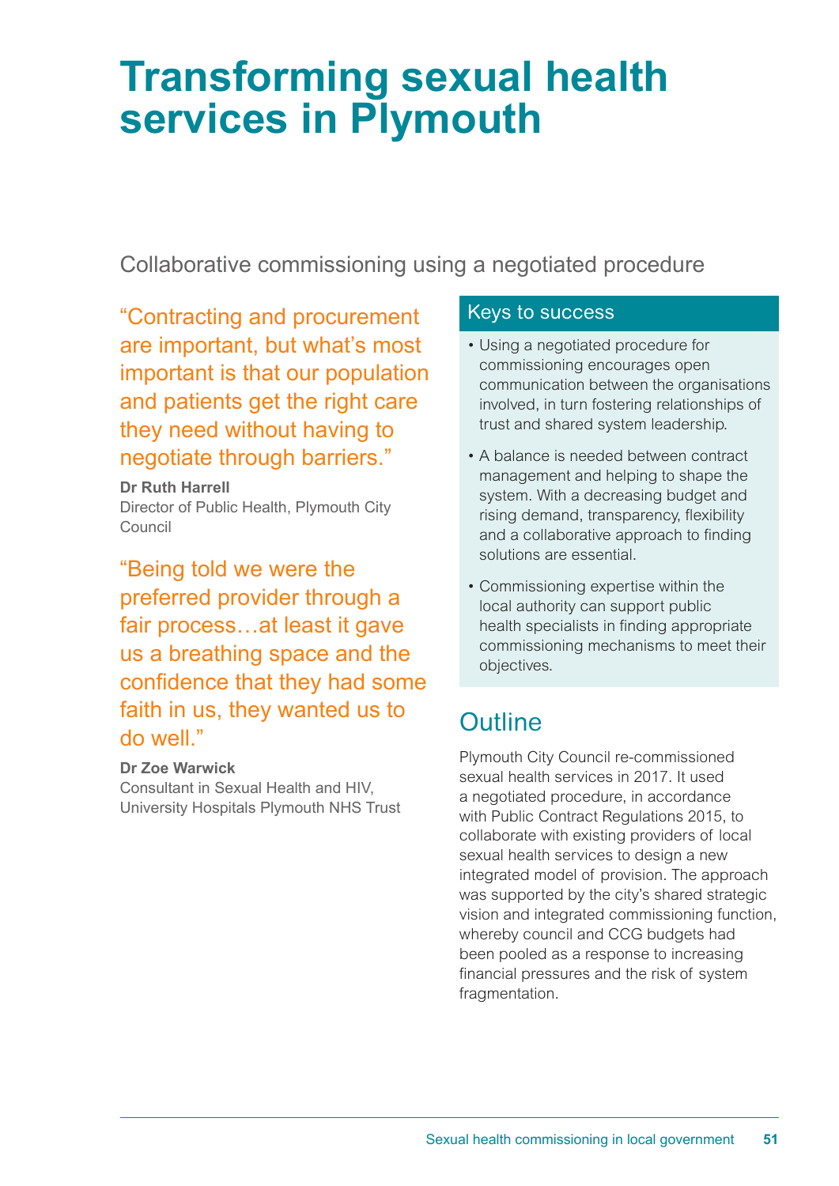# Transforming sexual health services in Plymouth

Collaborative commissioning using a negotiated procedure

"Contracting and procurement are important, but what's most important is that our population and patients get the right care they need without having to negotiate through barriers."

**Dr Ruth Harrell**
Director of Public Health, Plymouth City Council

"Being told we were the preferred provider through a fair process…at least it gave us a breathing space and the confidence that they had some faith in us, they wanted us to do well."

**Dr Zoe Warwick**
Consultant in Sexual Health and HIV, University Hospitals Plymouth NHS Trust

## Keys to success

- Using a negotiated procedure for commissioning encourages open communication between the organisations involved, in turn fostering relationships of trust and shared system leadership.
- A balance is needed between contract management and helping to shape the system. With a decreasing budget and rising demand, transparency, flexibility and a collaborative approach to finding solutions are essential.
- Commissioning expertise within the local authority can support public health specialists in finding appropriate commissioning mechanisms to meet their objectives.

## Outline

Plymouth City Council re-commissioned sexual health services in 2017. It used a negotiated procedure, in accordance with Public Contract Regulations 2015, to collaborate with existing providers of local sexual health services to design a new integrated model of provision. The approach was supported by the city's shared strategic vision and integrated commissioning function, whereby council and CCG budgets had been pooled as a response to increasing financial pressures and the risk of system fragmentation.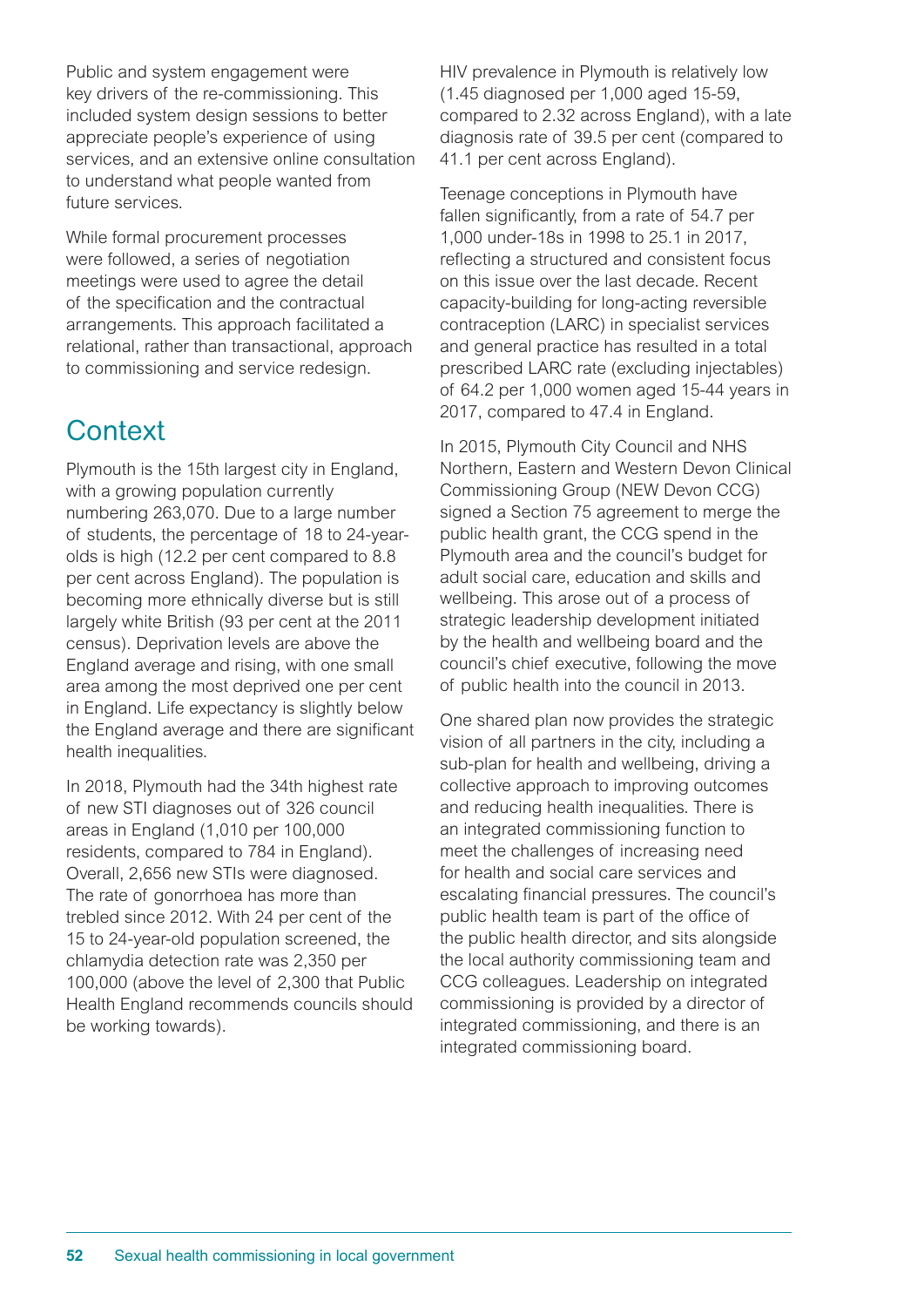Public and system engagement were key drivers of the re-commissioning. This included system design sessions to better appreciate people's experience of using services, and an extensive online consultation to understand what people wanted from future services.

While formal procurement processes were followed, a series of negotiation meetings were used to agree the detail of the specification and the contractual arrangements. This approach facilitated a relational, rather than transactional, approach to commissioning and service redesign.

## Context

Plymouth is the 15th largest city in England, with a growing population currently numbering 263,070. Due to a large number of students, the percentage of 18 to 24-year-olds is high (12.2 per cent compared to 8.8 per cent across England). The population is becoming more ethnically diverse but is still largely white British (93 per cent at the 2011 census). Deprivation levels are above the England average and rising, with one small area among the most deprived one per cent in England. Life expectancy is slightly below the England average and there are significant health inequalities.

In 2018, Plymouth had the 34th highest rate of new STI diagnoses out of 326 council areas in England (1,010 per 100,000 residents, compared to 784 in England). Overall, 2,656 new STIs were diagnosed. The rate of gonorrhoea has more than trebled since 2012. With 24 per cent of the 15 to 24-year-old population screened, the chlamydia detection rate was 2,350 per 100,000 (above the level of 2,300 that Public Health England recommends councils should be working towards).

HIV prevalence in Plymouth is relatively low (1.45 diagnosed per 1,000 aged 15-59, compared to 2.32 across England), with a late diagnosis rate of 39.5 per cent (compared to 41.1 per cent across England).

Teenage conceptions in Plymouth have fallen significantly, from a rate of 54.7 per 1,000 under-18s in 1998 to 25.1 in 2017, reflecting a structured and consistent focus on this issue over the last decade. Recent capacity-building for long-acting reversible contraception (LARC) in specialist services and general practice has resulted in a total prescribed LARC rate (excluding injectables) of 64.2 per 1,000 women aged 15-44 years in 2017, compared to 47.4 in England.

In 2015, Plymouth City Council and NHS Northern, Eastern and Western Devon Clinical Commissioning Group (NEW Devon CCG) signed a Section 75 agreement to merge the public health grant, the CCG spend in the Plymouth area and the council's budget for adult social care, education and skills and wellbeing. This arose out of a process of strategic leadership development initiated by the health and wellbeing board and the council's chief executive, following the move of public health into the council in 2013.

One shared plan now provides the strategic vision of all partners in the city, including a sub-plan for health and wellbeing, driving a collective approach to improving outcomes and reducing health inequalities. There is an integrated commissioning function to meet the challenges of increasing need for health and social care services and escalating financial pressures. The council's public health team is part of the office of the public health director, and sits alongside the local authority commissioning team and CCG colleagues. Leadership on integrated commissioning is provided by a director of integrated commissioning, and there is an integrated commissioning board.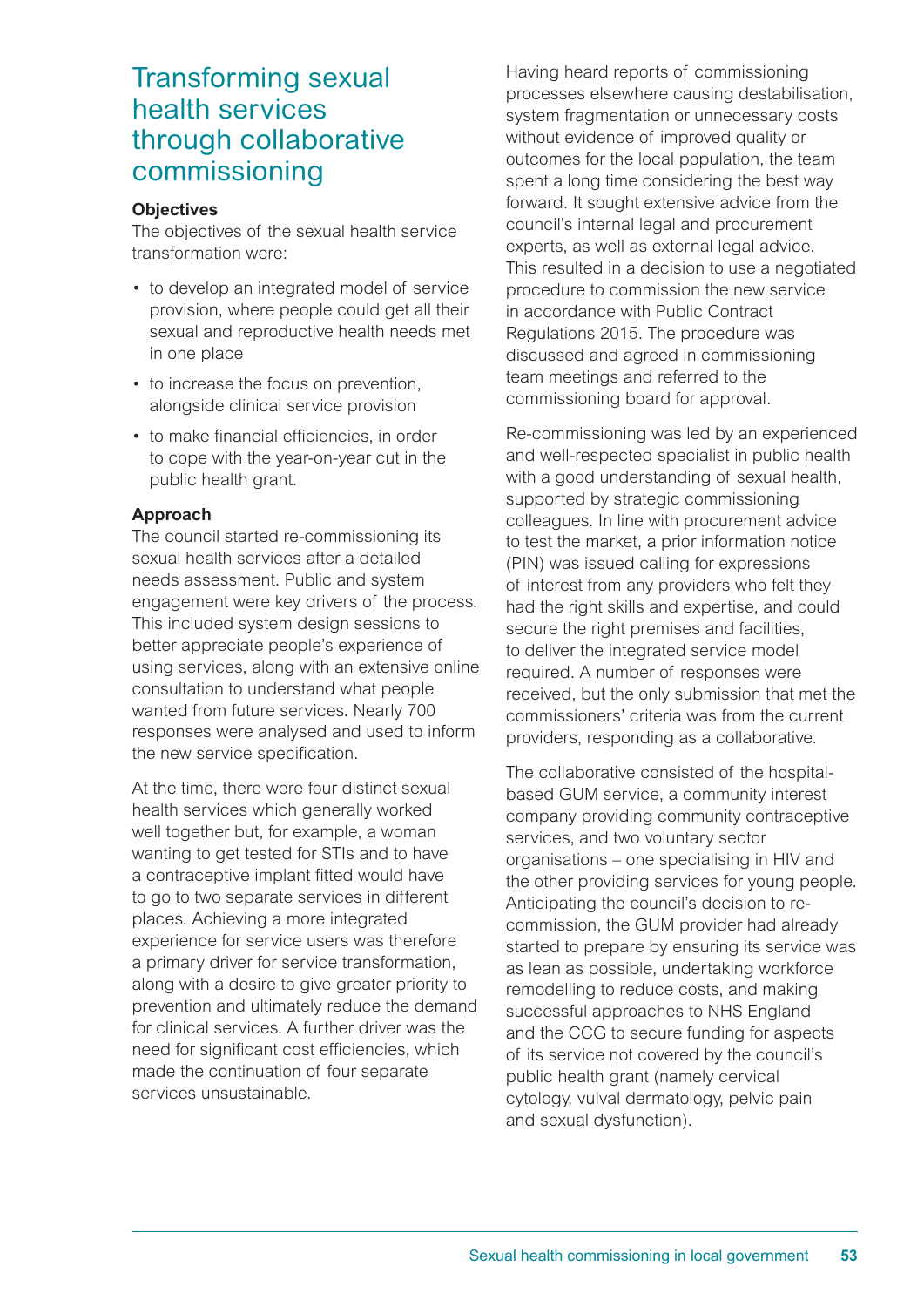# Transforming sexual health services through collaborative commissioning

**Objectives**

The objectives of the sexual health service transformation were:

- to develop an integrated model of service provision, where people could get all their sexual and reproductive health needs met in one place
- to increase the focus on prevention, alongside clinical service provision
- to make financial efficiencies, in order to cope with the year-on-year cut in the public health grant.

**Approach**

The council started re-commissioning its sexual health services after a detailed needs assessment. Public and system engagement were key drivers of the process. This included system design sessions to better appreciate people's experience of using services, along with an extensive online consultation to understand what people wanted from future services. Nearly 700 responses were analysed and used to inform the new service specification.

At the time, there were four distinct sexual health services which generally worked well together but, for example, a woman wanting to get tested for STIs and to have a contraceptive implant fitted would have to go to two separate services in different places. Achieving a more integrated experience for service users was therefore a primary driver for service transformation, along with a desire to give greater priority to prevention and ultimately reduce the demand for clinical services. A further driver was the need for significant cost efficiencies, which made the continuation of four separate services unsustainable.

Having heard reports of commissioning processes elsewhere causing destabilisation, system fragmentation or unnecessary costs without evidence of improved quality or outcomes for the local population, the team spent a long time considering the best way forward. It sought extensive advice from the council's internal legal and procurement experts, as well as external legal advice. This resulted in a decision to use a negotiated procedure to commission the new service in accordance with Public Contract Regulations 2015. The procedure was discussed and agreed in commissioning team meetings and referred to the commissioning board for approval.

Re-commissioning was led by an experienced and well-respected specialist in public health with a good understanding of sexual health, supported by strategic commissioning colleagues. In line with procurement advice to test the market, a prior information notice (PIN) was issued calling for expressions of interest from any providers who felt they had the right skills and expertise, and could secure the right premises and facilities, to deliver the integrated service model required. A number of responses were received, but the only submission that met the commissioners' criteria was from the current providers, responding as a collaborative.

The collaborative consisted of the hospital-based GUM service, a community interest company providing community contraceptive services, and two voluntary sector organisations – one specialising in HIV and the other providing services for young people. Anticipating the council's decision to re-commission, the GUM provider had already started to prepare by ensuring its service was as lean as possible, undertaking workforce remodelling to reduce costs, and making successful approaches to NHS England and the CCG to secure funding for aspects of its service not covered by the council's public health grant (namely cervical cytology, vulval dermatology, pelvic pain and sexual dysfunction).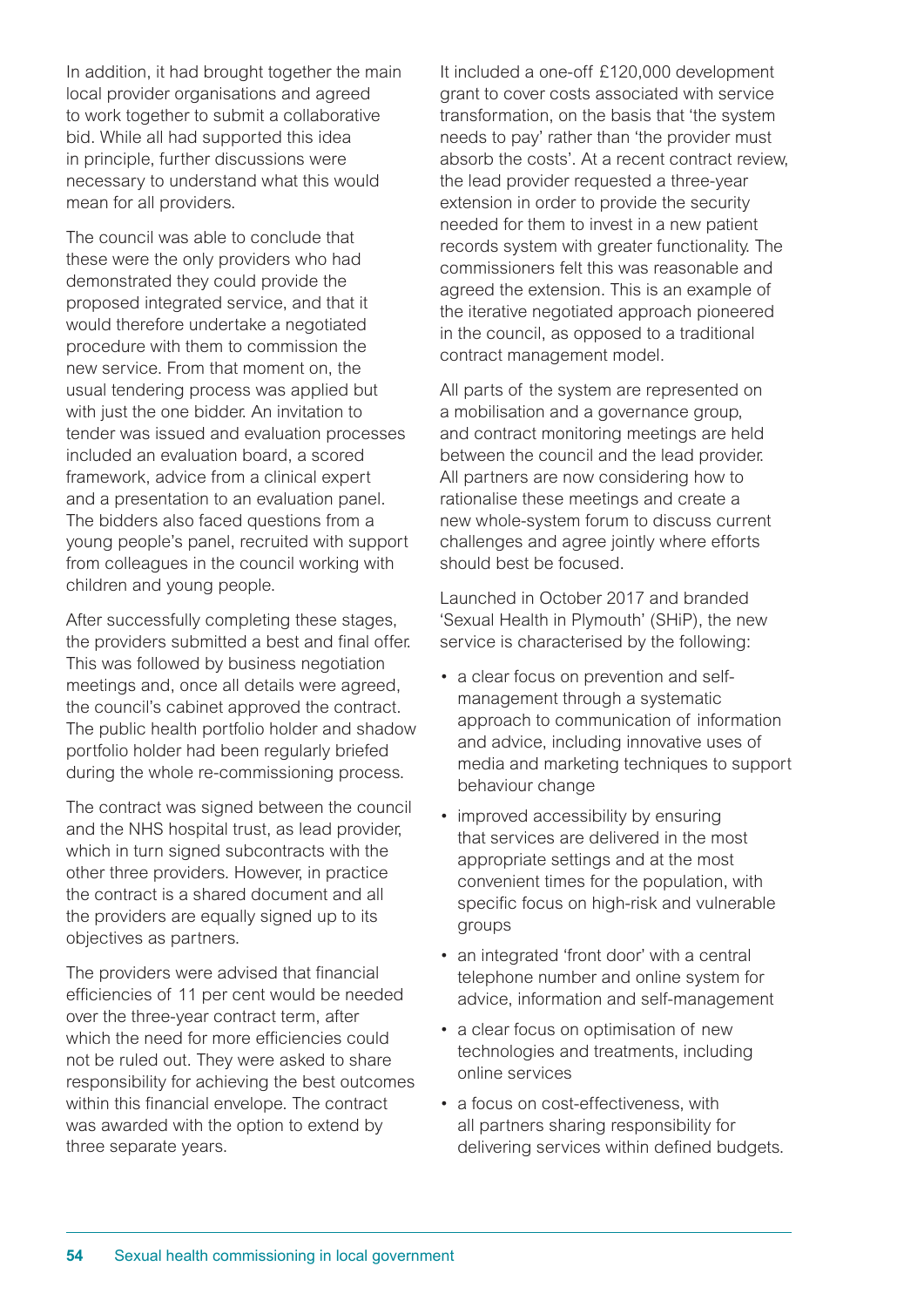In addition, it had brought together the main local provider organisations and agreed to work together to submit a collaborative bid. While all had supported this idea in principle, further discussions were necessary to understand what this would mean for all providers.

The council was able to conclude that these were the only providers who had demonstrated they could provide the proposed integrated service, and that it would therefore undertake a negotiated procedure with them to commission the new service. From that moment on, the usual tendering process was applied but with just the one bidder. An invitation to tender was issued and evaluation processes included an evaluation board, a scored framework, advice from a clinical expert and a presentation to an evaluation panel. The bidders also faced questions from a young people's panel, recruited with support from colleagues in the council working with children and young people.

After successfully completing these stages, the providers submitted a best and final offer. This was followed by business negotiation meetings and, once all details were agreed, the council's cabinet approved the contract. The public health portfolio holder and shadow portfolio holder had been regularly briefed during the whole re-commissioning process.

The contract was signed between the council and the NHS hospital trust, as lead provider, which in turn signed subcontracts with the other three providers. However, in practice the contract is a shared document and all the providers are equally signed up to its objectives as partners.

The providers were advised that financial efficiencies of 11 per cent would be needed over the three-year contract term, after which the need for more efficiencies could not be ruled out. They were asked to share responsibility for achieving the best outcomes within this financial envelope. The contract was awarded with the option to extend by three separate years.

It included a one-off £120,000 development grant to cover costs associated with service transformation, on the basis that 'the system needs to pay' rather than 'the provider must absorb the costs'. At a recent contract review, the lead provider requested a three-year extension in order to provide the security needed for them to invest in a new patient records system with greater functionality. The commissioners felt this was reasonable and agreed the extension. This is an example of the iterative negotiated approach pioneered in the council, as opposed to a traditional contract management model.

All parts of the system are represented on a mobilisation and a governance group, and contract monitoring meetings are held between the council and the lead provider. All partners are now considering how to rationalise these meetings and create a new whole-system forum to discuss current challenges and agree jointly where efforts should best be focused.

Launched in October 2017 and branded 'Sexual Health in Plymouth' (SHiP), the new service is characterised by the following:

- a clear focus on prevention and self-management through a systematic approach to communication of information and advice, including innovative uses of media and marketing techniques to support behaviour change
- improved accessibility by ensuring that services are delivered in the most appropriate settings and at the most convenient times for the population, with specific focus on high-risk and vulnerable groups
- an integrated 'front door' with a central telephone number and online system for advice, information and self-management
- a clear focus on optimisation of new technologies and treatments, including online services
- a focus on cost-effectiveness, with all partners sharing responsibility for delivering services within defined budgets.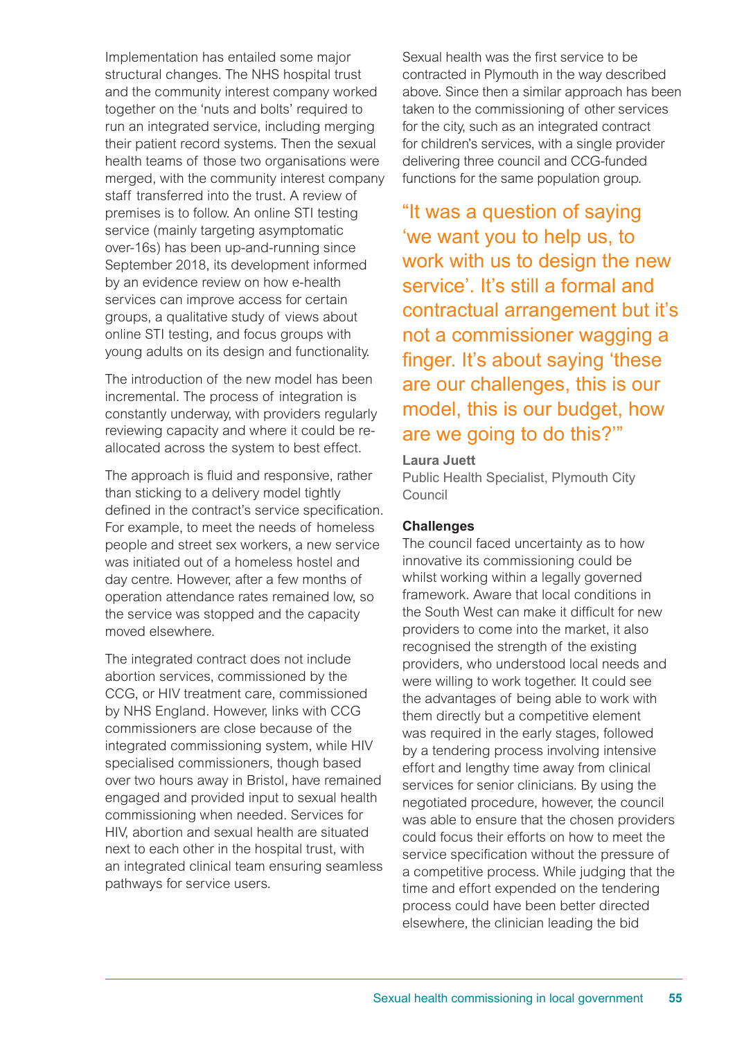Implementation has entailed some major structural changes. The NHS hospital trust and the community interest company worked together on the 'nuts and bolts' required to run an integrated service, including merging their patient record systems. Then the sexual health teams of those two organisations were merged, with the community interest company staff transferred into the trust. A review of premises is to follow. An online STI testing service (mainly targeting asymptomatic over-16s) has been up-and-running since September 2018, its development informed by an evidence review on how e-health services can improve access for certain groups, a qualitative study of views about online STI testing, and focus groups with young adults on its design and functionality.

The introduction of the new model has been incremental. The process of integration is constantly underway, with providers regularly reviewing capacity and where it could be re-allocated across the system to best effect.

The approach is fluid and responsive, rather than sticking to a delivery model tightly defined in the contract's service specification. For example, to meet the needs of homeless people and street sex workers, a new service was initiated out of a homeless hostel and day centre. However, after a few months of operation attendance rates remained low, so the service was stopped and the capacity moved elsewhere.

The integrated contract does not include abortion services, commissioned by the CCG, or HIV treatment care, commissioned by NHS England. However, links with CCG commissioners are close because of the integrated commissioning system, while HIV specialised commissioners, though based over two hours away in Bristol, have remained engaged and provided input to sexual health commissioning when needed. Services for HIV, abortion and sexual health are situated next to each other in the hospital trust, with an integrated clinical team ensuring seamless pathways for service users.

Sexual health was the first service to be contracted in Plymouth in the way described above. Since then a similar approach has been taken to the commissioning of other services for the city, such as an integrated contract for children's services, with a single provider delivering three council and CCG-funded functions for the same population group.

> "It was a question of saying 'we want you to help us, to work with us to design the new service'. It's still a formal and contractual arrangement but it's not a commissioner wagging a finger. It's about saying 'these are our challenges, this is our model, this is our budget, how are we going to do this?'"

**Laura Juett**
Public Health Specialist, Plymouth City Council

**Challenges**

The council faced uncertainty as to how innovative its commissioning could be whilst working within a legally governed framework. Aware that local conditions in the South West can make it difficult for new providers to come into the market, it also recognised the strength of the existing providers, who understood local needs and were willing to work together. It could see the advantages of being able to work with them directly but a competitive element was required in the early stages, followed by a tendering process involving intensive effort and lengthy time away from clinical services for senior clinicians. By using the negotiated procedure, however, the council was able to ensure that the chosen providers could focus their efforts on how to meet the service specification without the pressure of a competitive process. While judging that the time and effort expended on the tendering process could have been better directed elsewhere, the clinician leading the bid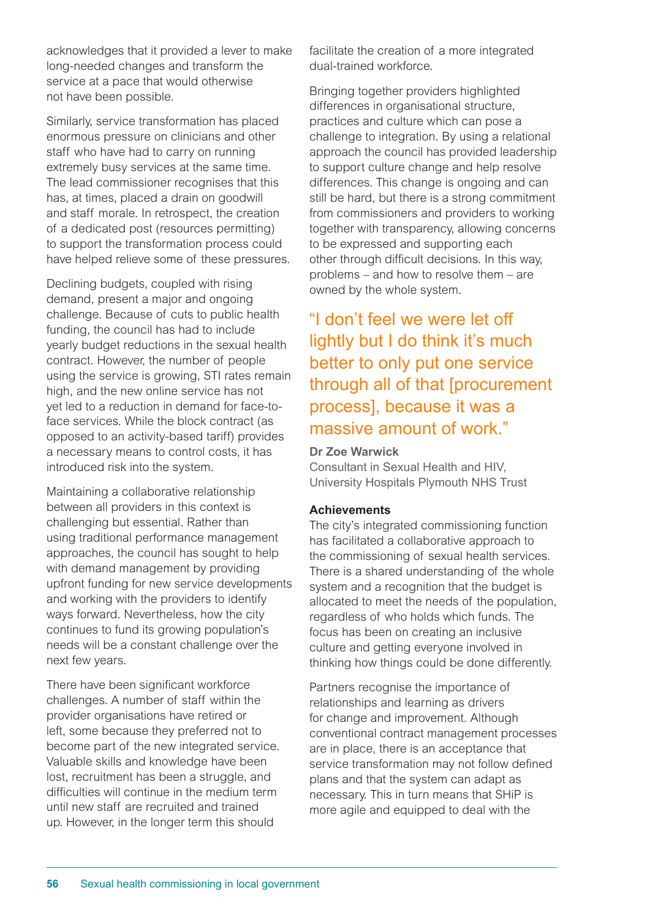acknowledges that it provided a lever to make long-needed changes and transform the service at a pace that would otherwise not have been possible.

Similarly, service transformation has placed enormous pressure on clinicians and other staff who have had to carry on running extremely busy services at the same time. The lead commissioner recognises that this has, at times, placed a drain on goodwill and staff morale. In retrospect, the creation of a dedicated post (resources permitting) to support the transformation process could have helped relieve some of these pressures.

Declining budgets, coupled with rising demand, present a major and ongoing challenge. Because of cuts to public health funding, the council has had to include yearly budget reductions in the sexual health contract. However, the number of people using the service is growing, STI rates remain high, and the new online service has not yet led to a reduction in demand for face-to-face services. While the block contract (as opposed to an activity-based tariff) provides a necessary means to control costs, it has introduced risk into the system.

Maintaining a collaborative relationship between all providers in this context is challenging but essential. Rather than using traditional performance management approaches, the council has sought to help with demand management by providing upfront funding for new service developments and working with the providers to identify ways forward. Nevertheless, how the city continues to fund its growing population's needs will be a constant challenge over the next few years.

There have been significant workforce challenges. A number of staff within the provider organisations have retired or left, some because they preferred not to become part of the new integrated service. Valuable skills and knowledge have been lost, recruitment has been a struggle, and difficulties will continue in the medium term until new staff are recruited and trained up. However, in the longer term this should facilitate the creation of a more integrated dual-trained workforce.

Bringing together providers highlighted differences in organisational structure, practices and culture which can pose a challenge to integration. By using a relational approach the council has provided leadership to support culture change and help resolve differences. This change is ongoing and can still be hard, but there is a strong commitment from commissioners and providers to working together with transparency, allowing concerns to be expressed and supporting each other through difficult decisions. In this way, problems – and how to resolve them – are owned by the whole system.

> "I don't feel we were let off lightly but I do think it's much better to only put one service through all of that [procurement process], because it was a massive amount of work."
>
> **Dr Zoe Warwick**
> Consultant in Sexual Health and HIV, University Hospitals Plymouth NHS Trust

**Achievements**

The city's integrated commissioning function has facilitated a collaborative approach to the commissioning of sexual health services. There is a shared understanding of the whole system and a recognition that the budget is allocated to meet the needs of the population, regardless of who holds which funds. The focus has been on creating an inclusive culture and getting everyone involved in thinking how things could be done differently.

Partners recognise the importance of relationships and learning as drivers for change and improvement. Although conventional contract management processes are in place, there is an acceptance that service transformation may not follow defined plans and that the system can adapt as necessary. This in turn means that SHiP is more agile and equipped to deal with the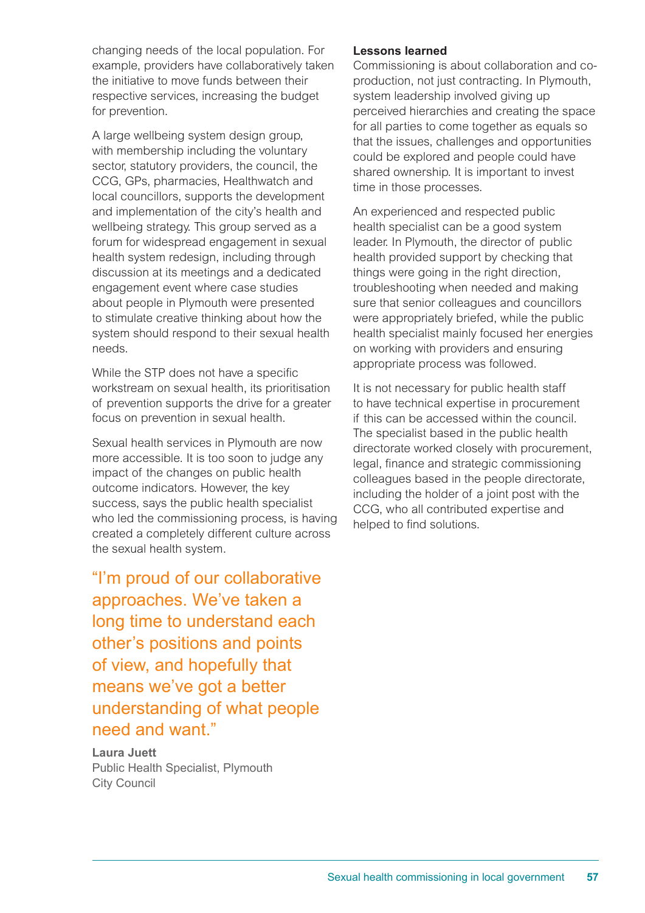changing needs of the local population. For example, providers have collaboratively taken the initiative to move funds between their respective services, increasing the budget for prevention.

A large wellbeing system design group, with membership including the voluntary sector, statutory providers, the council, the CCG, GPs, pharmacies, Healthwatch and local councillors, supports the development and implementation of the city's health and wellbeing strategy. This group served as a forum for widespread engagement in sexual health system redesign, including through discussion at its meetings and a dedicated engagement event where case studies about people in Plymouth were presented to stimulate creative thinking about how the system should respond to their sexual health needs.

While the STP does not have a specific workstream on sexual health, its prioritisation of prevention supports the drive for a greater focus on prevention in sexual health.

Sexual health services in Plymouth are now more accessible. It is too soon to judge any impact of the changes on public health outcome indicators. However, the key success, says the public health specialist who led the commissioning process, is having created a completely different culture across the sexual health system.

> "I'm proud of our collaborative approaches. We've taken a long time to understand each other's positions and points of view, and hopefully that means we've got a better understanding of what people need and want."
>
> **Laura Juett**
> Public Health Specialist, Plymouth City Council

**Lessons learned**

Commissioning is about collaboration and co-production, not just contracting. In Plymouth, system leadership involved giving up perceived hierarchies and creating the space for all parties to come together as equals so that the issues, challenges and opportunities could be explored and people could have shared ownership. It is important to invest time in those processes.

An experienced and respected public health specialist can be a good system leader. In Plymouth, the director of public health provided support by checking that things were going in the right direction, troubleshooting when needed and making sure that senior colleagues and councillors were appropriately briefed, while the public health specialist mainly focused her energies on working with providers and ensuring appropriate process was followed.

It is not necessary for public health staff to have technical expertise in procurement if this can be accessed within the council. The specialist based in the public health directorate worked closely with procurement, legal, finance and strategic commissioning colleagues based in the people directorate, including the holder of a joint post with the CCG, who all contributed expertise and helped to find solutions.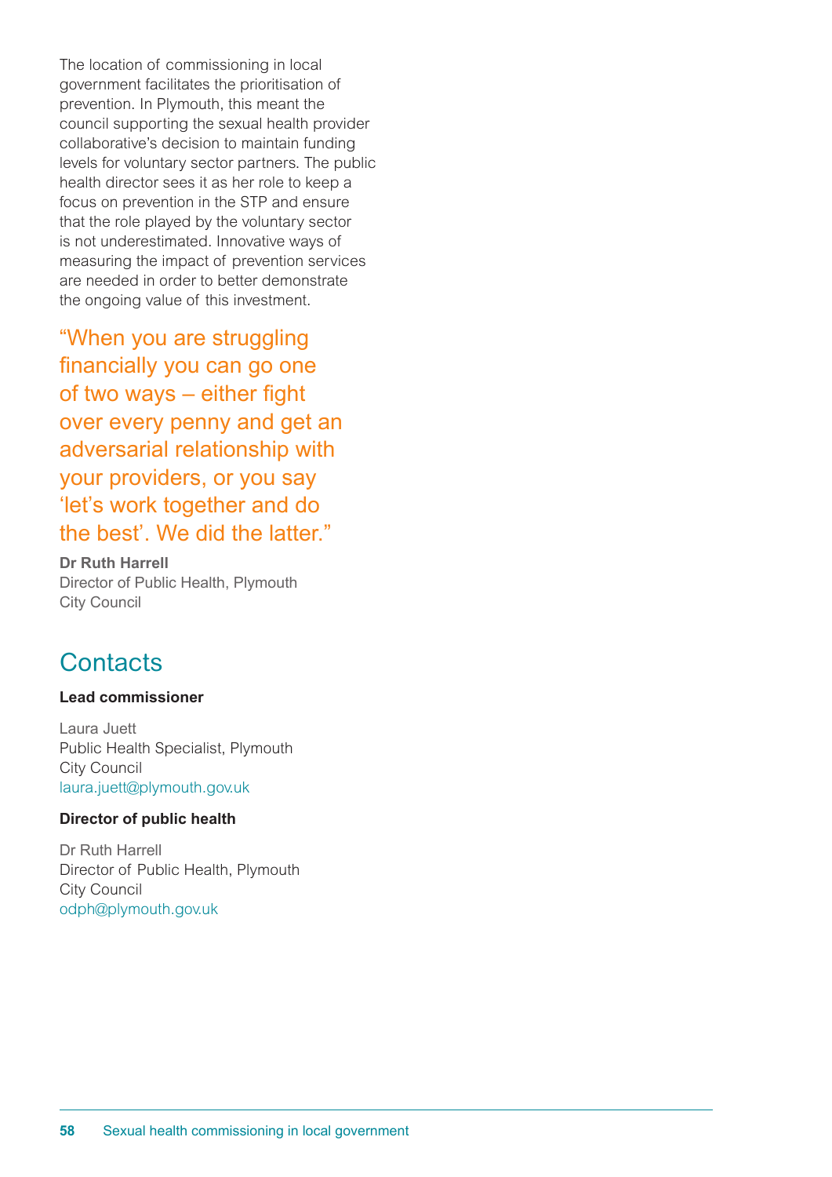The location of commissioning in local government facilitates the prioritisation of prevention. In Plymouth, this meant the council supporting the sexual health provider collaborative's decision to maintain funding levels for voluntary sector partners. The public health director sees it as her role to keep a focus on prevention in the STP and ensure that the role played by the voluntary sector is not underestimated. Innovative ways of measuring the impact of prevention services are needed in order to better demonstrate the ongoing value of this investment.

> "When you are struggling financially you can go one of two ways – either fight over every penny and get an adversarial relationship with your providers, or you say 'let's work together and do the best'. We did the latter."
>
> **Dr Ruth Harrell**
> Director of Public Health, Plymouth City Council

## Contacts

**Lead commissioner**

Laura Juett
Public Health Specialist, Plymouth City Council
laura.juett@plymouth.gov.uk

**Director of public health**

Dr Ruth Harrell
Director of Public Health, Plymouth City Council
odph@plymouth.gov.uk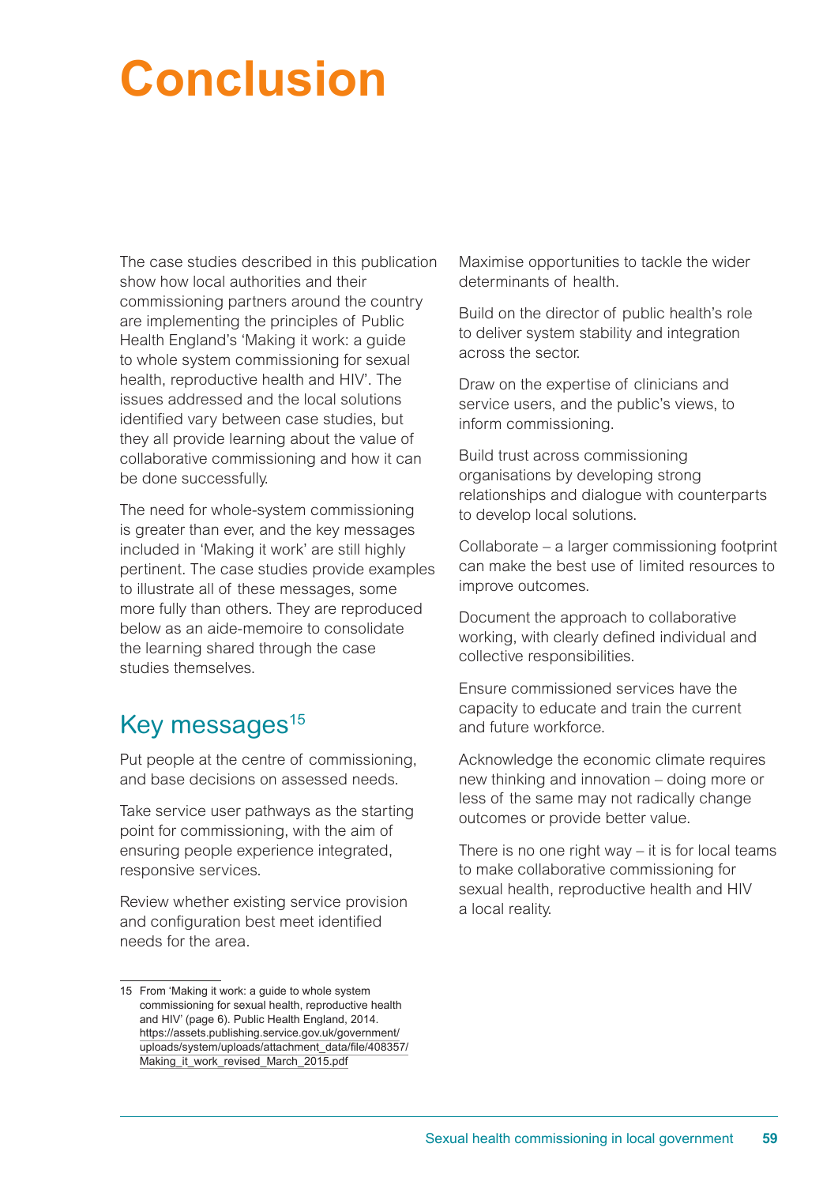# Conclusion

The case studies described in this publication show how local authorities and their commissioning partners around the country are implementing the principles of Public Health England's 'Making it work: a guide to whole system commissioning for sexual health, reproductive health and HIV'. The issues addressed and the local solutions identified vary between case studies, but they all provide learning about the value of collaborative commissioning and how it can be done successfully.

The need for whole-system commissioning is greater than ever, and the key messages included in 'Making it work' are still highly pertinent. The case studies provide examples to illustrate all of these messages, some more fully than others. They are reproduced below as an aide-memoire to consolidate the learning shared through the case studies themselves.

## Key messages[15]

Put people at the centre of commissioning, and base decisions on assessed needs.

Take service user pathways as the starting point for commissioning, with the aim of ensuring people experience integrated, responsive services.

Review whether existing service provision and configuration best meet identified needs for the area.

Maximise opportunities to tackle the wider determinants of health.

Build on the director of public health's role to deliver system stability and integration across the sector.

Draw on the expertise of clinicians and service users, and the public's views, to inform commissioning.

Build trust across commissioning organisations by developing strong relationships and dialogue with counterparts to develop local solutions.

Collaborate – a larger commissioning footprint can make the best use of limited resources to improve outcomes.

Document the approach to collaborative working, with clearly defined individual and collective responsibilities.

Ensure commissioned services have the capacity to educate and train the current and future workforce.

Acknowledge the economic climate requires new thinking and innovation – doing more or less of the same may not radically change outcomes or provide better value.

There is no one right way – it is for local teams to make collaborative commissioning for sexual health, reproductive health and HIV a local reality.

15 From 'Making it work: a guide to whole system commissioning for sexual health, reproductive health and HIV' (page 6). Public Health England, 2014. https://assets.publishing.service.gov.uk/government/uploads/system/uploads/attachment_data/file/408357/Making_it_work_revised_March_2015.pdf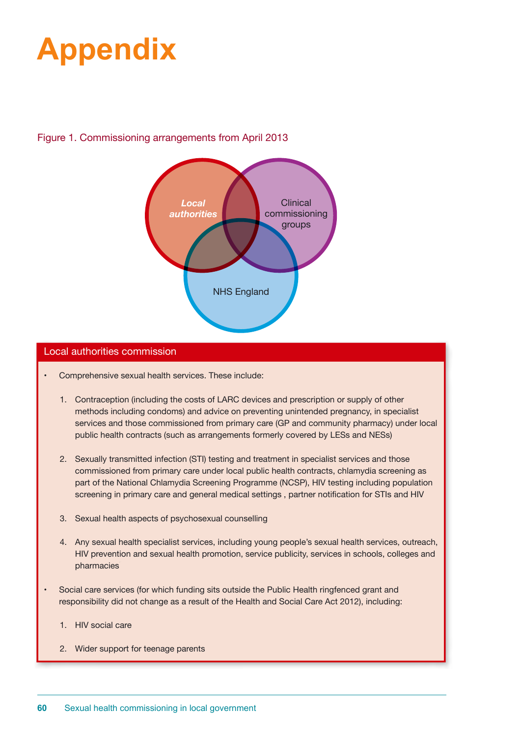# Appendix

Figure 1. Commissioning arrangements from April 2013

*Local authorities*

Clinical commissioning groups

NHS England

## Local authorities commission

- Comprehensive sexual health services. These include:

  1. Contraception (including the costs of LARC devices and prescription or supply of other methods including condoms) and advice on preventing unintended pregnancy, in specialist services and those commissioned from primary care (GP and community pharmacy) under local public health contracts (such as arrangements formerly covered by LESs and NESs)

  2. Sexually transmitted infection (STI) testing and treatment in specialist services and those commissioned from primary care under local public health contracts, chlamydia screening as part of the National Chlamydia Screening Programme (NCSP), HIV testing including population screening in primary care and general medical settings , partner notification for STIs and HIV

  3. Sexual health aspects of psychosexual counselling

  4. Any sexual health specialist services, including young people's sexual health services, outreach, HIV prevention and sexual health promotion, service publicity, services in schools, colleges and pharmacies

- Social care services (for which funding sits outside the Public Health ringfenced grant and responsibility did not change as a result of the Health and Social Care Act 2012), including:

  1. HIV social care

  2. Wider support for teenage parents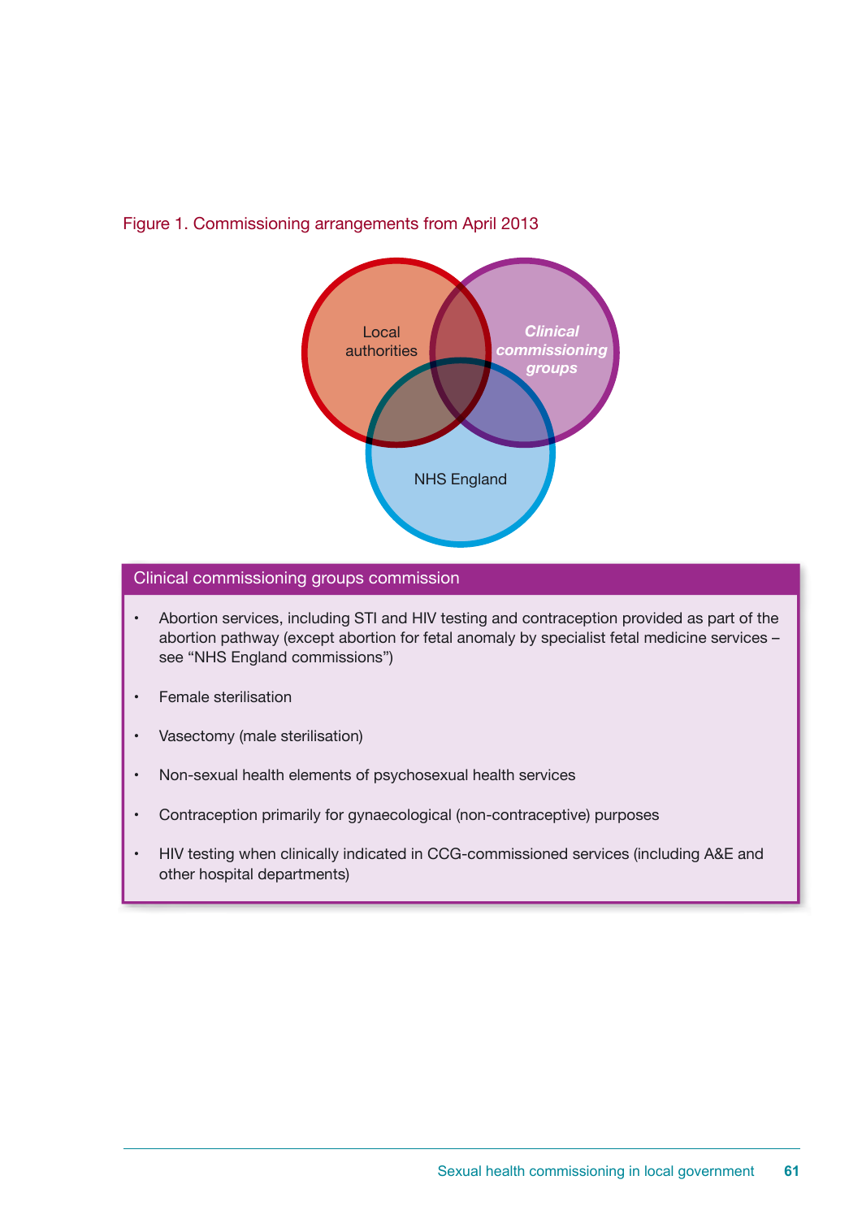Figure 1. Commissioning arrangements from April 2013

Local authorities

*Clinical commissioning groups*

NHS England

## Clinical commissioning groups commission

- Abortion services, including STI and HIV testing and contraception provided as part of the abortion pathway (except abortion for fetal anomaly by specialist fetal medicine services – see "NHS England commissions")
- Female sterilisation
- Vasectomy (male sterilisation)
- Non-sexual health elements of psychosexual health services
- Contraception primarily for gynaecological (non-contraceptive) purposes
- HIV testing when clinically indicated in CCG-commissioned services (including A&E and other hospital departments)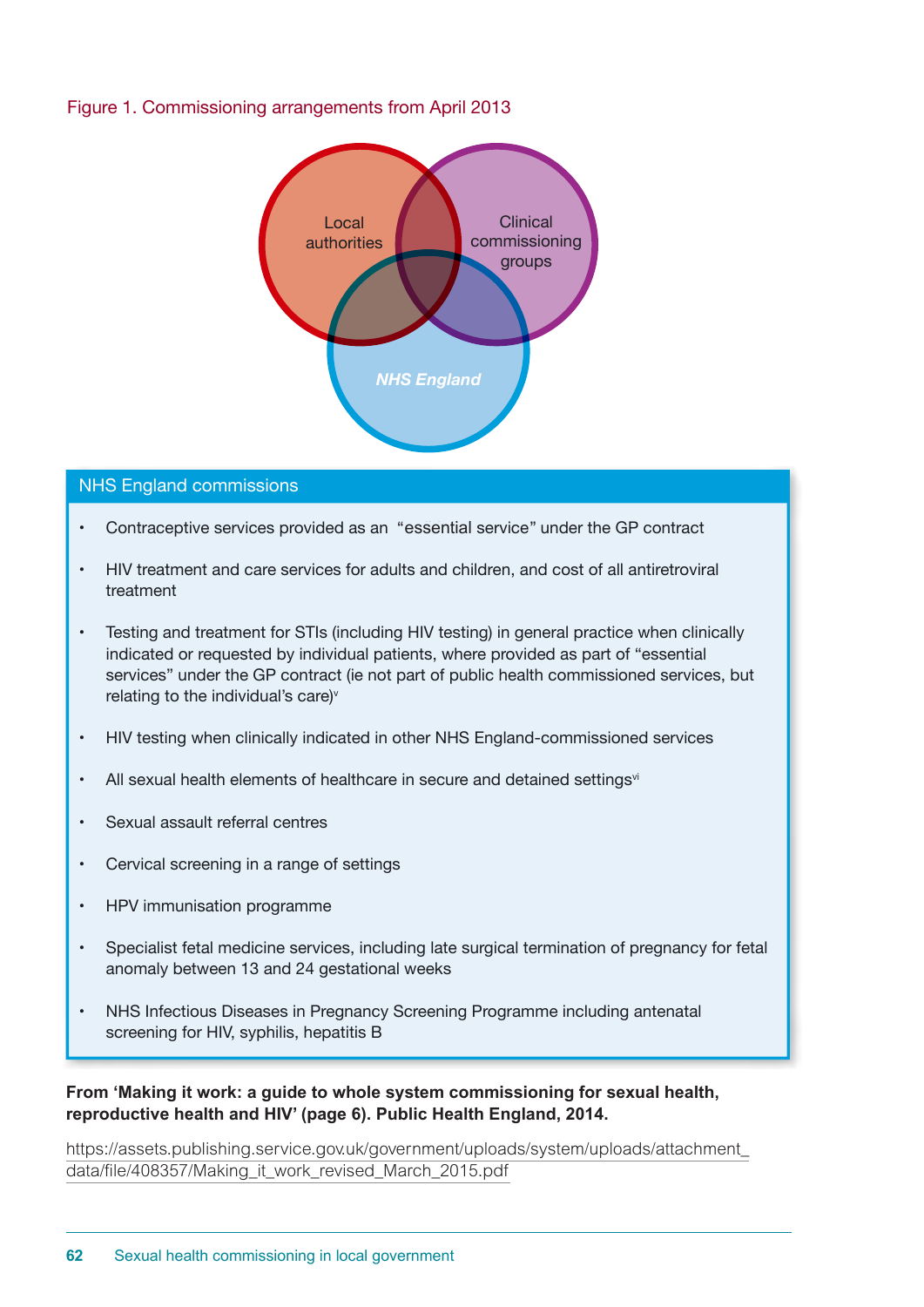Figure 1. Commissioning arrangements from April 2013

Local authorities

Clinical commissioning groups

NHS England

## NHS England commissions

- Contraceptive services provided as an "essential service" under the GP contract
- HIV treatment and care services for adults and children, and cost of all antiretroviral treatment
- Testing and treatment for STIs (including HIV testing) in general practice when clinically indicated or requested by individual patients, where provided as part of "essential services" under the GP contract (ie not part of public health commissioned services, but relating to the individual's care)[v]
- HIV testing when clinically indicated in other NHS England-commissioned services
- All sexual health elements of healthcare in secure and detained settings[vi]
- Sexual assault referral centres
- Cervical screening in a range of settings
- HPV immunisation programme
- Specialist fetal medicine services, including late surgical termination of pregnancy for fetal anomaly between 13 and 24 gestational weeks
- NHS Infectious Diseases in Pregnancy Screening Programme including antenatal screening for HIV, syphilis, hepatitis B

**From 'Making it work: a guide to whole system commissioning for sexual health, reproductive health and HIV' (page 6). Public Health England, 2014.**

https://assets.publishing.service.gov.uk/government/uploads/system/uploads/attachment_data/file/408357/Making_it_work_revised_March_2015.pdf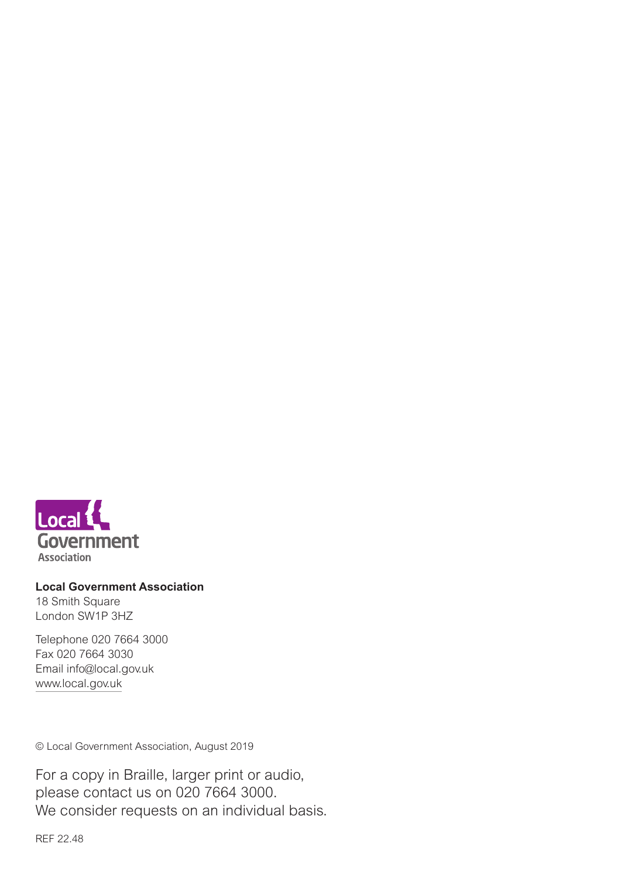Local Government Association

**Local Government Association**
18 Smith Square
London SW1P 3HZ

Telephone 020 7664 3000
Fax 020 7664 3030
Email info@local.gov.uk
www.local.gov.uk

© Local Government Association, August 2019

For a copy in Braille, larger print or audio, please contact us on 020 7664 3000. We consider requests on an individual basis.

REF 22.48